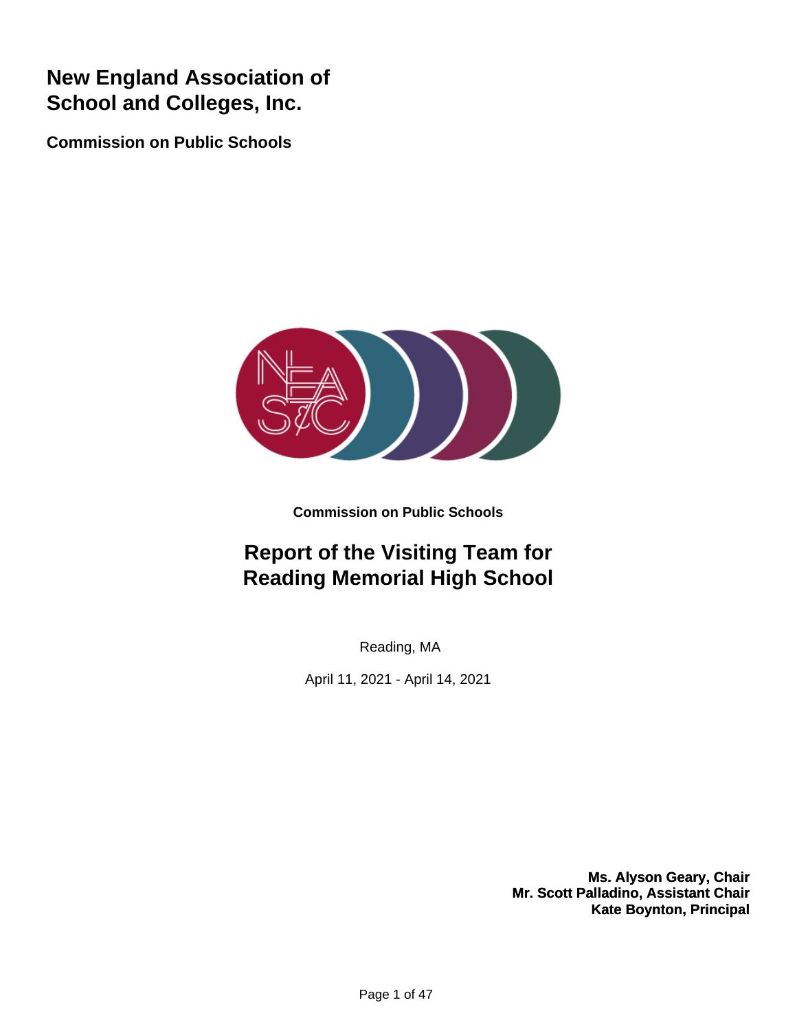# New England Association of School and Colleges, Inc.

**Commission on Public Schools**

**Commission on Public Schools**

## Report of the Visiting Team for Reading Memorial High School

Reading, MA

April 11, 2021 - April 14, 2021

**Ms. Alyson Geary, Chair**
**Mr. Scott Palladino, Assistant Chair**
**Kate Boynton, Principal**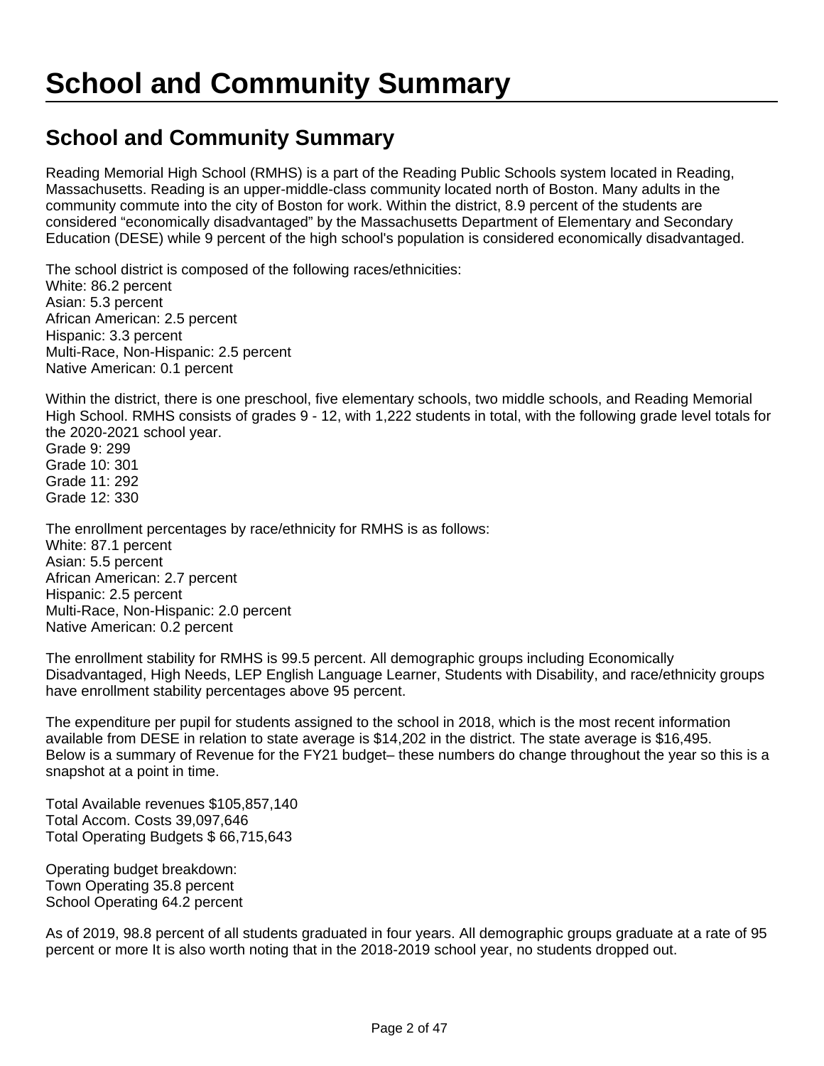# School and Community Summary

## School and Community Summary

Reading Memorial High School (RMHS) is a part of the Reading Public Schools system located in Reading, Massachusetts. Reading is an upper-middle-class community located north of Boston. Many adults in the community commute into the city of Boston for work. Within the district, 8.9 percent of the students are considered "economically disadvantaged" by the Massachusetts Department of Elementary and Secondary Education (DESE) while 9 percent of the high school's population is considered economically disadvantaged.

The school district is composed of the following races/ethnicities:
White: 86.2 percent
Asian: 5.3 percent
African American: 2.5 percent
Hispanic: 3.3 percent
Multi-Race, Non-Hispanic: 2.5 percent
Native American: 0.1 percent

Within the district, there is one preschool, five elementary schools, two middle schools, and Reading Memorial High School. RMHS consists of grades 9 - 12, with 1,222 students in total, with the following grade level totals for the 2020-2021 school year.
Grade 9: 299
Grade 10: 301
Grade 11: 292
Grade 12: 330

The enrollment percentages by race/ethnicity for RMHS is as follows:
White: 87.1 percent
Asian: 5.5 percent
African American: 2.7 percent
Hispanic: 2.5 percent
Multi-Race, Non-Hispanic: 2.0 percent
Native American: 0.2 percent

The enrollment stability for RMHS is 99.5 percent. All demographic groups including Economically Disadvantaged, High Needs, LEP English Language Learner, Students with Disability, and race/ethnicity groups have enrollment stability percentages above 95 percent.

The expenditure per pupil for students assigned to the school in 2018, which is the most recent information available from DESE in relation to state average is $14,202 in the district. The state average is $16,495.
Below is a summary of Revenue for the FY21 budget– these numbers do change throughout the year so this is a snapshot at a point in time.

Total Available revenues $105,857,140
Total Accom. Costs 39,097,646
Total Operating Budgets $ 66,715,643

Operating budget breakdown:
Town Operating 35.8 percent
School Operating 64.2 percent

As of 2019, 98.8 percent of all students graduated in four years. All demographic groups graduate at a rate of 95 percent or more It is also worth noting that in the 2018-2019 school year, no students dropped out.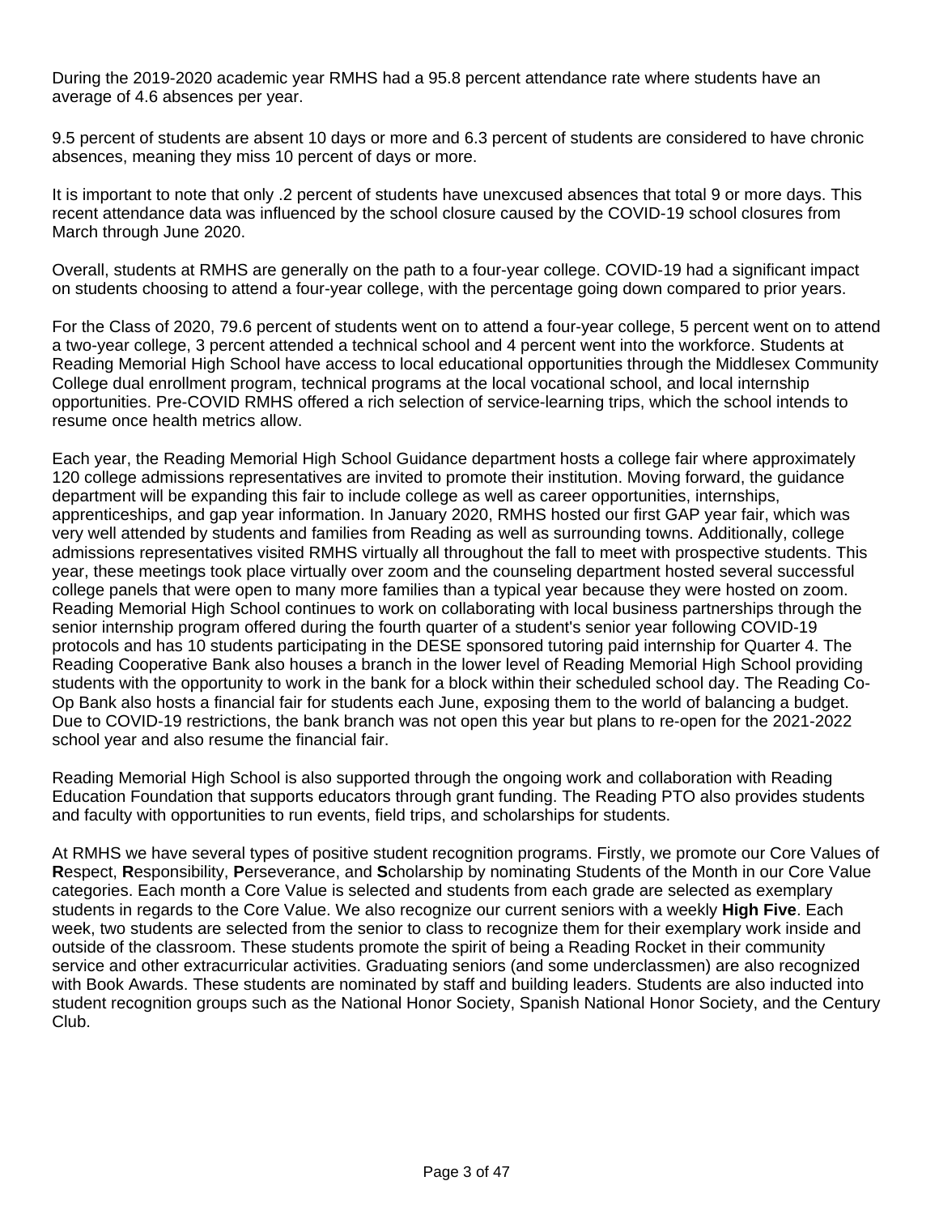During the 2019-2020 academic year RMHS had a 95.8 percent attendance rate where students have an average of 4.6 absences per year.

9.5 percent of students are absent 10 days or more and 6.3 percent of students are considered to have chronic absences, meaning they miss 10 percent of days or more.

It is important to note that only .2 percent of students have unexcused absences that total 9 or more days. This recent attendance data was influenced by the school closure caused by the COVID-19 school closures from March through June 2020.

Overall, students at RMHS are generally on the path to a four-year college. COVID-19 had a significant impact on students choosing to attend a four-year college, with the percentage going down compared to prior years.

For the Class of 2020, 79.6 percent of students went on to attend a four-year college, 5 percent went on to attend a two-year college, 3 percent attended a technical school and 4 percent went into the workforce. Students at Reading Memorial High School have access to local educational opportunities through the Middlesex Community College dual enrollment program, technical programs at the local vocational school, and local internship opportunities. Pre-COVID RMHS offered a rich selection of service-learning trips, which the school intends to resume once health metrics allow.

Each year, the Reading Memorial High School Guidance department hosts a college fair where approximately 120 college admissions representatives are invited to promote their institution. Moving forward, the guidance department will be expanding this fair to include college as well as career opportunities, internships, apprenticeships, and gap year information. In January 2020, RMHS hosted our first GAP year fair, which was very well attended by students and families from Reading as well as surrounding towns. Additionally, college admissions representatives visited RMHS virtually all throughout the fall to meet with prospective students. This year, these meetings took place virtually over zoom and the counseling department hosted several successful college panels that were open to many more families than a typical year because they were hosted on zoom. Reading Memorial High School continues to work on collaborating with local business partnerships through the senior internship program offered during the fourth quarter of a student's senior year following COVID-19 protocols and has 10 students participating in the DESE sponsored tutoring paid internship for Quarter 4. The Reading Cooperative Bank also houses a branch in the lower level of Reading Memorial High School providing students with the opportunity to work in the bank for a block within their scheduled school day. The Reading Co-Op Bank also hosts a financial fair for students each June, exposing them to the world of balancing a budget. Due to COVID-19 restrictions, the bank branch was not open this year but plans to re-open for the 2021-2022 school year and also resume the financial fair.

Reading Memorial High School is also supported through the ongoing work and collaboration with Reading Education Foundation that supports educators through grant funding. The Reading PTO also provides students and faculty with opportunities to run events, field trips, and scholarships for students.

At RMHS we have several types of positive student recognition programs. Firstly, we promote our Core Values of **R**espect, **R**esponsibility, **P**erseverance, and **S**cholarship by nominating Students of the Month in our Core Value categories. Each month a Core Value is selected and students from each grade are selected as exemplary students in regards to the Core Value. We also recognize our current seniors with a weekly **High Five**. Each week, two students are selected from the senior to class to recognize them for their exemplary work inside and outside of the classroom. These students promote the spirit of being a Reading Rocket in their community service and other extracurricular activities. Graduating seniors (and some underclassmen) are also recognized with Book Awards. These students are nominated by staff and building leaders. Students are also inducted into student recognition groups such as the National Honor Society, Spanish National Honor Society, and the Century Club.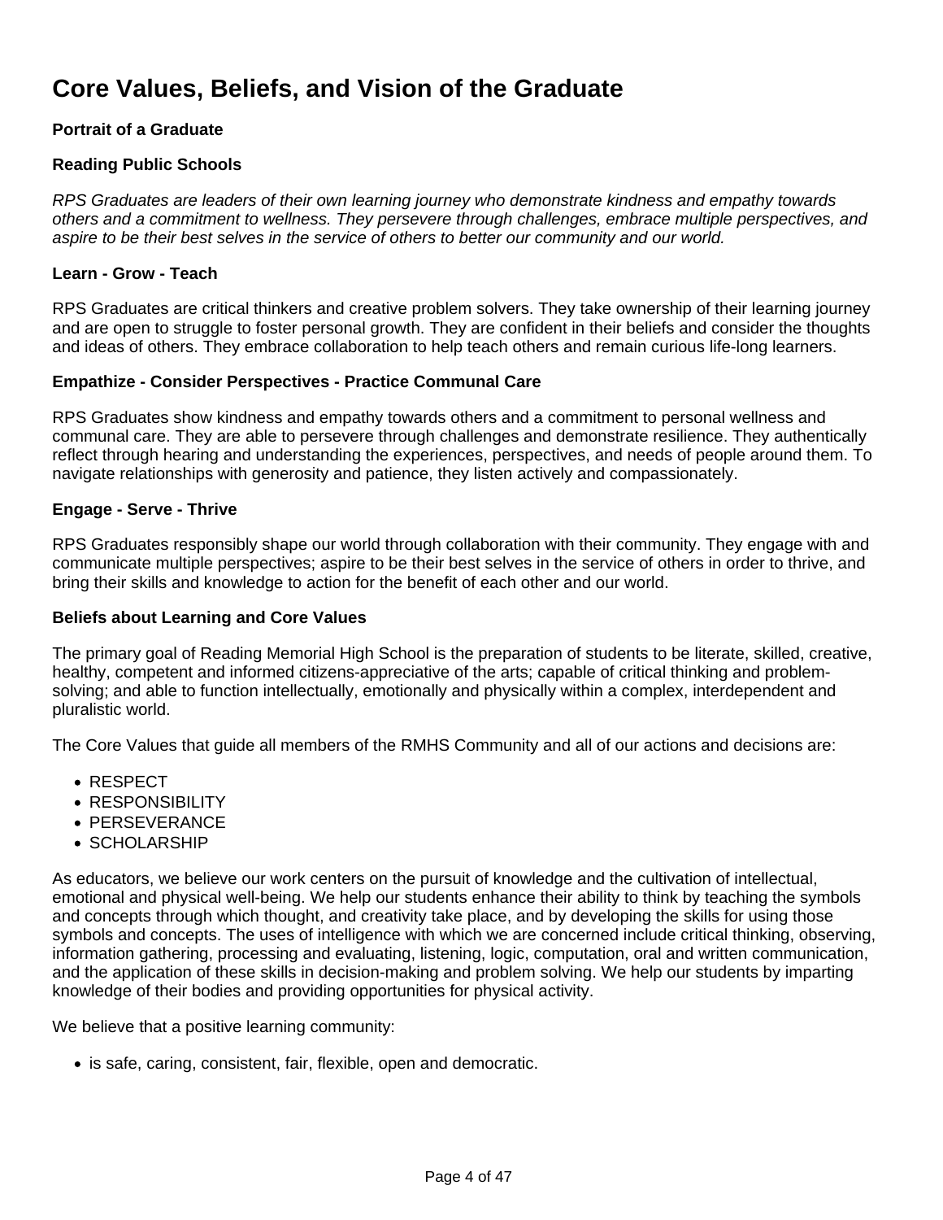# Core Values, Beliefs, and Vision of the Graduate

**Portrait of a Graduate**

**Reading Public Schools**

*RPS Graduates are leaders of their own learning journey who demonstrate kindness and empathy towards others and a commitment to wellness. They persevere through challenges, embrace multiple perspectives, and aspire to be their best selves in the service of others to better our community and our world.*

**Learn - Grow - Teach**

RPS Graduates are critical thinkers and creative problem solvers. They take ownership of their learning journey and are open to struggle to foster personal growth. They are confident in their beliefs and consider the thoughts and ideas of others. They embrace collaboration to help teach others and remain curious life-long learners.

**Empathize - Consider Perspectives - Practice Communal Care**

RPS Graduates show kindness and empathy towards others and a commitment to personal wellness and communal care. They are able to persevere through challenges and demonstrate resilience. They authentically reflect through hearing and understanding the experiences, perspectives, and needs of people around them. To navigate relationships with generosity and patience, they listen actively and compassionately.

**Engage - Serve - Thrive**

RPS Graduates responsibly shape our world through collaboration with their community. They engage with and communicate multiple perspectives; aspire to be their best selves in the service of others in order to thrive, and bring their skills and knowledge to action for the benefit of each other and our world.

**Beliefs about Learning and Core Values**

The primary goal of Reading Memorial High School is the preparation of students to be literate, skilled, creative, healthy, competent and informed citizens-appreciative of the arts; capable of critical thinking and problem-solving; and able to function intellectually, emotionally and physically within a complex, interdependent and pluralistic world.

The Core Values that guide all members of the RMHS Community and all of our actions and decisions are:

- RESPECT
- RESPONSIBILITY
- PERSEVERANCE
- SCHOLARSHIP

As educators, we believe our work centers on the pursuit of knowledge and the cultivation of intellectual, emotional and physical well-being. We help our students enhance their ability to think by teaching the symbols and concepts through which thought, and creativity take place, and by developing the skills for using those symbols and concepts. The uses of intelligence with which we are concerned include critical thinking, observing, information gathering, processing and evaluating, listening, logic, computation, oral and written communication, and the application of these skills in decision-making and problem solving. We help our students by imparting knowledge of their bodies and providing opportunities for physical activity.

We believe that a positive learning community:

- is safe, caring, consistent, fair, flexible, open and democratic.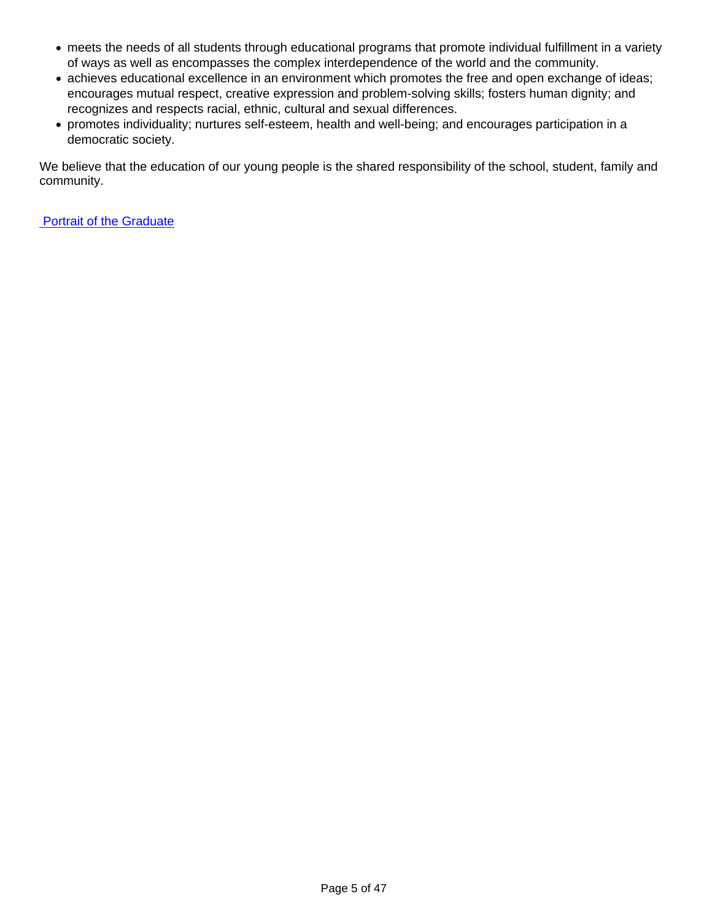- meets the needs of all students through educational programs that promote individual fulfillment in a variety of ways as well as encompasses the complex interdependence of the world and the community.
- achieves educational excellence in an environment which promotes the free and open exchange of ideas; encourages mutual respect, creative expression and problem-solving skills; fosters human dignity; and recognizes and respects racial, ethnic, cultural and sexual differences.
- promotes individuality; nurtures self-esteem, health and well-being; and encourages participation in a democratic society.

We believe that the education of our young people is the shared responsibility of the school, student, family and community.

Portrait of the Graduate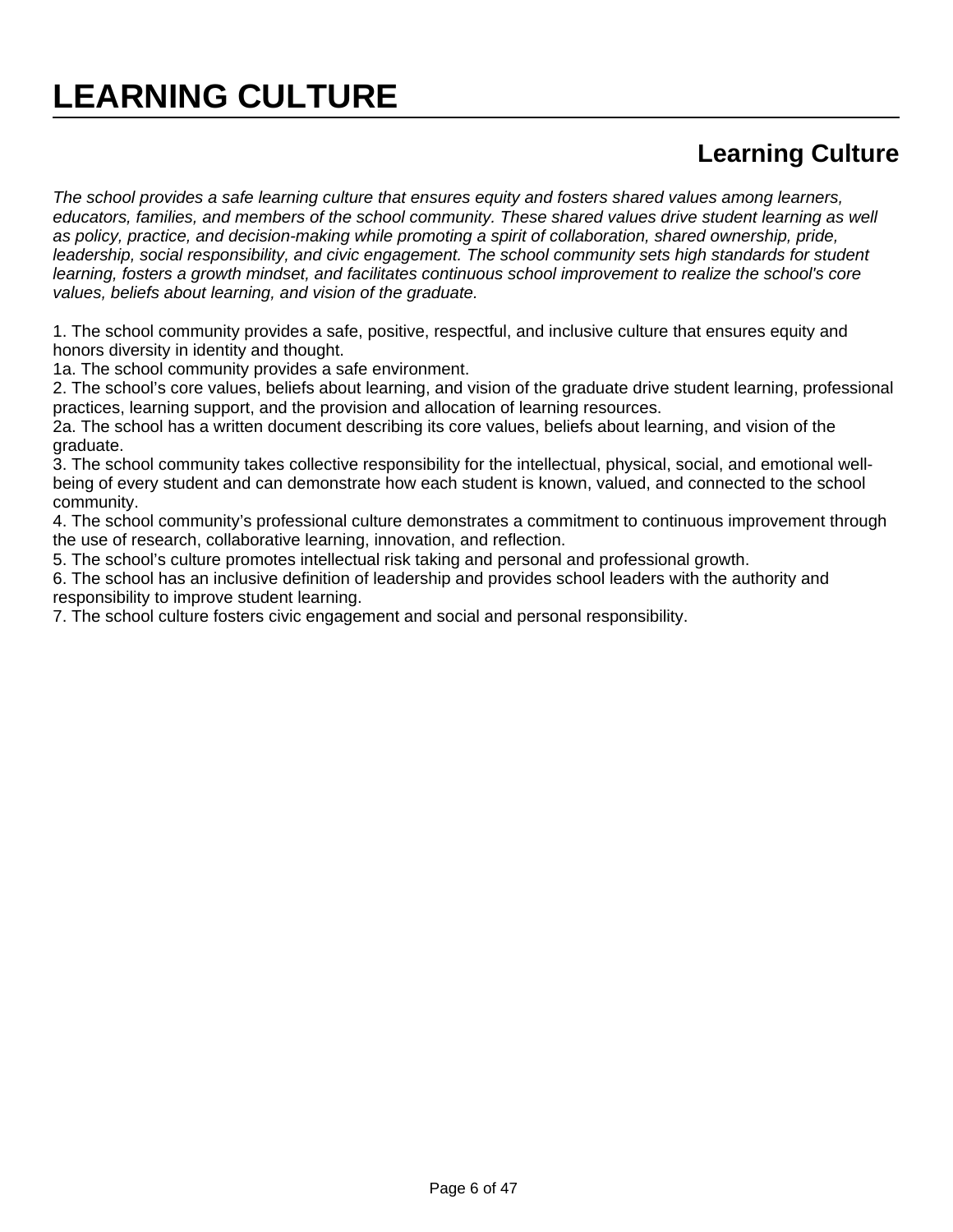# LEARNING CULTURE

## Learning Culture

*The school provides a safe learning culture that ensures equity and fosters shared values among learners, educators, families, and members of the school community. These shared values drive student learning as well as policy, practice, and decision-making while promoting a spirit of collaboration, shared ownership, pride, leadership, social responsibility, and civic engagement. The school community sets high standards for student learning, fosters a growth mindset, and facilitates continuous school improvement to realize the school's core values, beliefs about learning, and vision of the graduate.*

1. The school community provides a safe, positive, respectful, and inclusive culture that ensures equity and honors diversity in identity and thought.
1a. The school community provides a safe environment.
2. The school's core values, beliefs about learning, and vision of the graduate drive student learning, professional practices, learning support, and the provision and allocation of learning resources.
2a. The school has a written document describing its core values, beliefs about learning, and vision of the graduate.
3. The school community takes collective responsibility for the intellectual, physical, social, and emotional well-being of every student and can demonstrate how each student is known, valued, and connected to the school community.
4. The school community's professional culture demonstrates a commitment to continuous improvement through the use of research, collaborative learning, innovation, and reflection.
5. The school's culture promotes intellectual risk taking and personal and professional growth.
6. The school has an inclusive definition of leadership and provides school leaders with the authority and responsibility to improve student learning.
7. The school culture fosters civic engagement and social and personal responsibility.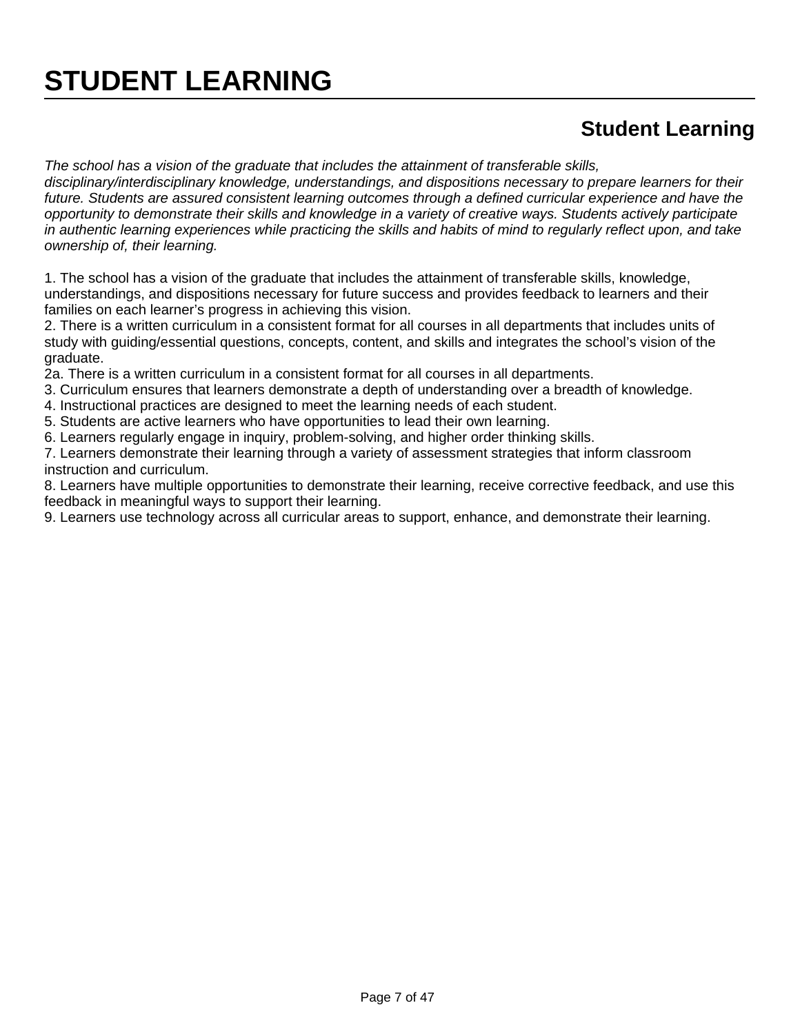# STUDENT LEARNING

## Student Learning

*The school has a vision of the graduate that includes the attainment of transferable skills, disciplinary/interdisciplinary knowledge, understandings, and dispositions necessary to prepare learners for their future. Students are assured consistent learning outcomes through a defined curricular experience and have the opportunity to demonstrate their skills and knowledge in a variety of creative ways. Students actively participate in authentic learning experiences while practicing the skills and habits of mind to regularly reflect upon, and take ownership of, their learning.*

1. The school has a vision of the graduate that includes the attainment of transferable skills, knowledge, understandings, and dispositions necessary for future success and provides feedback to learners and their families on each learner's progress in achieving this vision.
2. There is a written curriculum in a consistent format for all courses in all departments that includes units of study with guiding/essential questions, concepts, content, and skills and integrates the school's vision of the graduate.

2a. There is a written curriculum in a consistent format for all courses in all departments.

3. Curriculum ensures that learners demonstrate a depth of understanding over a breadth of knowledge.
4. Instructional practices are designed to meet the learning needs of each student.
5. Students are active learners who have opportunities to lead their own learning.
6. Learners regularly engage in inquiry, problem-solving, and higher order thinking skills.
7. Learners demonstrate their learning through a variety of assessment strategies that inform classroom instruction and curriculum.
8. Learners have multiple opportunities to demonstrate their learning, receive corrective feedback, and use this feedback in meaningful ways to support their learning.
9. Learners use technology across all curricular areas to support, enhance, and demonstrate their learning.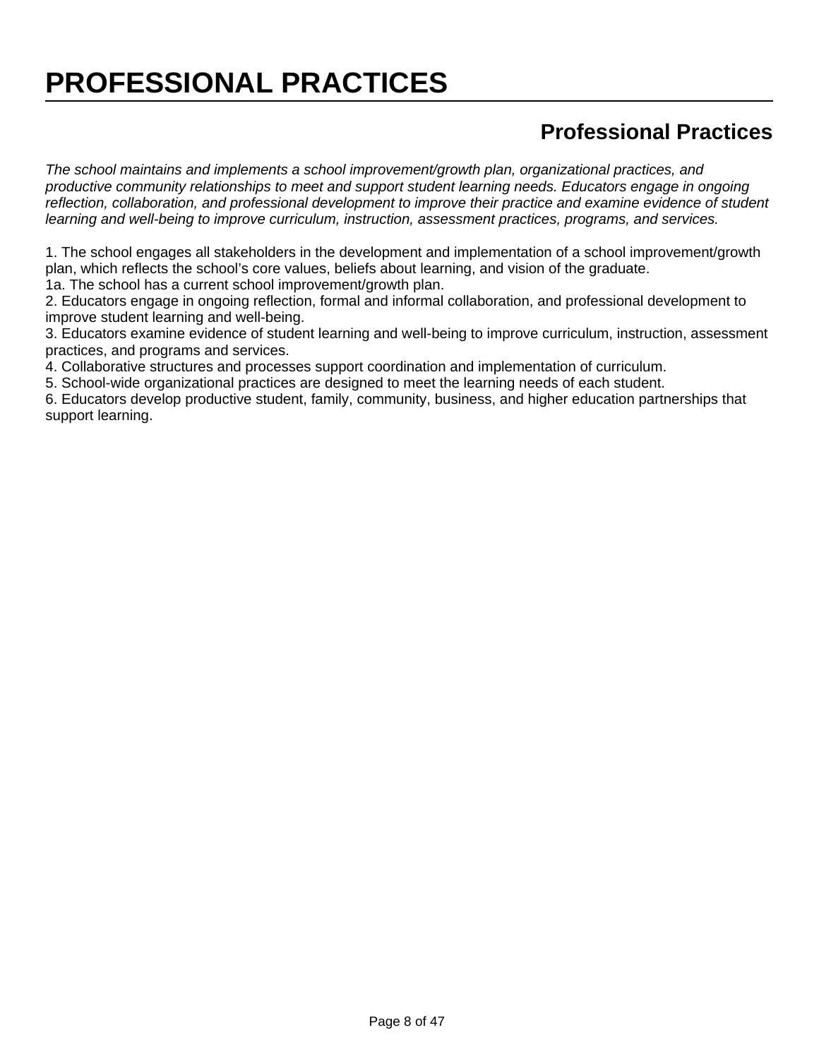# PROFESSIONAL PRACTICES

## Professional Practices

*The school maintains and implements a school improvement/growth plan, organizational practices, and productive community relationships to meet and support student learning needs. Educators engage in ongoing reflection, collaboration, and professional development to improve their practice and examine evidence of student learning and well-being to improve curriculum, instruction, assessment practices, programs, and services.*

1. The school engages all stakeholders in the development and implementation of a school improvement/growth plan, which reflects the school's core values, beliefs about learning, and vision of the graduate.
1a. The school has a current school improvement/growth plan.
2. Educators engage in ongoing reflection, formal and informal collaboration, and professional development to improve student learning and well-being.
3. Educators examine evidence of student learning and well-being to improve curriculum, instruction, assessment practices, and programs and services.
4. Collaborative structures and processes support coordination and implementation of curriculum.
5. School-wide organizational practices are designed to meet the learning needs of each student.
6. Educators develop productive student, family, community, business, and higher education partnerships that support learning.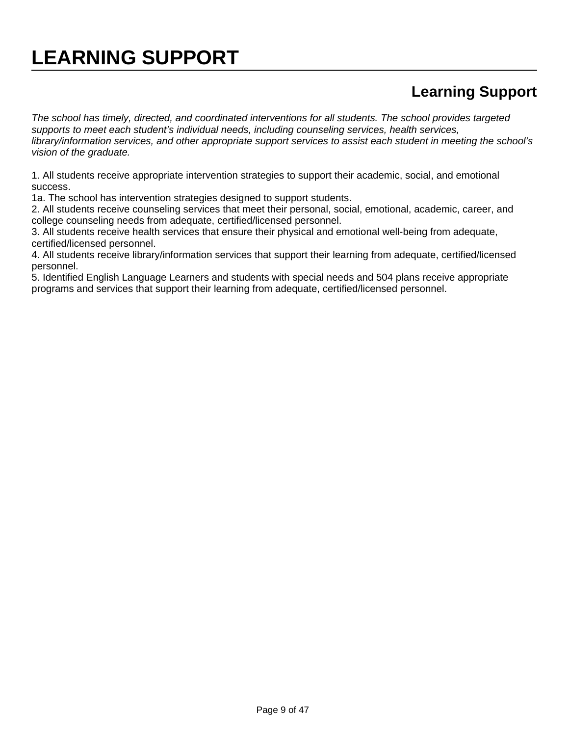# LEARNING SUPPORT

## Learning Support

*The school has timely, directed, and coordinated interventions for all students. The school provides targeted supports to meet each student's individual needs, including counseling services, health services, library/information services, and other appropriate support services to assist each student in meeting the school's vision of the graduate.*

1. All students receive appropriate intervention strategies to support their academic, social, and emotional success.
1a. The school has intervention strategies designed to support students.
2. All students receive counseling services that meet their personal, social, emotional, academic, career, and college counseling needs from adequate, certified/licensed personnel.
3. All students receive health services that ensure their physical and emotional well-being from adequate, certified/licensed personnel.
4. All students receive library/information services that support their learning from adequate, certified/licensed personnel.
5. Identified English Language Learners and students with special needs and 504 plans receive appropriate programs and services that support their learning from adequate, certified/licensed personnel.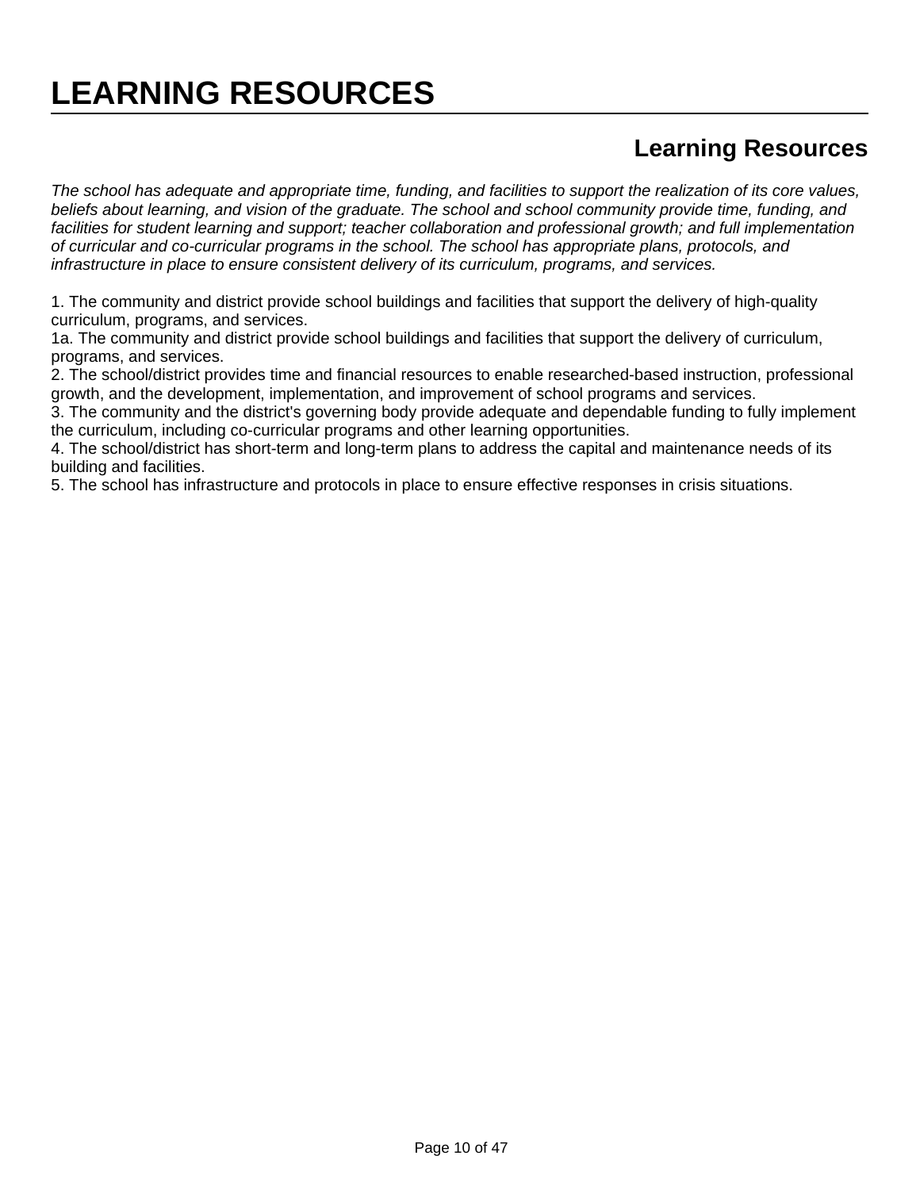# LEARNING RESOURCES

## Learning Resources

*The school has adequate and appropriate time, funding, and facilities to support the realization of its core values, beliefs about learning, and vision of the graduate. The school and school community provide time, funding, and facilities for student learning and support; teacher collaboration and professional growth; and full implementation of curricular and co-curricular programs in the school. The school has appropriate plans, protocols, and infrastructure in place to ensure consistent delivery of its curriculum, programs, and services.*

1. The community and district provide school buildings and facilities that support the delivery of high-quality curriculum, programs, and services.
1a. The community and district provide school buildings and facilities that support the delivery of curriculum, programs, and services.
2. The school/district provides time and financial resources to enable researched-based instruction, professional growth, and the development, implementation, and improvement of school programs and services.
3. The community and the district's governing body provide adequate and dependable funding to fully implement the curriculum, including co-curricular programs and other learning opportunities.
4. The school/district has short-term and long-term plans to address the capital and maintenance needs of its building and facilities.
5. The school has infrastructure and protocols in place to ensure effective responses in crisis situations.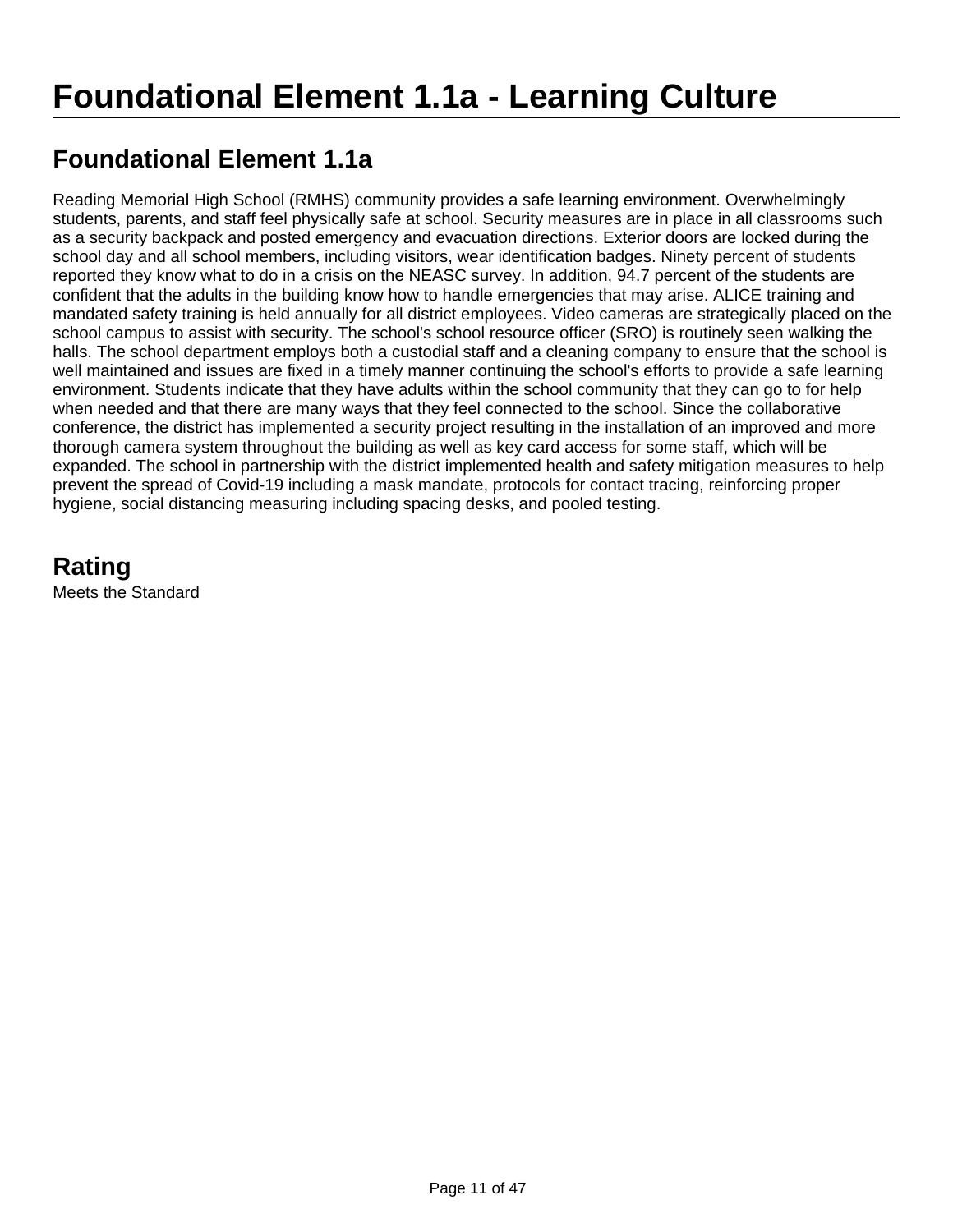# Foundational Element 1.1a - Learning Culture

## Foundational Element 1.1a

Reading Memorial High School (RMHS) community provides a safe learning environment. Overwhelmingly students, parents, and staff feel physically safe at school. Security measures are in place in all classrooms such as a security backpack and posted emergency and evacuation directions. Exterior doors are locked during the school day and all school members, including visitors, wear identification badges. Ninety percent of students reported they know what to do in a crisis on the NEASC survey. In addition, 94.7 percent of the students are confident that the adults in the building know how to handle emergencies that may arise. ALICE training and mandated safety training is held annually for all district employees. Video cameras are strategically placed on the school campus to assist with security. The school's school resource officer (SRO) is routinely seen walking the halls. The school department employs both a custodial staff and a cleaning company to ensure that the school is well maintained and issues are fixed in a timely manner continuing the school's efforts to provide a safe learning environment. Students indicate that they have adults within the school community that they can go to for help when needed and that there are many ways that they feel connected to the school. Since the collaborative conference, the district has implemented a security project resulting in the installation of an improved and more thorough camera system throughout the building as well as key card access for some staff, which will be expanded. The school in partnership with the district implemented health and safety mitigation measures to help prevent the spread of Covid-19 including a mask mandate, protocols for contact tracing, reinforcing proper hygiene, social distancing measuring including spacing desks, and pooled testing.

## Rating

Meets the Standard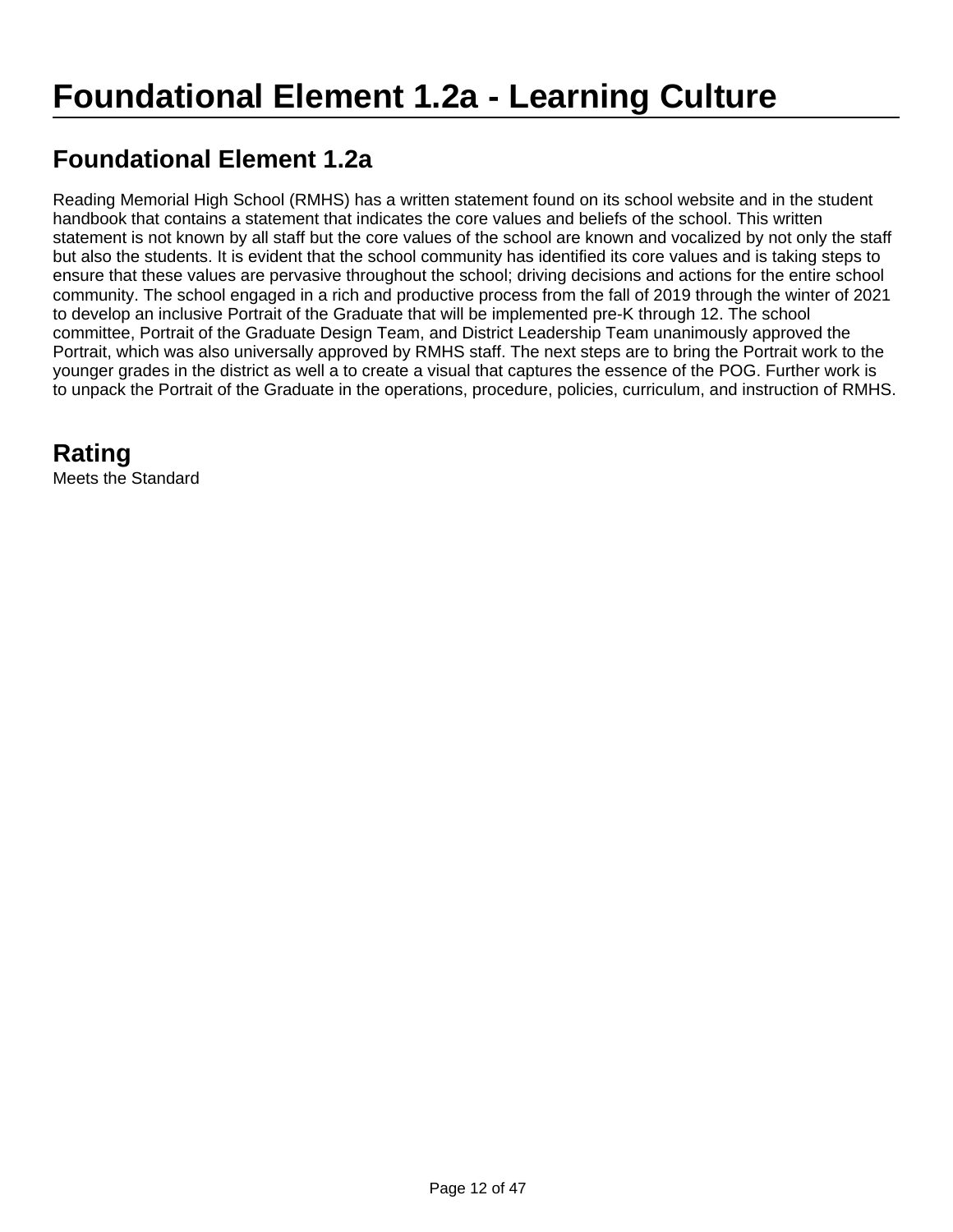# Foundational Element 1.2a - Learning Culture

## Foundational Element 1.2a

Reading Memorial High School (RMHS) has a written statement found on its school website and in the student handbook that contains a statement that indicates the core values and beliefs of the school. This written statement is not known by all staff but the core values of the school are known and vocalized by not only the staff but also the students. It is evident that the school community has identified its core values and is taking steps to ensure that these values are pervasive throughout the school; driving decisions and actions for the entire school community. The school engaged in a rich and productive process from the fall of 2019 through the winter of 2021 to develop an inclusive Portrait of the Graduate that will be implemented pre-K through 12. The school committee, Portrait of the Graduate Design Team, and District Leadership Team unanimously approved the Portrait, which was also universally approved by RMHS staff. The next steps are to bring the Portrait work to the younger grades in the district as well a to create a visual that captures the essence of the POG. Further work is to unpack the Portrait of the Graduate in the operations, procedure, policies, curriculum, and instruction of RMHS.

## Rating

Meets the Standard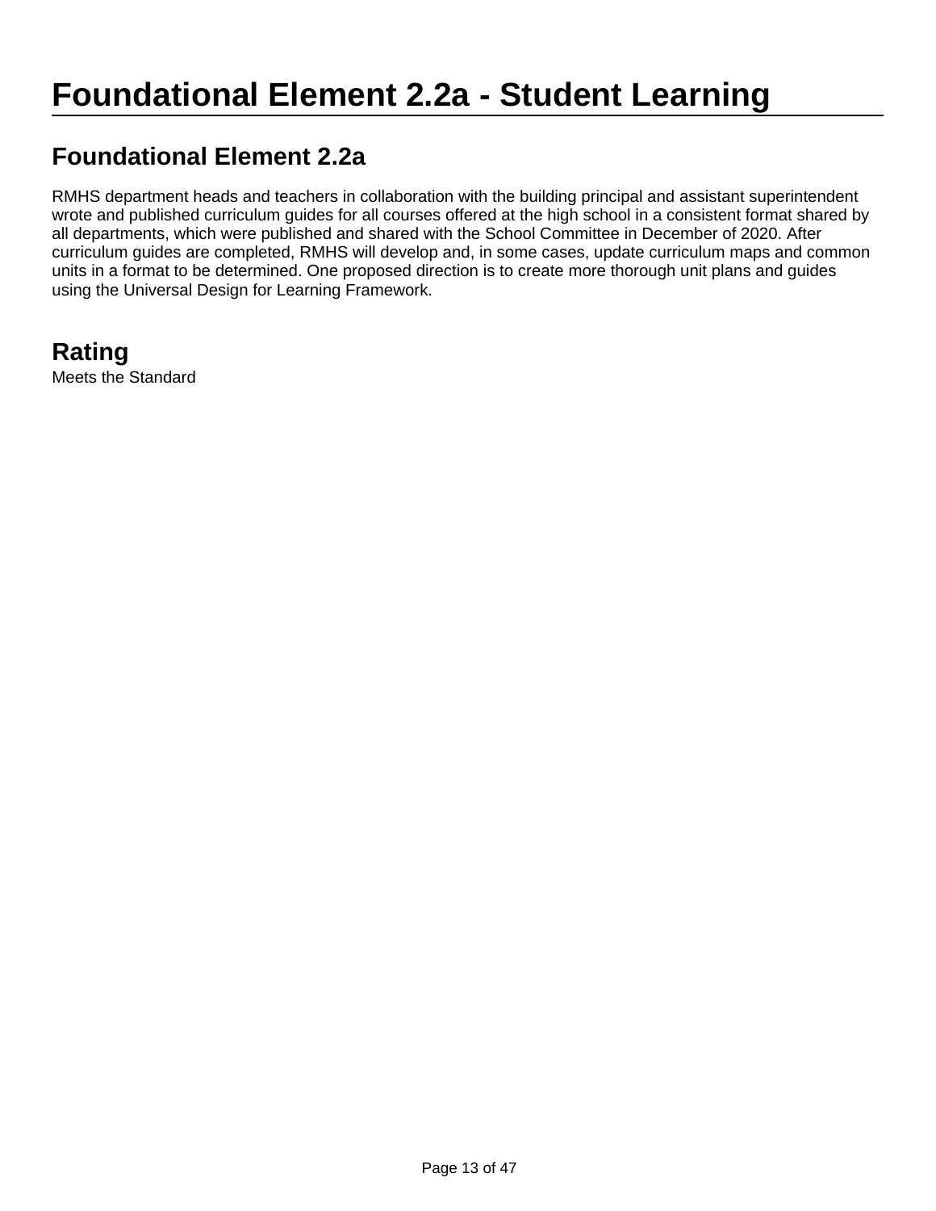# Foundational Element 2.2a - Student Learning

## Foundational Element 2.2a

RMHS department heads and teachers in collaboration with the building principal and assistant superintendent wrote and published curriculum guides for all courses offered at the high school in a consistent format shared by all departments, which were published and shared with the School Committee in December of 2020. After curriculum guides are completed, RMHS will develop and, in some cases, update curriculum maps and common units in a format to be determined. One proposed direction is to create more thorough unit plans and guides using the Universal Design for Learning Framework.

## Rating

Meets the Standard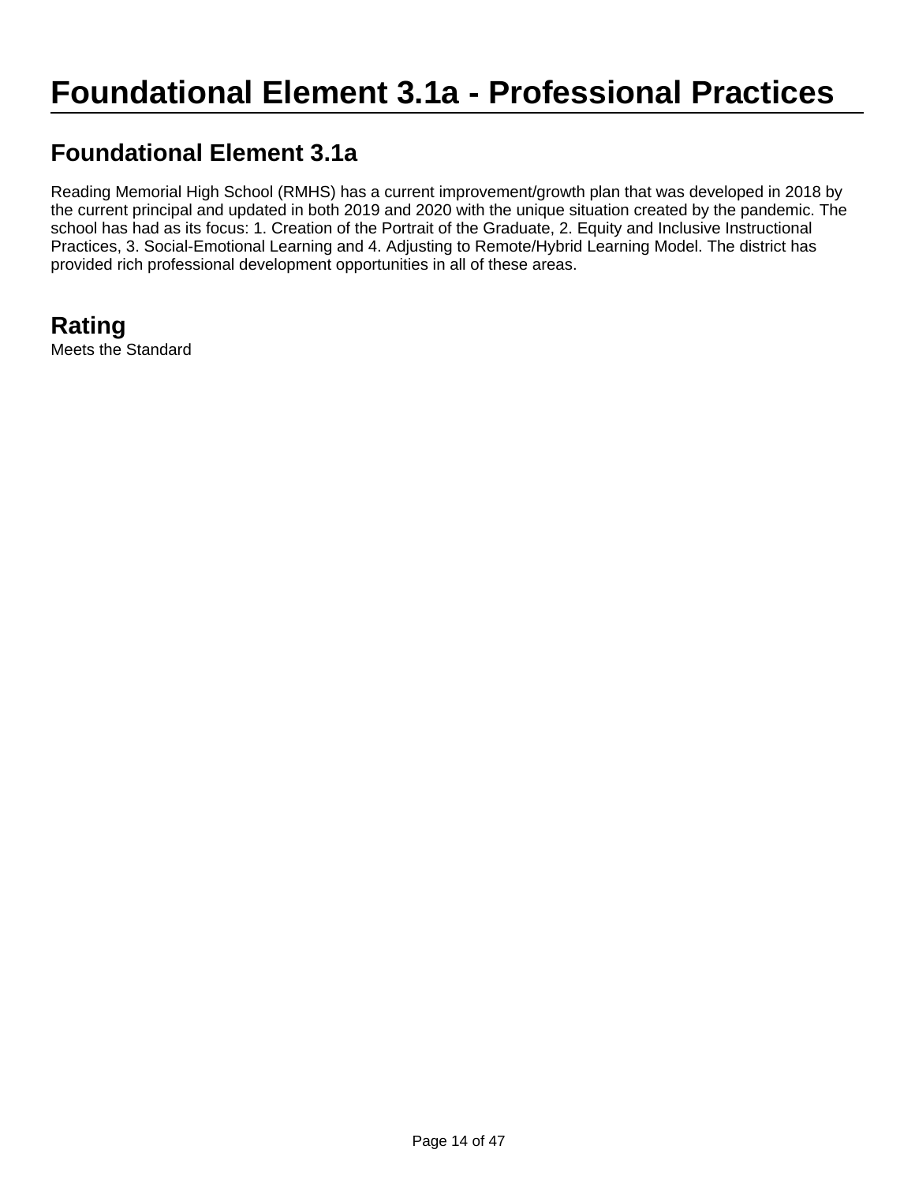# Foundational Element 3.1a - Professional Practices

## Foundational Element 3.1a

Reading Memorial High School (RMHS) has a current improvement/growth plan that was developed in 2018 by the current principal and updated in both 2019 and 2020 with the unique situation created by the pandemic. The school has had as its focus: 1. Creation of the Portrait of the Graduate, 2. Equity and Inclusive Instructional Practices, 3. Social-Emotional Learning and 4. Adjusting to Remote/Hybrid Learning Model. The district has provided rich professional development opportunities in all of these areas.

## Rating

Meets the Standard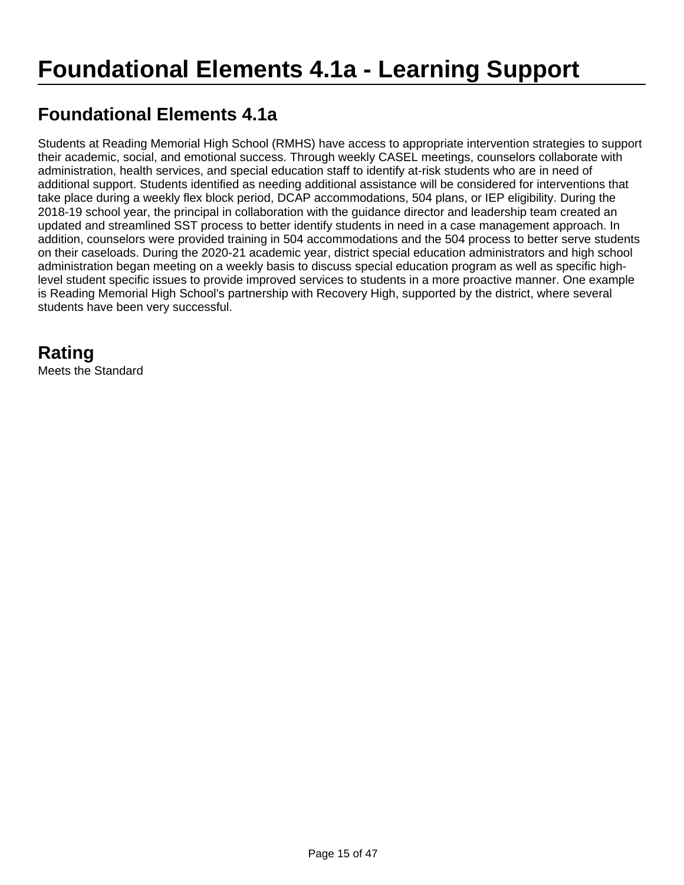# Foundational Elements 4.1a - Learning Support

## Foundational Elements 4.1a

Students at Reading Memorial High School (RMHS) have access to appropriate intervention strategies to support their academic, social, and emotional success. Through weekly CASEL meetings, counselors collaborate with administration, health services, and special education staff to identify at-risk students who are in need of additional support. Students identified as needing additional assistance will be considered for interventions that take place during a weekly flex block period, DCAP accommodations, 504 plans, or IEP eligibility. During the 2018-19 school year, the principal in collaboration with the guidance director and leadership team created an updated and streamlined SST process to better identify students in need in a case management approach. In addition, counselors were provided training in 504 accommodations and the 504 process to better serve students on their caseloads. During the 2020-21 academic year, district special education administrators and high school administration began meeting on a weekly basis to discuss special education program as well as specific high-level student specific issues to provide improved services to students in a more proactive manner. One example is Reading Memorial High School's partnership with Recovery High, supported by the district, where several students have been very successful.

## Rating

Meets the Standard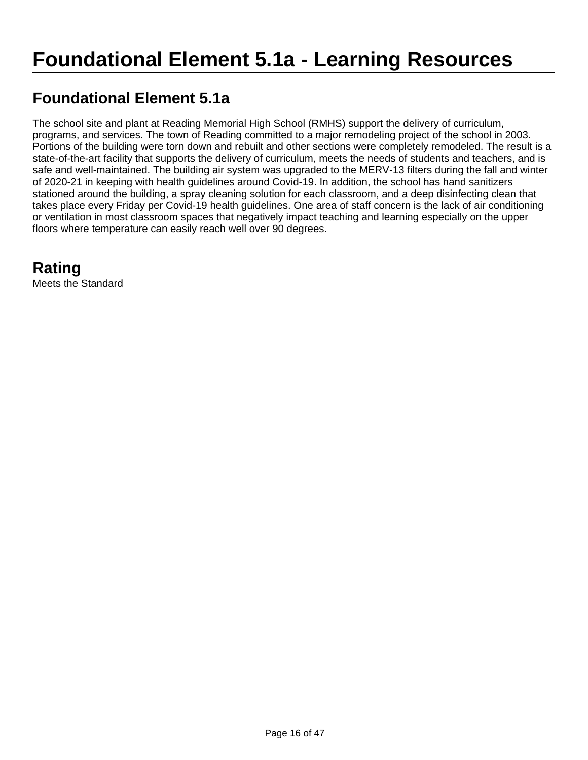# Foundational Element 5.1a - Learning Resources

## Foundational Element 5.1a

The school site and plant at Reading Memorial High School (RMHS) support the delivery of curriculum, programs, and services. The town of Reading committed to a major remodeling project of the school in 2003. Portions of the building were torn down and rebuilt and other sections were completely remodeled. The result is a state-of-the-art facility that supports the delivery of curriculum, meets the needs of students and teachers, and is safe and well-maintained. The building air system was upgraded to the MERV-13 filters during the fall and winter of 2020-21 in keeping with health guidelines around Covid-19. In addition, the school has hand sanitizers stationed around the building, a spray cleaning solution for each classroom, and a deep disinfecting clean that takes place every Friday per Covid-19 health guidelines. One area of staff concern is the lack of air conditioning or ventilation in most classroom spaces that negatively impact teaching and learning especially on the upper floors where temperature can easily reach well over 90 degrees.

## Rating

Meets the Standard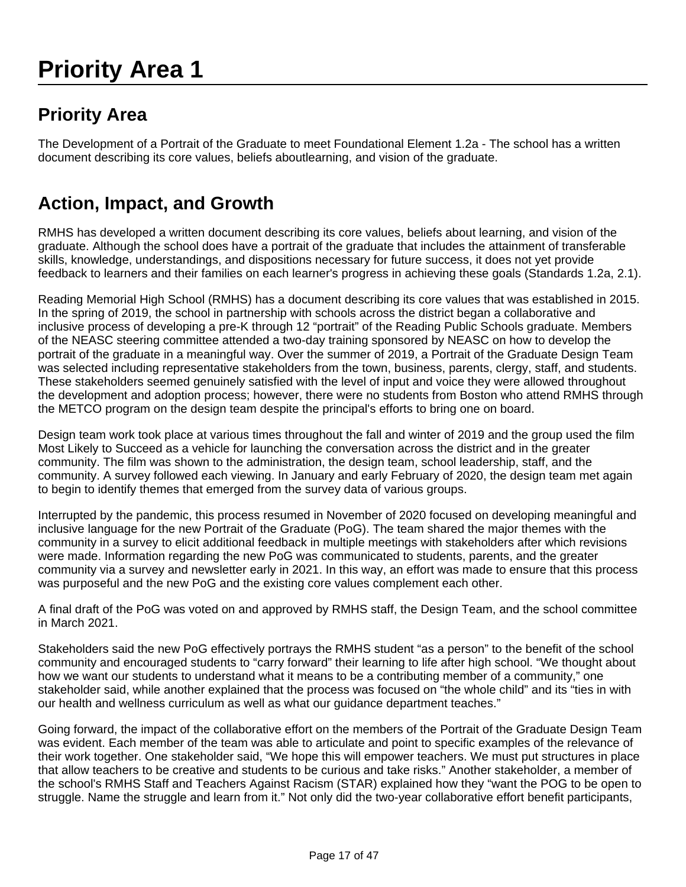# Priority Area 1

## Priority Area

The Development of a Portrait of the Graduate to meet Foundational Element 1.2a - The school has a written document describing its core values, beliefs aboutlearning, and vision of the graduate.

## Action, Impact, and Growth

RMHS has developed a written document describing its core values, beliefs about learning, and vision of the graduate. Although the school does have a portrait of the graduate that includes the attainment of transferable skills, knowledge, understandings, and dispositions necessary for future success, it does not yet provide feedback to learners and their families on each learner's progress in achieving these goals (Standards 1.2a, 2.1).

Reading Memorial High School (RMHS) has a document describing its core values that was established in 2015. In the spring of 2019, the school in partnership with schools across the district began a collaborative and inclusive process of developing a pre-K through 12 "portrait" of the Reading Public Schools graduate. Members of the NEASC steering committee attended a two-day training sponsored by NEASC on how to develop the portrait of the graduate in a meaningful way. Over the summer of 2019, a Portrait of the Graduate Design Team was selected including representative stakeholders from the town, business, parents, clergy, staff, and students. These stakeholders seemed genuinely satisfied with the level of input and voice they were allowed throughout the development and adoption process; however, there were no students from Boston who attend RMHS through the METCO program on the design team despite the principal's efforts to bring one on board.

Design team work took place at various times throughout the fall and winter of 2019 and the group used the film Most Likely to Succeed as a vehicle for launching the conversation across the district and in the greater community. The film was shown to the administration, the design team, school leadership, staff, and the community. A survey followed each viewing. In January and early February of 2020, the design team met again to begin to identify themes that emerged from the survey data of various groups.

Interrupted by the pandemic, this process resumed in November of 2020 focused on developing meaningful and inclusive language for the new Portrait of the Graduate (PoG). The team shared the major themes with the community in a survey to elicit additional feedback in multiple meetings with stakeholders after which revisions were made. Information regarding the new PoG was communicated to students, parents, and the greater community via a survey and newsletter early in 2021. In this way, an effort was made to ensure that this process was purposeful and the new PoG and the existing core values complement each other.

A final draft of the PoG was voted on and approved by RMHS staff, the Design Team, and the school committee in March 2021.

Stakeholders said the new PoG effectively portrays the RMHS student "as a person" to the benefit of the school community and encouraged students to "carry forward" their learning to life after high school. "We thought about how we want our students to understand what it means to be a contributing member of a community," one stakeholder said, while another explained that the process was focused on "the whole child" and its "ties in with our health and wellness curriculum as well as what our guidance department teaches."

Going forward, the impact of the collaborative effort on the members of the Portrait of the Graduate Design Team was evident. Each member of the team was able to articulate and point to specific examples of the relevance of their work together. One stakeholder said, "We hope this will empower teachers. We must put structures in place that allow teachers to be creative and students to be curious and take risks." Another stakeholder, a member of the school's RMHS Staff and Teachers Against Racism (STAR) explained how they "want the POG to be open to struggle. Name the struggle and learn from it." Not only did the two-year collaborative effort benefit participants,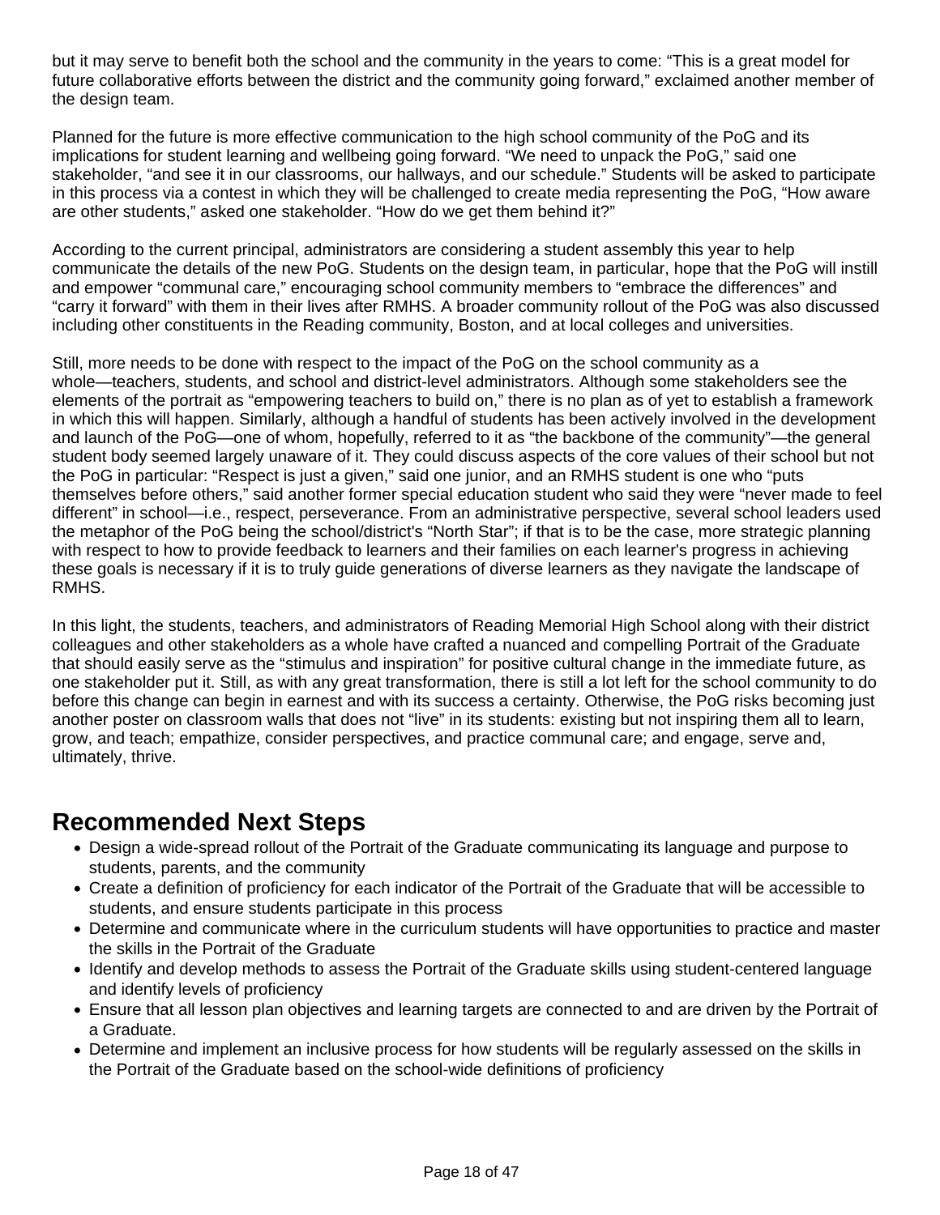but it may serve to benefit both the school and the community in the years to come: "This is a great model for future collaborative efforts between the district and the community going forward," exclaimed another member of the design team.

Planned for the future is more effective communication to the high school community of the PoG and its implications for student learning and wellbeing going forward. "We need to unpack the PoG," said one stakeholder, "and see it in our classrooms, our hallways, and our schedule." Students will be asked to participate in this process via a contest in which they will be challenged to create media representing the PoG, "How aware are other students," asked one stakeholder. "How do we get them behind it?"

According to the current principal, administrators are considering a student assembly this year to help communicate the details of the new PoG. Students on the design team, in particular, hope that the PoG will instill and empower "communal care," encouraging school community members to "embrace the differences" and "carry it forward" with them in their lives after RMHS. A broader community rollout of the PoG was also discussed including other constituents in the Reading community, Boston, and at local colleges and universities.

Still, more needs to be done with respect to the impact of the PoG on the school community as a whole—teachers, students, and school and district-level administrators. Although some stakeholders see the elements of the portrait as "empowering teachers to build on," there is no plan as of yet to establish a framework in which this will happen. Similarly, although a handful of students has been actively involved in the development and launch of the PoG—one of whom, hopefully, referred to it as "the backbone of the community"—the general student body seemed largely unaware of it. They could discuss aspects of the core values of their school but not the PoG in particular: "Respect is just a given," said one junior, and an RMHS student is one who "puts themselves before others," said another former special education student who said they were "never made to feel different" in school—i.e., respect, perseverance. From an administrative perspective, several school leaders used the metaphor of the PoG being the school/district's "North Star"; if that is to be the case, more strategic planning with respect to how to provide feedback to learners and their families on each learner's progress in achieving these goals is necessary if it is to truly guide generations of diverse learners as they navigate the landscape of RMHS.

In this light, the students, teachers, and administrators of Reading Memorial High School along with their district colleagues and other stakeholders as a whole have crafted a nuanced and compelling Portrait of the Graduate that should easily serve as the "stimulus and inspiration" for positive cultural change in the immediate future, as one stakeholder put it. Still, as with any great transformation, there is still a lot left for the school community to do before this change can begin in earnest and with its success a certainty. Otherwise, the PoG risks becoming just another poster on classroom walls that does not "live" in its students: existing but not inspiring them all to learn, grow, and teach; empathize, consider perspectives, and practice communal care; and engage, serve and, ultimately, thrive.

## Recommended Next Steps

- Design a wide-spread rollout of the Portrait of the Graduate communicating its language and purpose to students, parents, and the community
- Create a definition of proficiency for each indicator of the Portrait of the Graduate that will be accessible to students, and ensure students participate in this process
- Determine and communicate where in the curriculum students will have opportunities to practice and master the skills in the Portrait of the Graduate
- Identify and develop methods to assess the Portrait of the Graduate skills using student-centered language and identify levels of proficiency
- Ensure that all lesson plan objectives and learning targets are connected to and are driven by the Portrait of a Graduate.
- Determine and implement an inclusive process for how students will be regularly assessed on the skills in the Portrait of the Graduate based on the school-wide definitions of proficiency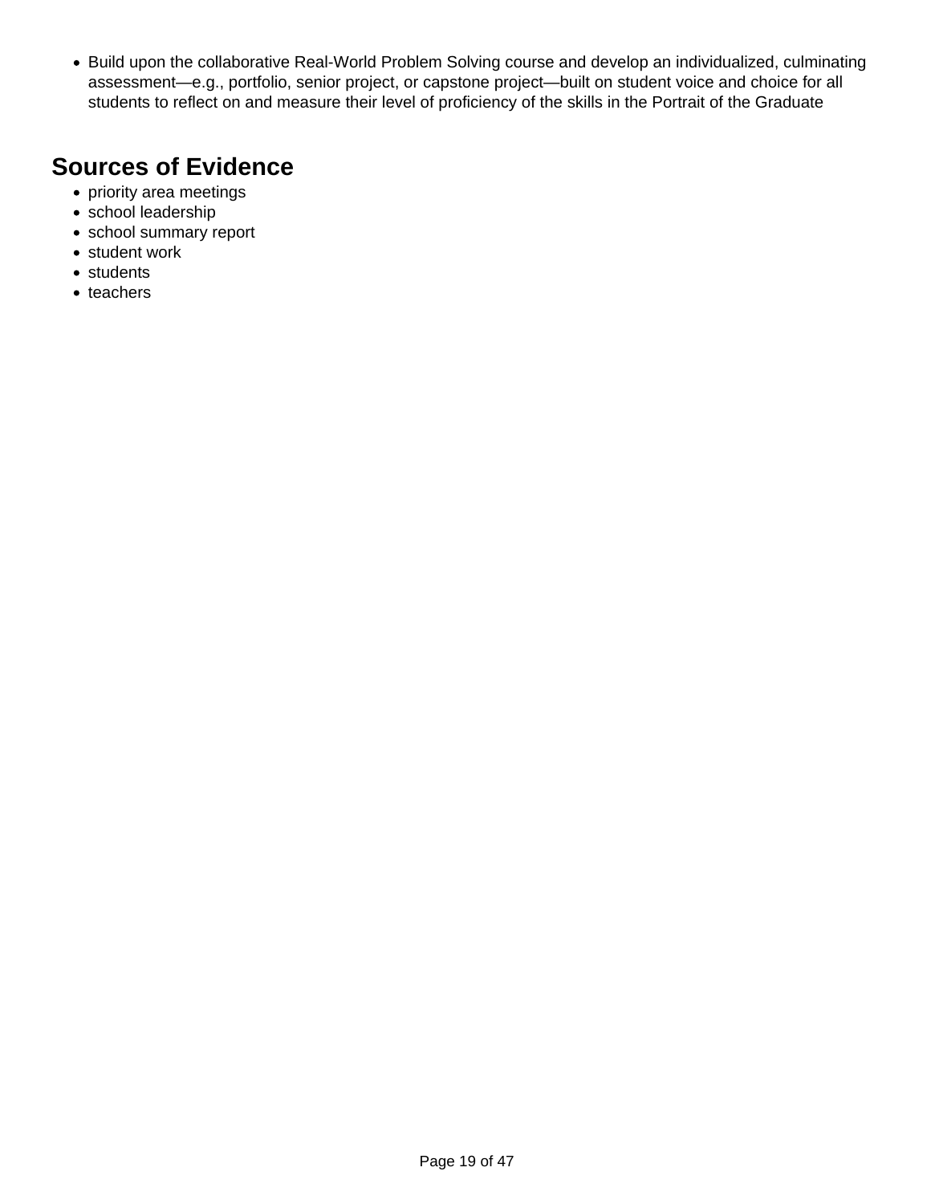- Build upon the collaborative Real-World Problem Solving course and develop an individualized, culminating assessment—e.g., portfolio, senior project, or capstone project—built on student voice and choice for all students to reflect on and measure their level of proficiency of the skills in the Portrait of the Graduate

## Sources of Evidence

- priority area meetings
- school leadership
- school summary report
- student work
- students
- teachers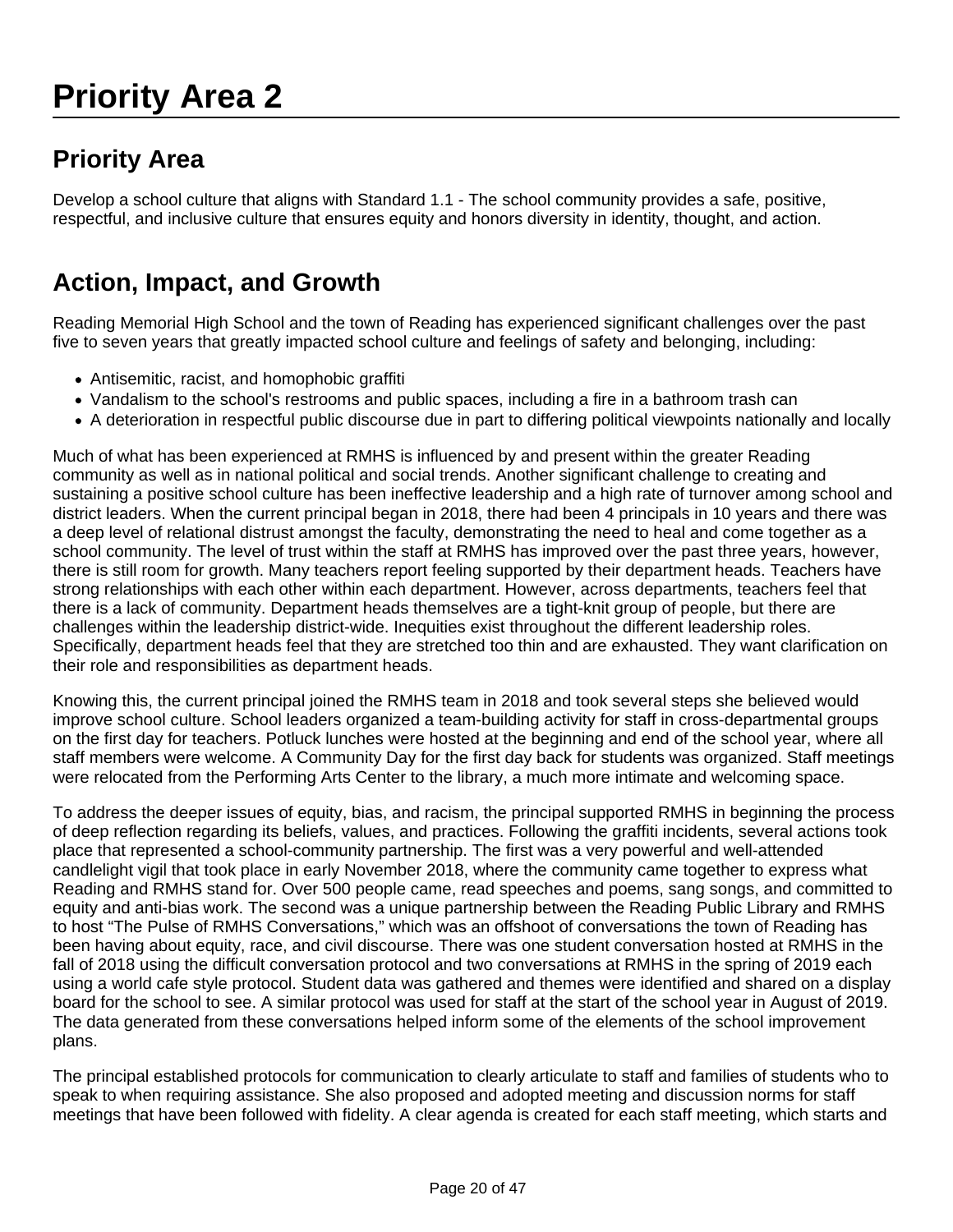# Priority Area 2

## Priority Area

Develop a school culture that aligns with Standard 1.1 - The school community provides a safe, positive, respectful, and inclusive culture that ensures equity and honors diversity in identity, thought, and action.

## Action, Impact, and Growth

Reading Memorial High School and the town of Reading has experienced significant challenges over the past five to seven years that greatly impacted school culture and feelings of safety and belonging, including:

- Antisemitic, racist, and homophobic graffiti
- Vandalism to the school's restrooms and public spaces, including a fire in a bathroom trash can
- A deterioration in respectful public discourse due in part to differing political viewpoints nationally and locally

Much of what has been experienced at RMHS is influenced by and present within the greater Reading community as well as in national political and social trends. Another significant challenge to creating and sustaining a positive school culture has been ineffective leadership and a high rate of turnover among school and district leaders. When the current principal began in 2018, there had been 4 principals in 10 years and there was a deep level of relational distrust amongst the faculty, demonstrating the need to heal and come together as a school community. The level of trust within the staff at RMHS has improved over the past three years, however, there is still room for growth. Many teachers report feeling supported by their department heads. Teachers have strong relationships with each other within each department. However, across departments, teachers feel that there is a lack of community. Department heads themselves are a tight-knit group of people, but there are challenges within the leadership district-wide. Inequities exist throughout the different leadership roles. Specifically, department heads feel that they are stretched too thin and are exhausted. They want clarification on their role and responsibilities as department heads.

Knowing this, the current principal joined the RMHS team in 2018 and took several steps she believed would improve school culture. School leaders organized a team-building activity for staff in cross-departmental groups on the first day for teachers. Potluck lunches were hosted at the beginning and end of the school year, where all staff members were welcome. A Community Day for the first day back for students was organized. Staff meetings were relocated from the Performing Arts Center to the library, a much more intimate and welcoming space.

To address the deeper issues of equity, bias, and racism, the principal supported RMHS in beginning the process of deep reflection regarding its beliefs, values, and practices. Following the graffiti incidents, several actions took place that represented a school-community partnership. The first was a very powerful and well-attended candlelight vigil that took place in early November 2018, where the community came together to express what Reading and RMHS stand for. Over 500 people came, read speeches and poems, sang songs, and committed to equity and anti-bias work. The second was a unique partnership between the Reading Public Library and RMHS to host "The Pulse of RMHS Conversations," which was an offshoot of conversations the town of Reading has been having about equity, race, and civil discourse. There was one student conversation hosted at RMHS in the fall of 2018 using the difficult conversation protocol and two conversations at RMHS in the spring of 2019 each using a world cafe style protocol. Student data was gathered and themes were identified and shared on a display board for the school to see. A similar protocol was used for staff at the start of the school year in August of 2019. The data generated from these conversations helped inform some of the elements of the school improvement plans.

The principal established protocols for communication to clearly articulate to staff and families of students who to speak to when requiring assistance. She also proposed and adopted meeting and discussion norms for staff meetings that have been followed with fidelity. A clear agenda is created for each staff meeting, which starts and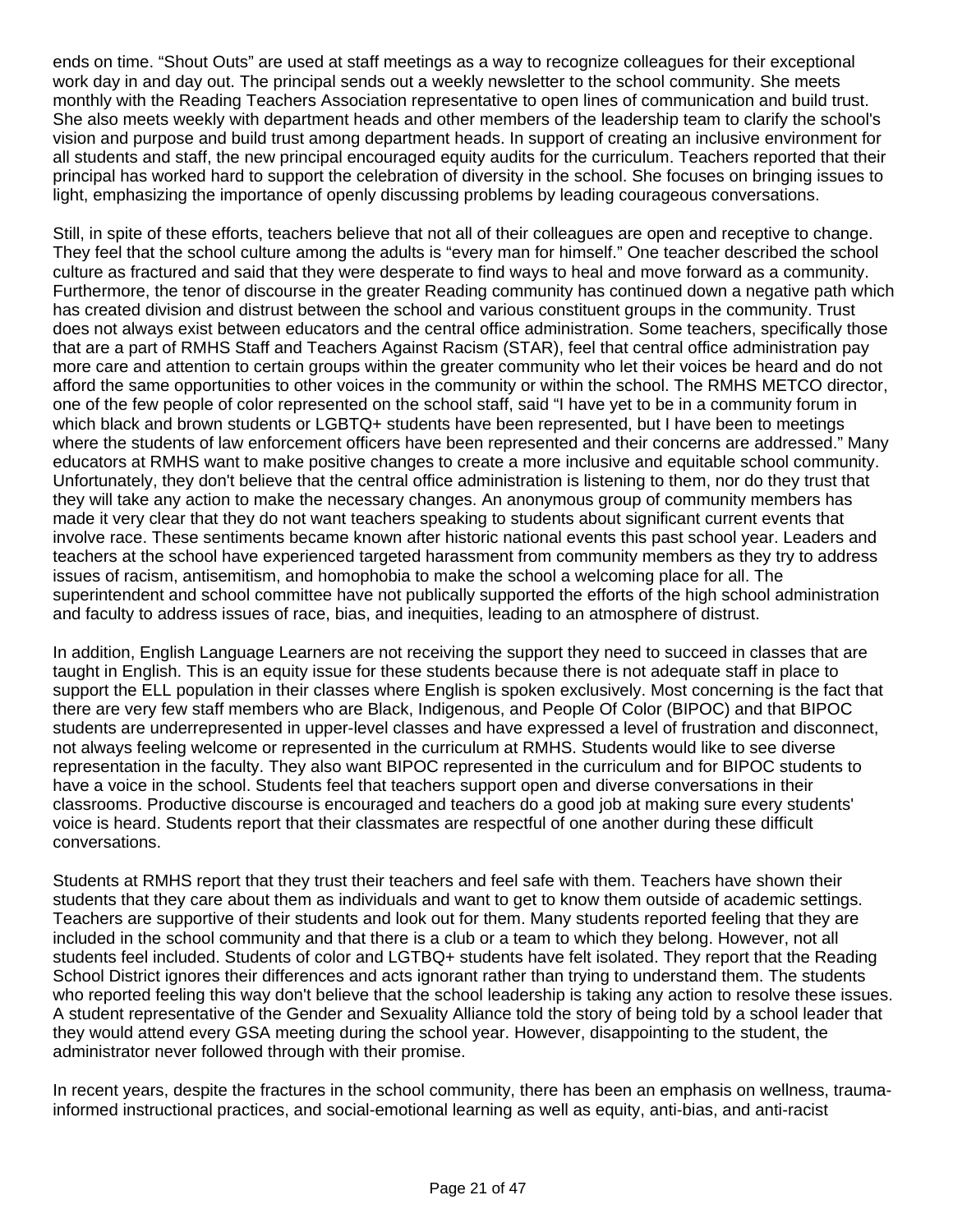ends on time. "Shout Outs" are used at staff meetings as a way to recognize colleagues for their exceptional work day in and day out. The principal sends out a weekly newsletter to the school community. She meets monthly with the Reading Teachers Association representative to open lines of communication and build trust. She also meets weekly with department heads and other members of the leadership team to clarify the school's vision and purpose and build trust among department heads. In support of creating an inclusive environment for all students and staff, the new principal encouraged equity audits for the curriculum. Teachers reported that their principal has worked hard to support the celebration of diversity in the school. She focuses on bringing issues to light, emphasizing the importance of openly discussing problems by leading courageous conversations.

Still, in spite of these efforts, teachers believe that not all of their colleagues are open and receptive to change. They feel that the school culture among the adults is "every man for himself." One teacher described the school culture as fractured and said that they were desperate to find ways to heal and move forward as a community. Furthermore, the tenor of discourse in the greater Reading community has continued down a negative path which has created division and distrust between the school and various constituent groups in the community. Trust does not always exist between educators and the central office administration. Some teachers, specifically those that are a part of RMHS Staff and Teachers Against Racism (STAR), feel that central office administration pay more care and attention to certain groups within the greater community who let their voices be heard and do not afford the same opportunities to other voices in the community or within the school. The RMHS METCO director, one of the few people of color represented on the school staff, said "I have yet to be in a community forum in which black and brown students or LGBTQ+ students have been represented, but I have been to meetings where the students of law enforcement officers have been represented and their concerns are addressed." Many educators at RMHS want to make positive changes to create a more inclusive and equitable school community. Unfortunately, they don't believe that the central office administration is listening to them, nor do they trust that they will take any action to make the necessary changes. An anonymous group of community members has made it very clear that they do not want teachers speaking to students about significant current events that involve race. These sentiments became known after historic national events this past school year. Leaders and teachers at the school have experienced targeted harassment from community members as they try to address issues of racism, antisemitism, and homophobia to make the school a welcoming place for all. The superintendent and school committee have not publically supported the efforts of the high school administration and faculty to address issues of race, bias, and inequities, leading to an atmosphere of distrust.

In addition, English Language Learners are not receiving the support they need to succeed in classes that are taught in English. This is an equity issue for these students because there is not adequate staff in place to support the ELL population in their classes where English is spoken exclusively. Most concerning is the fact that there are very few staff members who are Black, Indigenous, and People Of Color (BIPOC) and that BIPOC students are underrepresented in upper-level classes and have expressed a level of frustration and disconnect, not always feeling welcome or represented in the curriculum at RMHS. Students would like to see diverse representation in the faculty. They also want BIPOC represented in the curriculum and for BIPOC students to have a voice in the school. Students feel that teachers support open and diverse conversations in their classrooms. Productive discourse is encouraged and teachers do a good job at making sure every students' voice is heard. Students report that their classmates are respectful of one another during these difficult conversations.

Students at RMHS report that they trust their teachers and feel safe with them. Teachers have shown their students that they care about them as individuals and want to get to know them outside of academic settings. Teachers are supportive of their students and look out for them. Many students reported feeling that they are included in the school community and that there is a club or a team to which they belong. However, not all students feel included. Students of color and LGTBQ+ students have felt isolated. They report that the Reading School District ignores their differences and acts ignorant rather than trying to understand them. The students who reported feeling this way don't believe that the school leadership is taking any action to resolve these issues. A student representative of the Gender and Sexuality Alliance told the story of being told by a school leader that they would attend every GSA meeting during the school year. However, disappointing to the student, the administrator never followed through with their promise.

In recent years, despite the fractures in the school community, there has been an emphasis on wellness, trauma-informed instructional practices, and social-emotional learning as well as equity, anti-bias, and anti-racist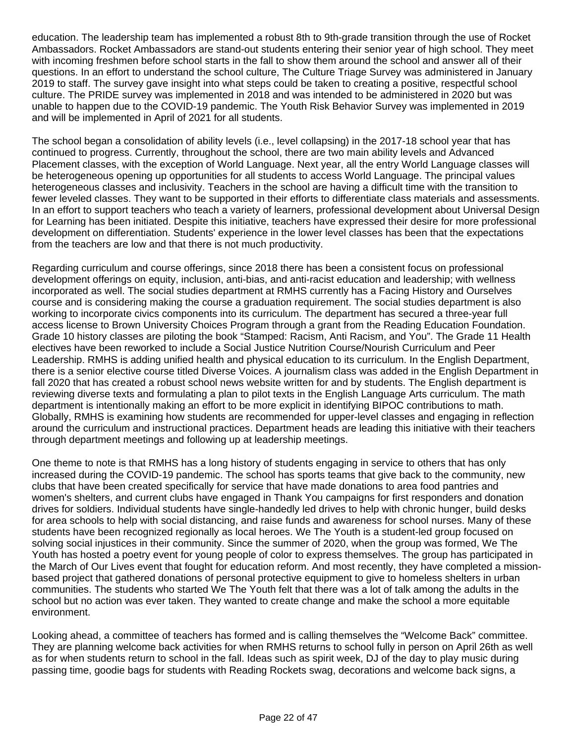education. The leadership team has implemented a robust 8th to 9th-grade transition through the use of Rocket Ambassadors. Rocket Ambassadors are stand-out students entering their senior year of high school. They meet with incoming freshmen before school starts in the fall to show them around the school and answer all of their questions. In an effort to understand the school culture, The Culture Triage Survey was administered in January 2019 to staff. The survey gave insight into what steps could be taken to creating a positive, respectful school culture. The PRIDE survey was implemented in 2018 and was intended to be administered in 2020 but was unable to happen due to the COVID-19 pandemic. The Youth Risk Behavior Survey was implemented in 2019 and will be implemented in April of 2021 for all students.

The school began a consolidation of ability levels (i.e., level collapsing) in the 2017-18 school year that has continued to progress. Currently, throughout the school, there are two main ability levels and Advanced Placement classes, with the exception of World Language. Next year, all the entry World Language classes will be heterogeneous opening up opportunities for all students to access World Language. The principal values heterogeneous classes and inclusivity. Teachers in the school are having a difficult time with the transition to fewer leveled classes. They want to be supported in their efforts to differentiate class materials and assessments. In an effort to support teachers who teach a variety of learners, professional development about Universal Design for Learning has been initiated. Despite this initiative, teachers have expressed their desire for more professional development on differentiation. Students' experience in the lower level classes has been that the expectations from the teachers are low and that there is not much productivity.

Regarding curriculum and course offerings, since 2018 there has been a consistent focus on professional development offerings on equity, inclusion, anti-bias, and anti-racist education and leadership; with wellness incorporated as well. The social studies department at RMHS currently has a Facing History and Ourselves course and is considering making the course a graduation requirement. The social studies department is also working to incorporate civics components into its curriculum. The department has secured a three-year full access license to Brown University Choices Program through a grant from the Reading Education Foundation. Grade 10 history classes are piloting the book "Stamped: Racism, Anti Racism, and You". The Grade 11 Health electives have been reworked to include a Social Justice Nutrition Course/Nourish Curriculum and Peer Leadership. RMHS is adding unified health and physical education to its curriculum. In the English Department, there is a senior elective course titled Diverse Voices. A journalism class was added in the English Department in fall 2020 that has created a robust school news website written for and by students. The English department is reviewing diverse texts and formulating a plan to pilot texts in the English Language Arts curriculum. The math department is intentionally making an effort to be more explicit in identifying BIPOC contributions to math. Globally, RMHS is examining how students are recommended for upper-level classes and engaging in reflection around the curriculum and instructional practices. Department heads are leading this initiative with their teachers through department meetings and following up at leadership meetings.

One theme to note is that RMHS has a long history of students engaging in service to others that has only increased during the COVID-19 pandemic. The school has sports teams that give back to the community, new clubs that have been created specifically for service that have made donations to area food pantries and women's shelters, and current clubs have engaged in Thank You campaigns for first responders and donation drives for soldiers. Individual students have single-handedly led drives to help with chronic hunger, build desks for area schools to help with social distancing, and raise funds and awareness for school nurses. Many of these students have been recognized regionally as local heroes. We The Youth is a student-led group focused on solving social injustices in their community. Since the summer of 2020, when the group was formed, We The Youth has hosted a poetry event for young people of color to express themselves. The group has participated in the March of Our Lives event that fought for education reform. And most recently, they have completed a mission-based project that gathered donations of personal protective equipment to give to homeless shelters in urban communities. The students who started We The Youth felt that there was a lot of talk among the adults in the school but no action was ever taken. They wanted to create change and make the school a more equitable environment.

Looking ahead, a committee of teachers has formed and is calling themselves the "Welcome Back" committee. They are planning welcome back activities for when RMHS returns to school fully in person on April 26th as well as for when students return to school in the fall. Ideas such as spirit week, DJ of the day to play music during passing time, goodie bags for students with Reading Rockets swag, decorations and welcome back signs, a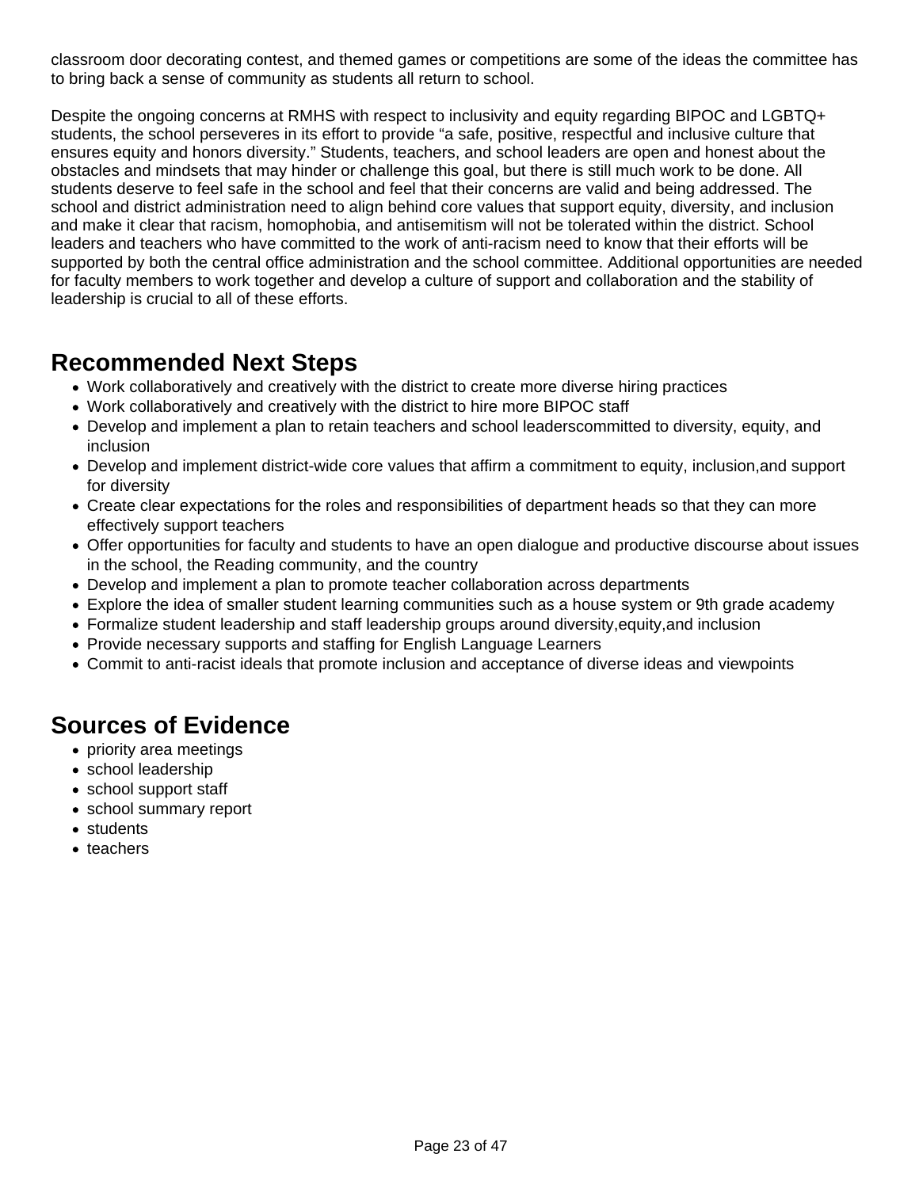classroom door decorating contest, and themed games or competitions are some of the ideas the committee has to bring back a sense of community as students all return to school.

Despite the ongoing concerns at RMHS with respect to inclusivity and equity regarding BIPOC and LGBTQ+ students, the school perseveres in its effort to provide "a safe, positive, respectful and inclusive culture that ensures equity and honors diversity." Students, teachers, and school leaders are open and honest about the obstacles and mindsets that may hinder or challenge this goal, but there is still much work to be done. All students deserve to feel safe in the school and feel that their concerns are valid and being addressed. The school and district administration need to align behind core values that support equity, diversity, and inclusion and make it clear that racism, homophobia, and antisemitism will not be tolerated within the district. School leaders and teachers who have committed to the work of anti-racism need to know that their efforts will be supported by both the central office administration and the school committee. Additional opportunities are needed for faculty members to work together and develop a culture of support and collaboration and the stability of leadership is crucial to all of these efforts.

## Recommended Next Steps

- Work collaboratively and creatively with the district to create more diverse hiring practices
- Work collaboratively and creatively with the district to hire more BIPOC staff
- Develop and implement a plan to retain teachers and school leaderscommitted to diversity, equity, and inclusion
- Develop and implement district-wide core values that affirm a commitment to equity, inclusion,and support for diversity
- Create clear expectations for the roles and responsibilities of department heads so that they can more effectively support teachers
- Offer opportunities for faculty and students to have an open dialogue and productive discourse about issues in the school, the Reading community, and the country
- Develop and implement a plan to promote teacher collaboration across departments
- Explore the idea of smaller student learning communities such as a house system or 9th grade academy
- Formalize student leadership and staff leadership groups around diversity,equity,and inclusion
- Provide necessary supports and staffing for English Language Learners
- Commit to anti-racist ideals that promote inclusion and acceptance of diverse ideas and viewpoints

## Sources of Evidence

- priority area meetings
- school leadership
- school support staff
- school summary report
- students
- teachers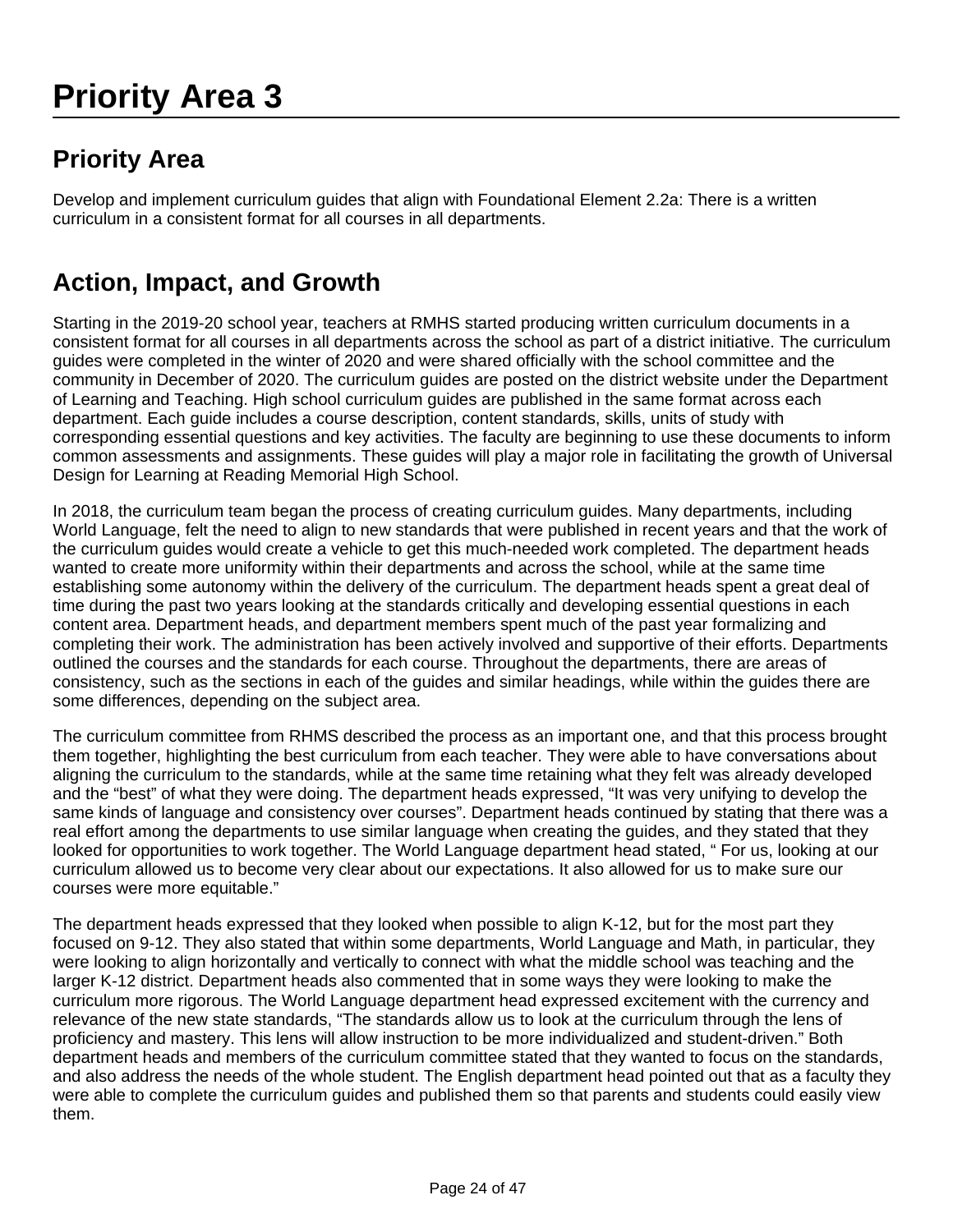# Priority Area 3

## Priority Area

Develop and implement curriculum guides that align with Foundational Element 2.2a: There is a written curriculum in a consistent format for all courses in all departments.

## Action, Impact, and Growth

Starting in the 2019-20 school year, teachers at RMHS started producing written curriculum documents in a consistent format for all courses in all departments across the school as part of a district initiative. The curriculum guides were completed in the winter of 2020 and were shared officially with the school committee and the community in December of 2020. The curriculum guides are posted on the district website under the Department of Learning and Teaching. High school curriculum guides are published in the same format across each department. Each guide includes a course description, content standards, skills, units of study with corresponding essential questions and key activities. The faculty are beginning to use these documents to inform common assessments and assignments. These guides will play a major role in facilitating the growth of Universal Design for Learning at Reading Memorial High School.

In 2018, the curriculum team began the process of creating curriculum guides. Many departments, including World Language, felt the need to align to new standards that were published in recent years and that the work of the curriculum guides would create a vehicle to get this much-needed work completed. The department heads wanted to create more uniformity within their departments and across the school, while at the same time establishing some autonomy within the delivery of the curriculum. The department heads spent a great deal of time during the past two years looking at the standards critically and developing essential questions in each content area. Department heads, and department members spent much of the past year formalizing and completing their work. The administration has been actively involved and supportive of their efforts. Departments outlined the courses and the standards for each course. Throughout the departments, there are areas of consistency, such as the sections in each of the guides and similar headings, while within the guides there are some differences, depending on the subject area.

The curriculum committee from RHMS described the process as an important one, and that this process brought them together, highlighting the best curriculum from each teacher. They were able to have conversations about aligning the curriculum to the standards, while at the same time retaining what they felt was already developed and the "best" of what they were doing. The department heads expressed, "It was very unifying to develop the same kinds of language and consistency over courses". Department heads continued by stating that there was a real effort among the departments to use similar language when creating the guides, and they stated that they looked for opportunities to work together. The World Language department head stated, " For us, looking at our curriculum allowed us to become very clear about our expectations. It also allowed for us to make sure our courses were more equitable."

The department heads expressed that they looked when possible to align K-12, but for the most part they focused on 9-12. They also stated that within some departments, World Language and Math, in particular, they were looking to align horizontally and vertically to connect with what the middle school was teaching and the larger K-12 district. Department heads also commented that in some ways they were looking to make the curriculum more rigorous. The World Language department head expressed excitement with the currency and relevance of the new state standards, "The standards allow us to look at the curriculum through the lens of proficiency and mastery. This lens will allow instruction to be more individualized and student-driven." Both department heads and members of the curriculum committee stated that they wanted to focus on the standards, and also address the needs of the whole student. The English department head pointed out that as a faculty they were able to complete the curriculum guides and published them so that parents and students could easily view them.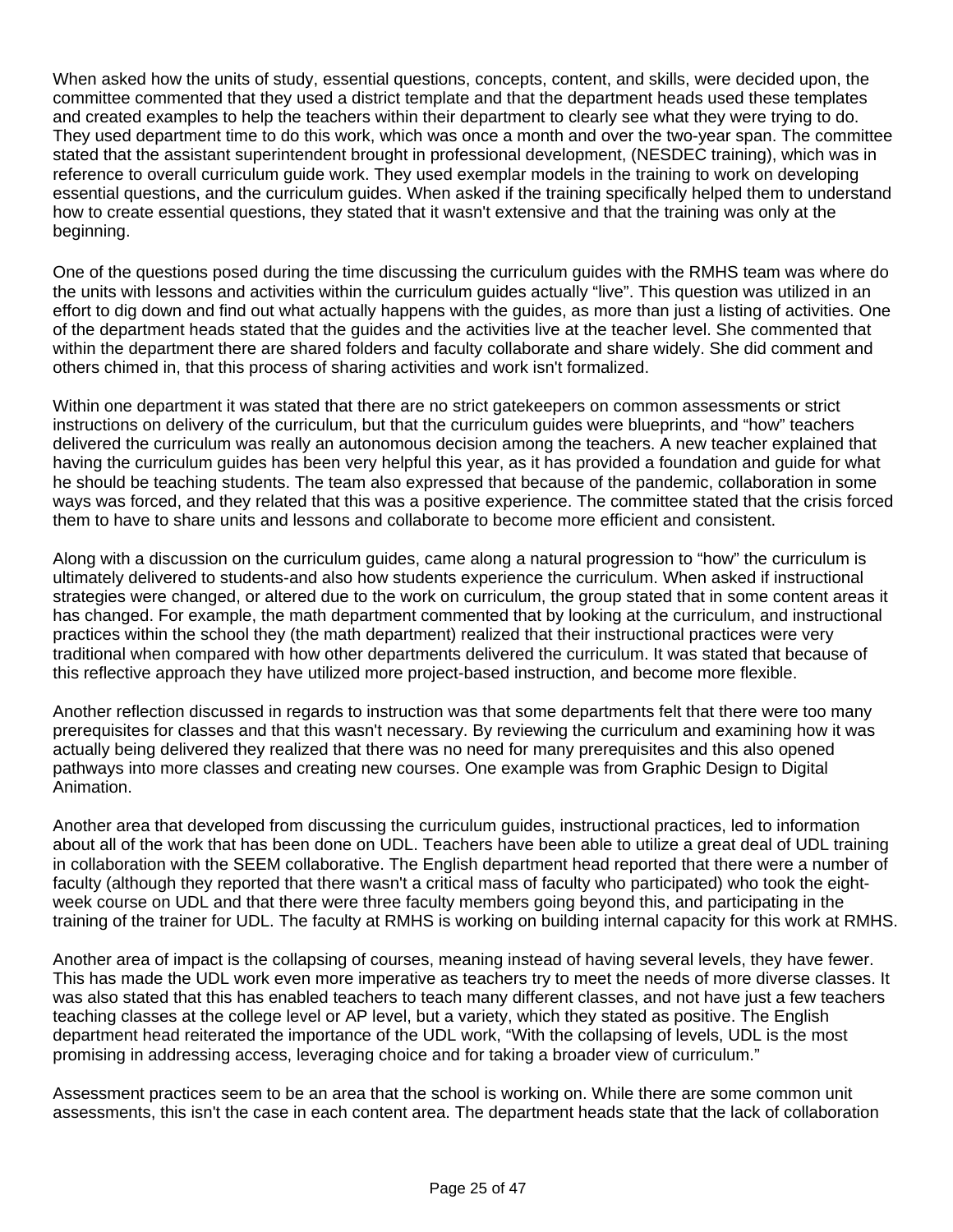When asked how the units of study, essential questions, concepts, content, and skills, were decided upon, the committee commented that they used a district template and that the department heads used these templates and created examples to help the teachers within their department to clearly see what they were trying to do. They used department time to do this work, which was once a month and over the two-year span. The committee stated that the assistant superintendent brought in professional development, (NESDEC training), which was in reference to overall curriculum guide work. They used exemplar models in the training to work on developing essential questions, and the curriculum guides. When asked if the training specifically helped them to understand how to create essential questions, they stated that it wasn't extensive and that the training was only at the beginning.

One of the questions posed during the time discussing the curriculum guides with the RMHS team was where do the units with lessons and activities within the curriculum guides actually "live". This question was utilized in an effort to dig down and find out what actually happens with the guides, as more than just a listing of activities. One of the department heads stated that the guides and the activities live at the teacher level. She commented that within the department there are shared folders and faculty collaborate and share widely. She did comment and others chimed in, that this process of sharing activities and work isn't formalized.

Within one department it was stated that there are no strict gatekeepers on common assessments or strict instructions on delivery of the curriculum, but that the curriculum guides were blueprints, and "how" teachers delivered the curriculum was really an autonomous decision among the teachers. A new teacher explained that having the curriculum guides has been very helpful this year, as it has provided a foundation and guide for what he should be teaching students. The team also expressed that because of the pandemic, collaboration in some ways was forced, and they related that this was a positive experience. The committee stated that the crisis forced them to have to share units and lessons and collaborate to become more efficient and consistent.

Along with a discussion on the curriculum guides, came along a natural progression to "how" the curriculum is ultimately delivered to students-and also how students experience the curriculum. When asked if instructional strategies were changed, or altered due to the work on curriculum, the group stated that in some content areas it has changed. For example, the math department commented that by looking at the curriculum, and instructional practices within the school they (the math department) realized that their instructional practices were very traditional when compared with how other departments delivered the curriculum. It was stated that because of this reflective approach they have utilized more project-based instruction, and become more flexible.

Another reflection discussed in regards to instruction was that some departments felt that there were too many prerequisites for classes and that this wasn't necessary. By reviewing the curriculum and examining how it was actually being delivered they realized that there was no need for many prerequisites and this also opened pathways into more classes and creating new courses. One example was from Graphic Design to Digital Animation.

Another area that developed from discussing the curriculum guides, instructional practices, led to information about all of the work that has been done on UDL. Teachers have been able to utilize a great deal of UDL training in collaboration with the SEEM collaborative. The English department head reported that there were a number of faculty (although they reported that there wasn't a critical mass of faculty who participated) who took the eight-week course on UDL and that there were three faculty members going beyond this, and participating in the training of the trainer for UDL. The faculty at RMHS is working on building internal capacity for this work at RMHS.

Another area of impact is the collapsing of courses, meaning instead of having several levels, they have fewer. This has made the UDL work even more imperative as teachers try to meet the needs of more diverse classes. It was also stated that this has enabled teachers to teach many different classes, and not have just a few teachers teaching classes at the college level or AP level, but a variety, which they stated as positive. The English department head reiterated the importance of the UDL work, "With the collapsing of levels, UDL is the most promising in addressing access, leveraging choice and for taking a broader view of curriculum."

Assessment practices seem to be an area that the school is working on. While there are some common unit assessments, this isn't the case in each content area. The department heads state that the lack of collaboration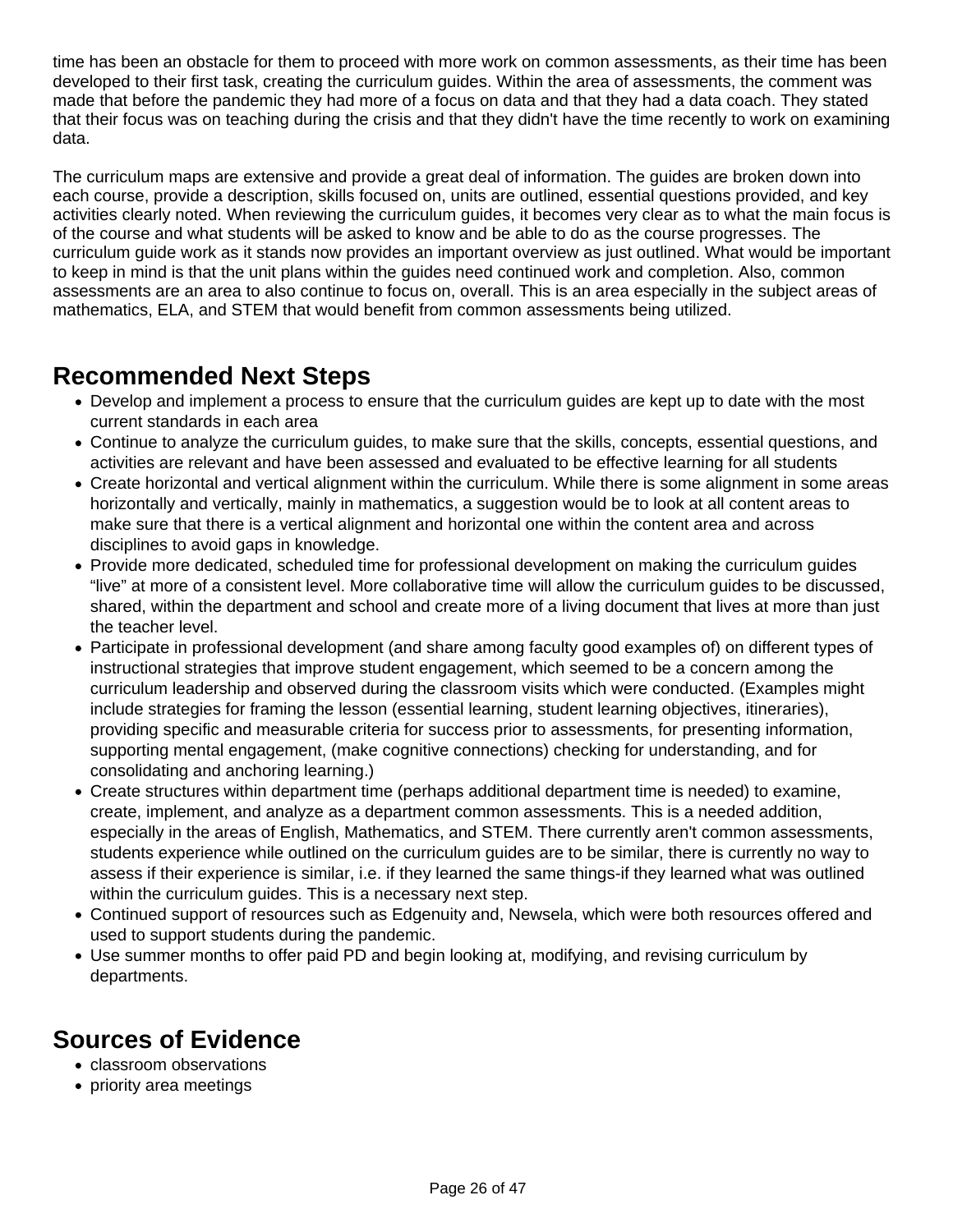time has been an obstacle for them to proceed with more work on common assessments, as their time has been developed to their first task, creating the curriculum guides. Within the area of assessments, the comment was made that before the pandemic they had more of a focus on data and that they had a data coach. They stated that their focus was on teaching during the crisis and that they didn't have the time recently to work on examining data.

The curriculum maps are extensive and provide a great deal of information. The guides are broken down into each course, provide a description, skills focused on, units are outlined, essential questions provided, and key activities clearly noted. When reviewing the curriculum guides, it becomes very clear as to what the main focus is of the course and what students will be asked to know and be able to do as the course progresses. The curriculum guide work as it stands now provides an important overview as just outlined. What would be important to keep in mind is that the unit plans within the guides need continued work and completion. Also, common assessments are an area to also continue to focus on, overall. This is an area especially in the subject areas of mathematics, ELA, and STEM that would benefit from common assessments being utilized.

## Recommended Next Steps

- Develop and implement a process to ensure that the curriculum guides are kept up to date with the most current standards in each area
- Continue to analyze the curriculum guides, to make sure that the skills, concepts, essential questions, and activities are relevant and have been assessed and evaluated to be effective learning for all students
- Create horizontal and vertical alignment within the curriculum. While there is some alignment in some areas horizontally and vertically, mainly in mathematics, a suggestion would be to look at all content areas to make sure that there is a vertical alignment and horizontal one within the content area and across disciplines to avoid gaps in knowledge.
- Provide more dedicated, scheduled time for professional development on making the curriculum guides “live” at more of a consistent level. More collaborative time will allow the curriculum guides to be discussed, shared, within the department and school and create more of a living document that lives at more than just the teacher level.
- Participate in professional development (and share among faculty good examples of) on different types of instructional strategies that improve student engagement, which seemed to be a concern among the curriculum leadership and observed during the classroom visits which were conducted. (Examples might include strategies for framing the lesson (essential learning, student learning objectives, itineraries), providing specific and measurable criteria for success prior to assessments, for presenting information, supporting mental engagement, (make cognitive connections) checking for understanding, and for consolidating and anchoring learning.)
- Create structures within department time (perhaps additional department time is needed) to examine, create, implement, and analyze as a department common assessments. This is a needed addition, especially in the areas of English, Mathematics, and STEM. There currently aren't common assessments, students experience while outlined on the curriculum guides are to be similar, there is currently no way to assess if their experience is similar, i.e. if they learned the same things-if they learned what was outlined within the curriculum guides. This is a necessary next step.
- Continued support of resources such as Edgenuity and, Newsela, which were both resources offered and used to support students during the pandemic.
- Use summer months to offer paid PD and begin looking at, modifying, and revising curriculum by departments.

## Sources of Evidence

- classroom observations
- priority area meetings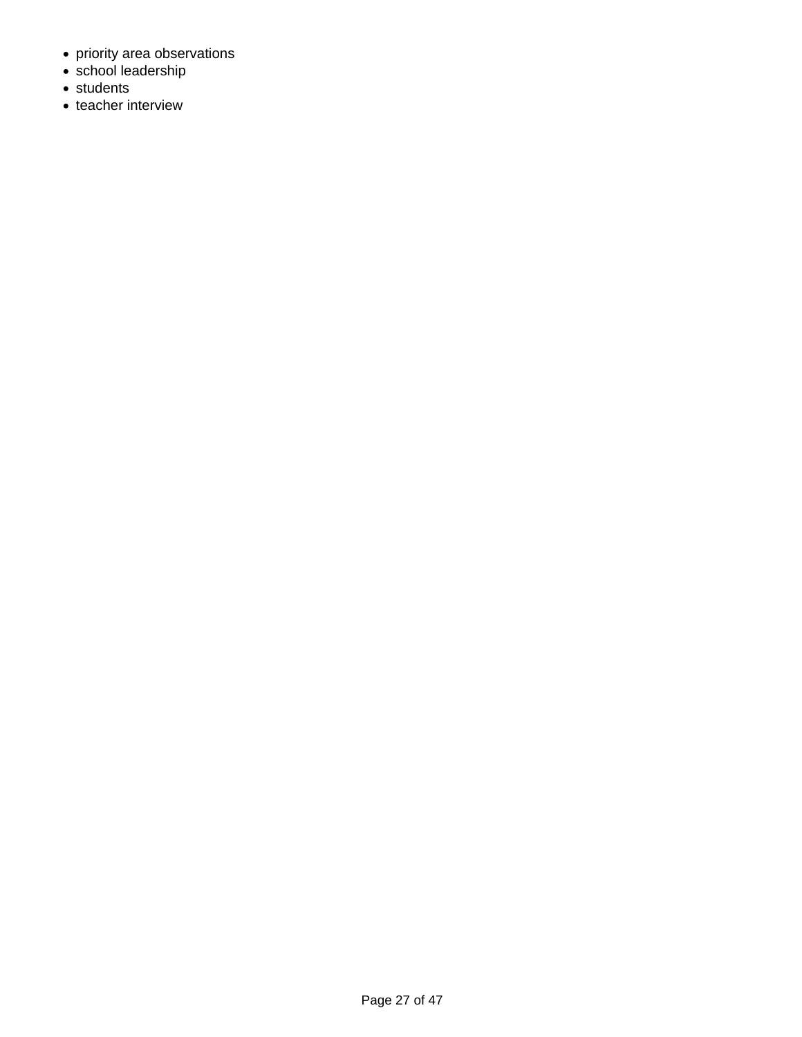- priority area observations
- school leadership
- students
- teacher interview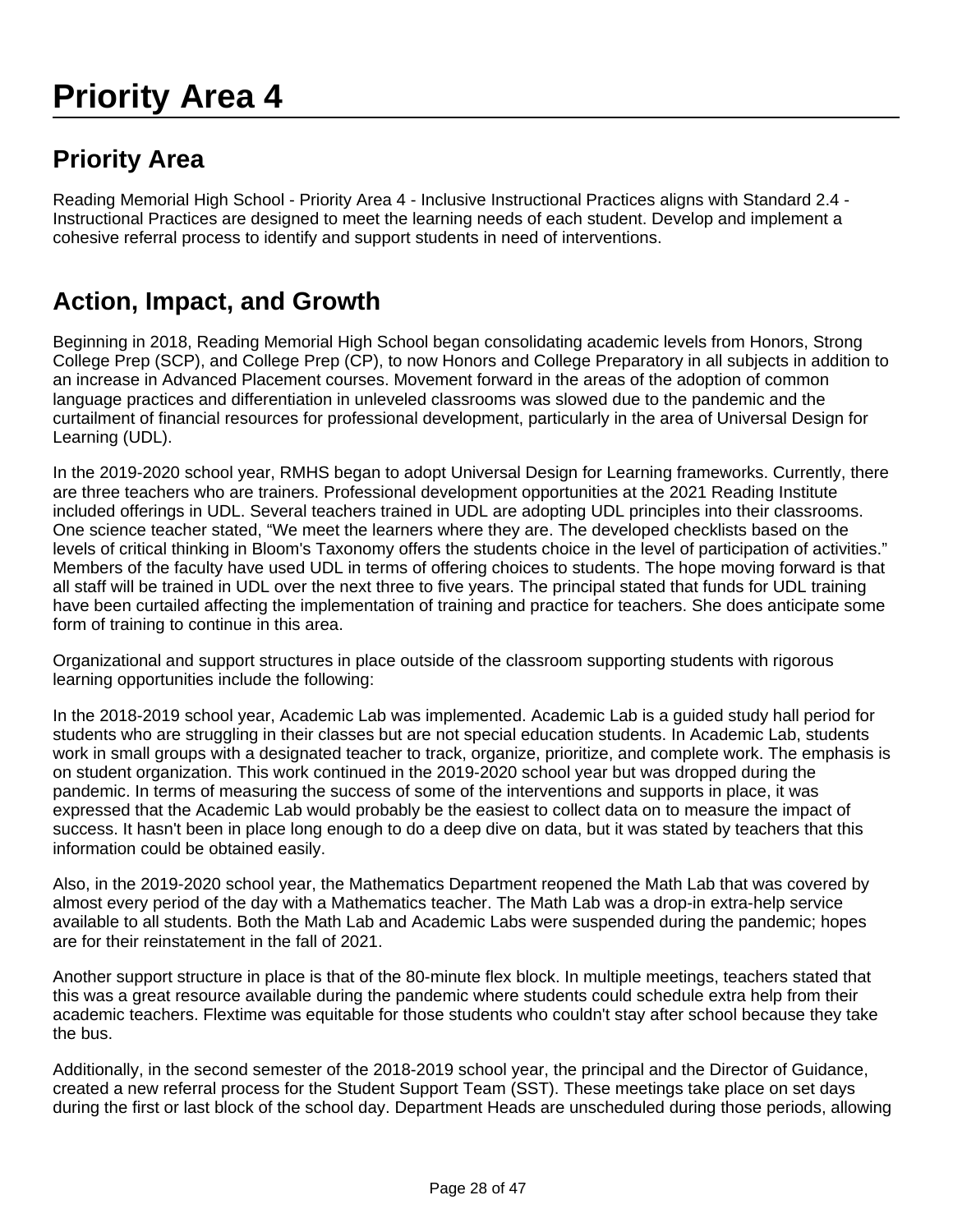# Priority Area 4

## Priority Area

Reading Memorial High School - Priority Area 4 - Inclusive Instructional Practices aligns with Standard 2.4 - Instructional Practices are designed to meet the learning needs of each student. Develop and implement a cohesive referral process to identify and support students in need of interventions.

## Action, Impact, and Growth

Beginning in 2018, Reading Memorial High School began consolidating academic levels from Honors, Strong College Prep (SCP), and College Prep (CP), to now Honors and College Preparatory in all subjects in addition to an increase in Advanced Placement courses. Movement forward in the areas of the adoption of common language practices and differentiation in unleveled classrooms was slowed due to the pandemic and the curtailment of financial resources for professional development, particularly in the area of Universal Design for Learning (UDL).

In the 2019-2020 school year, RMHS began to adopt Universal Design for Learning frameworks. Currently, there are three teachers who are trainers. Professional development opportunities at the 2021 Reading Institute included offerings in UDL. Several teachers trained in UDL are adopting UDL principles into their classrooms. One science teacher stated, “We meet the learners where they are. The developed checklists based on the levels of critical thinking in Bloom's Taxonomy offers the students choice in the level of participation of activities.” Members of the faculty have used UDL in terms of offering choices to students. The hope moving forward is that all staff will be trained in UDL over the next three to five years. The principal stated that funds for UDL training have been curtailed affecting the implementation of training and practice for teachers. She does anticipate some form of training to continue in this area.

Organizational and support structures in place outside of the classroom supporting students with rigorous learning opportunities include the following:

In the 2018-2019 school year, Academic Lab was implemented. Academic Lab is a guided study hall period for students who are struggling in their classes but are not special education students. In Academic Lab, students work in small groups with a designated teacher to track, organize, prioritize, and complete work. The emphasis is on student organization. This work continued in the 2019-2020 school year but was dropped during the pandemic. In terms of measuring the success of some of the interventions and supports in place, it was expressed that the Academic Lab would probably be the easiest to collect data on to measure the impact of success. It hasn't been in place long enough to do a deep dive on data, but it was stated by teachers that this information could be obtained easily.

Also, in the 2019-2020 school year, the Mathematics Department reopened the Math Lab that was covered by almost every period of the day with a Mathematics teacher. The Math Lab was a drop-in extra-help service available to all students. Both the Math Lab and Academic Labs were suspended during the pandemic; hopes are for their reinstatement in the fall of 2021.

Another support structure in place is that of the 80-minute flex block. In multiple meetings, teachers stated that this was a great resource available during the pandemic where students could schedule extra help from their academic teachers. Flextime was equitable for those students who couldn't stay after school because they take the bus.

Additionally, in the second semester of the 2018-2019 school year, the principal and the Director of Guidance, created a new referral process for the Student Support Team (SST). These meetings take place on set days during the first or last block of the school day. Department Heads are unscheduled during those periods, allowing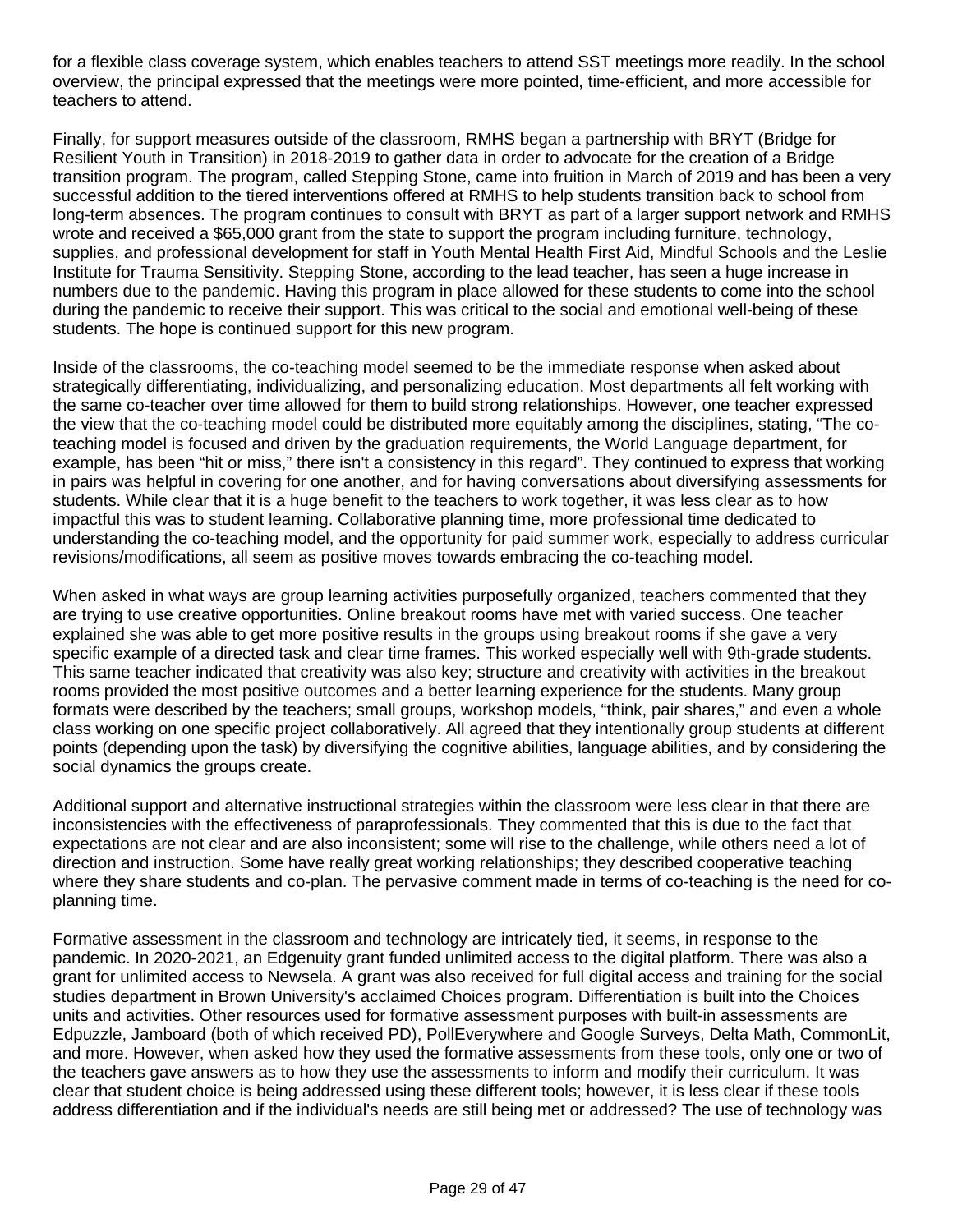for a flexible class coverage system, which enables teachers to attend SST meetings more readily. In the school overview, the principal expressed that the meetings were more pointed, time-efficient, and more accessible for teachers to attend.

Finally, for support measures outside of the classroom, RMHS began a partnership with BRYT (Bridge for Resilient Youth in Transition) in 2018-2019 to gather data in order to advocate for the creation of a Bridge transition program. The program, called Stepping Stone, came into fruition in March of 2019 and has been a very successful addition to the tiered interventions offered at RMHS to help students transition back to school from long-term absences. The program continues to consult with BRYT as part of a larger support network and RMHS wrote and received a $65,000 grant from the state to support the program including furniture, technology, supplies, and professional development for staff in Youth Mental Health First Aid, Mindful Schools and the Leslie Institute for Trauma Sensitivity. Stepping Stone, according to the lead teacher, has seen a huge increase in numbers due to the pandemic. Having this program in place allowed for these students to come into the school during the pandemic to receive their support. This was critical to the social and emotional well-being of these students. The hope is continued support for this new program.

Inside of the classrooms, the co-teaching model seemed to be the immediate response when asked about strategically differentiating, individualizing, and personalizing education. Most departments all felt working with the same co-teacher over time allowed for them to build strong relationships. However, one teacher expressed the view that the co-teaching model could be distributed more equitably among the disciplines, stating, "The co-teaching model is focused and driven by the graduation requirements, the World Language department, for example, has been "hit or miss," there isn't a consistency in this regard". They continued to express that working in pairs was helpful in covering for one another, and for having conversations about diversifying assessments for students. While clear that it is a huge benefit to the teachers to work together, it was less clear as to how impactful this was to student learning. Collaborative planning time, more professional time dedicated to understanding the co-teaching model, and the opportunity for paid summer work, especially to address curricular revisions/modifications, all seem as positive moves towards embracing the co-teaching model.

When asked in what ways are group learning activities purposefully organized, teachers commented that they are trying to use creative opportunities. Online breakout rooms have met with varied success. One teacher explained she was able to get more positive results in the groups using breakout rooms if she gave a very specific example of a directed task and clear time frames. This worked especially well with 9th-grade students. This same teacher indicated that creativity was also key; structure and creativity with activities in the breakout rooms provided the most positive outcomes and a better learning experience for the students. Many group formats were described by the teachers; small groups, workshop models, "think, pair shares," and even a whole class working on one specific project collaboratively. All agreed that they intentionally group students at different points (depending upon the task) by diversifying the cognitive abilities, language abilities, and by considering the social dynamics the groups create.

Additional support and alternative instructional strategies within the classroom were less clear in that there are inconsistencies with the effectiveness of paraprofessionals. They commented that this is due to the fact that expectations are not clear and are also inconsistent; some will rise to the challenge, while others need a lot of direction and instruction. Some have really great working relationships; they described cooperative teaching where they share students and co-plan. The pervasive comment made in terms of co-teaching is the need for co-planning time.

Formative assessment in the classroom and technology are intricately tied, it seems, in response to the pandemic. In 2020-2021, an Edgenuity grant funded unlimited access to the digital platform. There was also a grant for unlimited access to Newsela. A grant was also received for full digital access and training for the social studies department in Brown University's acclaimed Choices program. Differentiation is built into the Choices units and activities. Other resources used for formative assessment purposes with built-in assessments are Edpuzzle, Jamboard (both of which received PD), PollEverywhere and Google Surveys, Delta Math, CommonLit, and more. However, when asked how they used the formative assessments from these tools, only one or two of the teachers gave answers as to how they use the assessments to inform and modify their curriculum. It was clear that student choice is being addressed using these different tools; however, it is less clear if these tools address differentiation and if the individual's needs are still being met or addressed? The use of technology was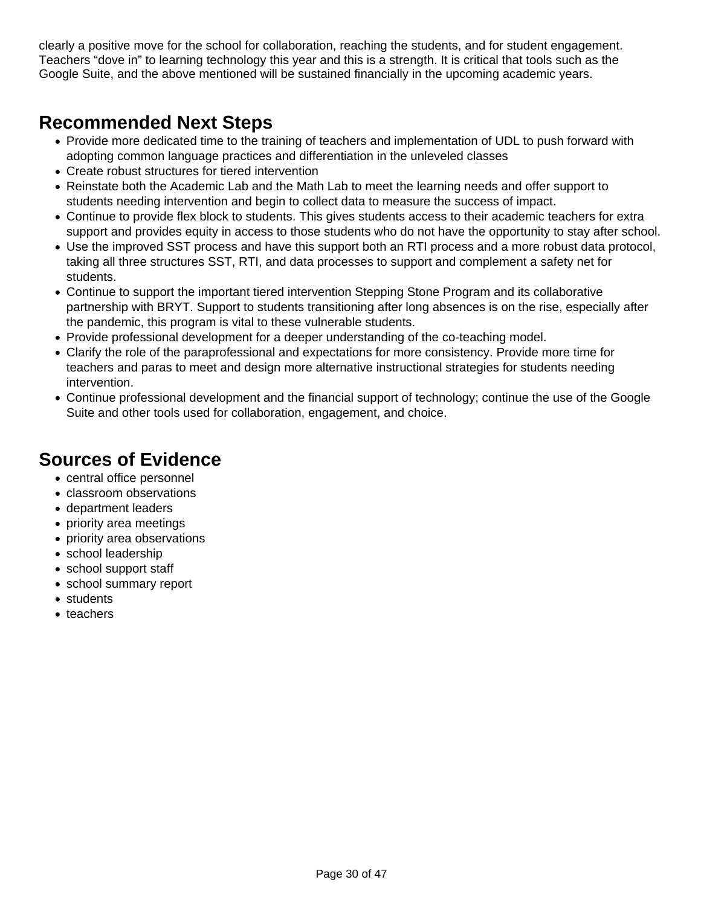clearly a positive move for the school for collaboration, reaching the students, and for student engagement. Teachers “dove in” to learning technology this year and this is a strength. It is critical that tools such as the Google Suite, and the above mentioned will be sustained financially in the upcoming academic years.

## Recommended Next Steps

- Provide more dedicated time to the training of teachers and implementation of UDL to push forward with adopting common language practices and differentiation in the unleveled classes
- Create robust structures for tiered intervention
- Reinstate both the Academic Lab and the Math Lab to meet the learning needs and offer support to students needing intervention and begin to collect data to measure the success of impact.
- Continue to provide flex block to students. This gives students access to their academic teachers for extra support and provides equity in access to those students who do not have the opportunity to stay after school.
- Use the improved SST process and have this support both an RTI process and a more robust data protocol, taking all three structures SST, RTI, and data processes to support and complement a safety net for students.
- Continue to support the important tiered intervention Stepping Stone Program and its collaborative partnership with BRYT. Support to students transitioning after long absences is on the rise, especially after the pandemic, this program is vital to these vulnerable students.
- Provide professional development for a deeper understanding of the co-teaching model.
- Clarify the role of the paraprofessional and expectations for more consistency. Provide more time for teachers and paras to meet and design more alternative instructional strategies for students needing intervention.
- Continue professional development and the financial support of technology; continue the use of the Google Suite and other tools used for collaboration, engagement, and choice.

## Sources of Evidence

- central office personnel
- classroom observations
- department leaders
- priority area meetings
- priority area observations
- school leadership
- school support staff
- school summary report
- students
- teachers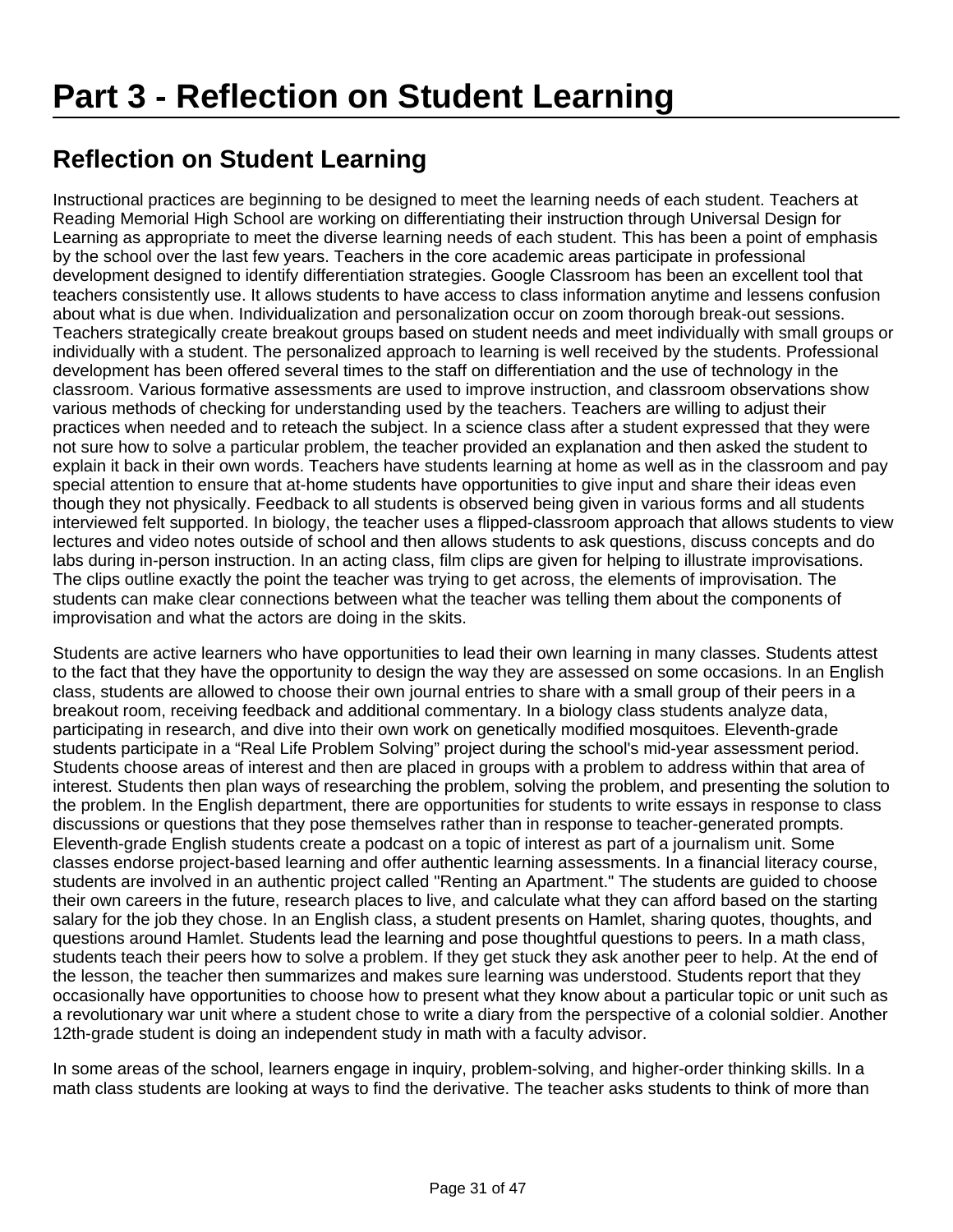# Part 3 - Reflection on Student Learning

## Reflection on Student Learning

Instructional practices are beginning to be designed to meet the learning needs of each student. Teachers at Reading Memorial High School are working on differentiating their instruction through Universal Design for Learning as appropriate to meet the diverse learning needs of each student. This has been a point of emphasis by the school over the last few years. Teachers in the core academic areas participate in professional development designed to identify differentiation strategies. Google Classroom has been an excellent tool that teachers consistently use. It allows students to have access to class information anytime and lessens confusion about what is due when. Individualization and personalization occur on zoom thorough break-out sessions. Teachers strategically create breakout groups based on student needs and meet individually with small groups or individually with a student. The personalized approach to learning is well received by the students. Professional development has been offered several times to the staff on differentiation and the use of technology in the classroom. Various formative assessments are used to improve instruction, and classroom observations show various methods of checking for understanding used by the teachers. Teachers are willing to adjust their practices when needed and to reteach the subject. In a science class after a student expressed that they were not sure how to solve a particular problem, the teacher provided an explanation and then asked the student to explain it back in their own words. Teachers have students learning at home as well as in the classroom and pay special attention to ensure that at-home students have opportunities to give input and share their ideas even though they not physically. Feedback to all students is observed being given in various forms and all students interviewed felt supported. In biology, the teacher uses a flipped-classroom approach that allows students to view lectures and video notes outside of school and then allows students to ask questions, discuss concepts and do labs during in-person instruction. In an acting class, film clips are given for helping to illustrate improvisations. The clips outline exactly the point the teacher was trying to get across, the elements of improvisation. The students can make clear connections between what the teacher was telling them about the components of improvisation and what the actors are doing in the skits.

Students are active learners who have opportunities to lead their own learning in many classes. Students attest to the fact that they have the opportunity to design the way they are assessed on some occasions. In an English class, students are allowed to choose their own journal entries to share with a small group of their peers in a breakout room, receiving feedback and additional commentary. In a biology class students analyze data, participating in research, and dive into their own work on genetically modified mosquitoes. Eleventh-grade students participate in a "Real Life Problem Solving" project during the school's mid-year assessment period. Students choose areas of interest and then are placed in groups with a problem to address within that area of interest. Students then plan ways of researching the problem, solving the problem, and presenting the solution to the problem. In the English department, there are opportunities for students to write essays in response to class discussions or questions that they pose themselves rather than in response to teacher-generated prompts. Eleventh-grade English students create a podcast on a topic of interest as part of a journalism unit. Some classes endorse project-based learning and offer authentic learning assessments. In a financial literacy course, students are involved in an authentic project called "Renting an Apartment." The students are guided to choose their own careers in the future, research places to live, and calculate what they can afford based on the starting salary for the job they chose. In an English class, a student presents on Hamlet, sharing quotes, thoughts, and questions around Hamlet. Students lead the learning and pose thoughtful questions to peers. In a math class, students teach their peers how to solve a problem. If they get stuck they ask another peer to help. At the end of the lesson, the teacher then summarizes and makes sure learning was understood. Students report that they occasionally have opportunities to choose how to present what they know about a particular topic or unit such as a revolutionary war unit where a student chose to write a diary from the perspective of a colonial soldier. Another 12th-grade student is doing an independent study in math with a faculty advisor.

In some areas of the school, learners engage in inquiry, problem-solving, and higher-order thinking skills. In a math class students are looking at ways to find the derivative. The teacher asks students to think of more than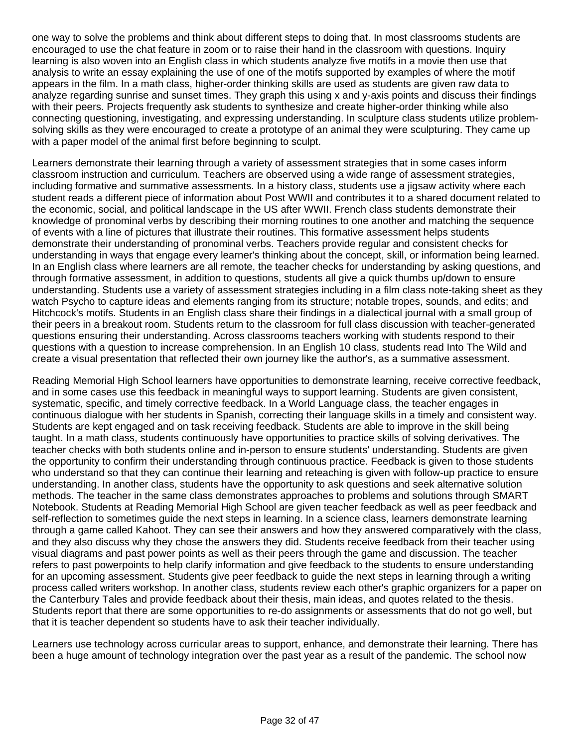one way to solve the problems and think about different steps to doing that. In most classrooms students are encouraged to use the chat feature in zoom or to raise their hand in the classroom with questions. Inquiry learning is also woven into an English class in which students analyze five motifs in a movie then use that analysis to write an essay explaining the use of one of the motifs supported by examples of where the motif appears in the film. In a math class, higher-order thinking skills are used as students are given raw data to analyze regarding sunrise and sunset times. They graph this using x and y-axis points and discuss their findings with their peers. Projects frequently ask students to synthesize and create higher-order thinking while also connecting questioning, investigating, and expressing understanding. In sculpture class students utilize problem-solving skills as they were encouraged to create a prototype of an animal they were sculpturing. They came up with a paper model of the animal first before beginning to sculpt.

Learners demonstrate their learning through a variety of assessment strategies that in some cases inform classroom instruction and curriculum. Teachers are observed using a wide range of assessment strategies, including formative and summative assessments. In a history class, students use a jigsaw activity where each student reads a different piece of information about Post WWII and contributes it to a shared document related to the economic, social, and political landscape in the US after WWII. French class students demonstrate their knowledge of pronominal verbs by describing their morning routines to one another and matching the sequence of events with a line of pictures that illustrate their routines. This formative assessment helps students demonstrate their understanding of pronominal verbs. Teachers provide regular and consistent checks for understanding in ways that engage every learner's thinking about the concept, skill, or information being learned. In an English class where learners are all remote, the teacher checks for understanding by asking questions, and through formative assessment, in addition to questions, students all give a quick thumbs up/down to ensure understanding. Students use a variety of assessment strategies including in a film class note-taking sheet as they watch Psycho to capture ideas and elements ranging from its structure; notable tropes, sounds, and edits; and Hitchcock's motifs. Students in an English class share their findings in a dialectical journal with a small group of their peers in a breakout room. Students return to the classroom for full class discussion with teacher-generated questions ensuring their understanding. Across classrooms teachers working with students respond to their questions with a question to increase comprehension. In an English 10 class, students read Into The Wild and create a visual presentation that reflected their own journey like the author's, as a summative assessment.

Reading Memorial High School learners have opportunities to demonstrate learning, receive corrective feedback, and in some cases use this feedback in meaningful ways to support learning. Students are given consistent, systematic, specific, and timely corrective feedback. In a World Language class, the teacher engages in continuous dialogue with her students in Spanish, correcting their language skills in a timely and consistent way. Students are kept engaged and on task receiving feedback. Students are able to improve in the skill being taught. In a math class, students continuously have opportunities to practice skills of solving derivatives. The teacher checks with both students online and in-person to ensure students' understanding. Students are given the opportunity to confirm their understanding through continuous practice. Feedback is given to those students who understand so that they can continue their learning and reteaching is given with follow-up practice to ensure understanding. In another class, students have the opportunity to ask questions and seek alternative solution methods. The teacher in the same class demonstrates approaches to problems and solutions through SMART Notebook. Students at Reading Memorial High School are given teacher feedback as well as peer feedback and self-reflection to sometimes guide the next steps in learning. In a science class, learners demonstrate learning through a game called Kahoot. They can see their answers and how they answered comparatively with the class, and they also discuss why they chose the answers they did. Students receive feedback from their teacher using visual diagrams and past power points as well as their peers through the game and discussion. The teacher refers to past powerpoints to help clarify information and give feedback to the students to ensure understanding for an upcoming assessment. Students give peer feedback to guide the next steps in learning through a writing process called writers workshop. In another class, students review each other's graphic organizers for a paper on the Canterbury Tales and provide feedback about their thesis, main ideas, and quotes related to the thesis. Students report that there are some opportunities to re-do assignments or assessments that do not go well, but that it is teacher dependent so students have to ask their teacher individually.

Learners use technology across curricular areas to support, enhance, and demonstrate their learning. There has been a huge amount of technology integration over the past year as a result of the pandemic. The school now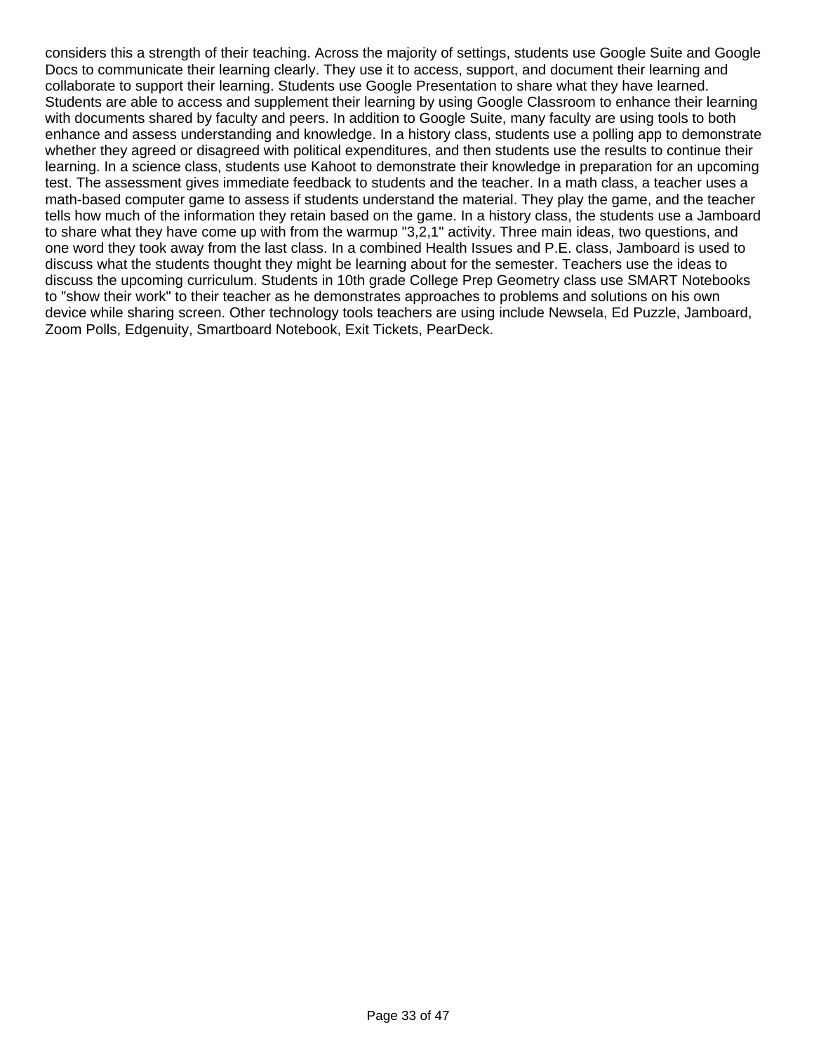considers this a strength of their teaching. Across the majority of settings, students use Google Suite and Google Docs to communicate their learning clearly. They use it to access, support, and document their learning and collaborate to support their learning. Students use Google Presentation to share what they have learned. Students are able to access and supplement their learning by using Google Classroom to enhance their learning with documents shared by faculty and peers. In addition to Google Suite, many faculty are using tools to both enhance and assess understanding and knowledge. In a history class, students use a polling app to demonstrate whether they agreed or disagreed with political expenditures, and then students use the results to continue their learning. In a science class, students use Kahoot to demonstrate their knowledge in preparation for an upcoming test. The assessment gives immediate feedback to students and the teacher. In a math class, a teacher uses a math-based computer game to assess if students understand the material. They play the game, and the teacher tells how much of the information they retain based on the game. In a history class, the students use a Jamboard to share what they have come up with from the warmup "3,2,1" activity. Three main ideas, two questions, and one word they took away from the last class. In a combined Health Issues and P.E. class, Jamboard is used to discuss what the students thought they might be learning about for the semester. Teachers use the ideas to discuss the upcoming curriculum. Students in 10th grade College Prep Geometry class use SMART Notebooks to "show their work" to their teacher as he demonstrates approaches to problems and solutions on his own device while sharing screen. Other technology tools teachers are using include Newsela, Ed Puzzle, Jamboard, Zoom Polls, Edgenuity, Smartboard Notebook, Exit Tickets, PearDeck.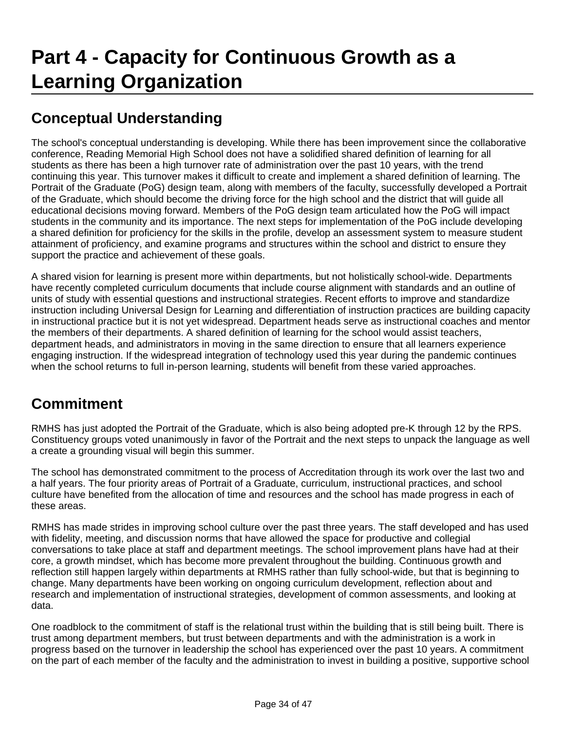# Part 4 - Capacity for Continuous Growth as a Learning Organization

## Conceptual Understanding

The school's conceptual understanding is developing. While there has been improvement since the collaborative conference, Reading Memorial High School does not have a solidified shared definition of learning for all students as there has been a high turnover rate of administration over the past 10 years, with the trend continuing this year. This turnover makes it difficult to create and implement a shared definition of learning. The Portrait of the Graduate (PoG) design team, along with members of the faculty, successfully developed a Portrait of the Graduate, which should become the driving force for the high school and the district that will guide all educational decisions moving forward. Members of the PoG design team articulated how the PoG will impact students in the community and its importance. The next steps for implementation of the PoG include developing a shared definition for proficiency for the skills in the profile, develop an assessment system to measure student attainment of proficiency, and examine programs and structures within the school and district to ensure they support the practice and achievement of these goals.

A shared vision for learning is present more within departments, but not holistically school-wide. Departments have recently completed curriculum documents that include course alignment with standards and an outline of units of study with essential questions and instructional strategies. Recent efforts to improve and standardize instruction including Universal Design for Learning and differentiation of instruction practices are building capacity in instructional practice but it is not yet widespread. Department heads serve as instructional coaches and mentor the members of their departments. A shared definition of learning for the school would assist teachers, department heads, and administrators in moving in the same direction to ensure that all learners experience engaging instruction. If the widespread integration of technology used this year during the pandemic continues when the school returns to full in-person learning, students will benefit from these varied approaches.

## Commitment

RMHS has just adopted the Portrait of the Graduate, which is also being adopted pre-K through 12 by the RPS. Constituency groups voted unanimously in favor of the Portrait and the next steps to unpack the language as well a create a grounding visual will begin this summer.

The school has demonstrated commitment to the process of Accreditation through its work over the last two and a half years. The four priority areas of Portrait of a Graduate, curriculum, instructional practices, and school culture have benefited from the allocation of time and resources and the school has made progress in each of these areas.

RMHS has made strides in improving school culture over the past three years. The staff developed and has used with fidelity, meeting, and discussion norms that have allowed the space for productive and collegial conversations to take place at staff and department meetings. The school improvement plans have had at their core, a growth mindset, which has become more prevalent throughout the building. Continuous growth and reflection still happen largely within departments at RMHS rather than fully school-wide, but that is beginning to change. Many departments have been working on ongoing curriculum development, reflection about and research and implementation of instructional strategies, development of common assessments, and looking at data.

One roadblock to the commitment of staff is the relational trust within the building that is still being built. There is trust among department members, but trust between departments and with the administration is a work in progress based on the turnover in leadership the school has experienced over the past 10 years. A commitment on the part of each member of the faculty and the administration to invest in building a positive, supportive school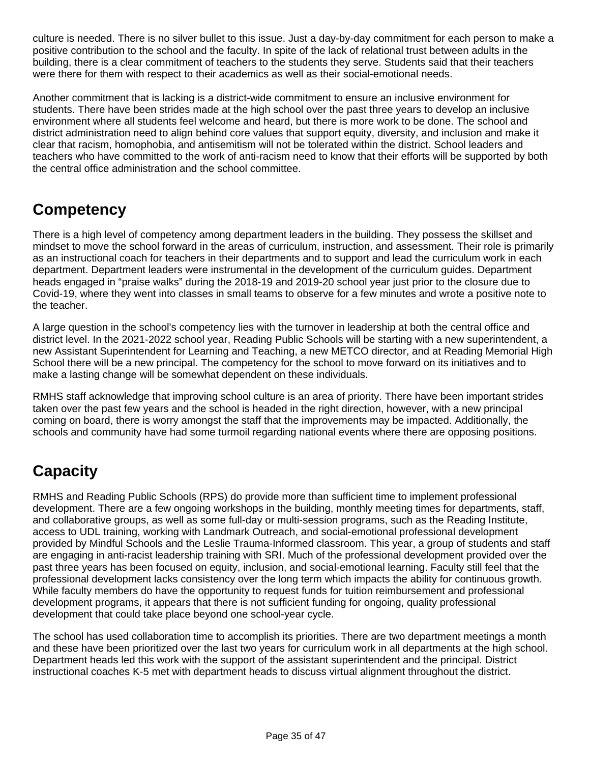culture is needed. There is no silver bullet to this issue. Just a day-by-day commitment for each person to make a positive contribution to the school and the faculty. In spite of the lack of relational trust between adults in the building, there is a clear commitment of teachers to the students they serve. Students said that their teachers were there for them with respect to their academics as well as their social-emotional needs.

Another commitment that is lacking is a district-wide commitment to ensure an inclusive environment for students. There have been strides made at the high school over the past three years to develop an inclusive environment where all students feel welcome and heard, but there is more work to be done. The school and district administration need to align behind core values that support equity, diversity, and inclusion and make it clear that racism, homophobia, and antisemitism will not be tolerated within the district. School leaders and teachers who have committed to the work of anti-racism need to know that their efforts will be supported by both the central office administration and the school committee.

## Competency

There is a high level of competency among department leaders in the building. They possess the skillset and mindset to move the school forward in the areas of curriculum, instruction, and assessment. Their role is primarily as an instructional coach for teachers in their departments and to support and lead the curriculum work in each department. Department leaders were instrumental in the development of the curriculum guides. Department heads engaged in "praise walks" during the 2018-19 and 2019-20 school year just prior to the closure due to Covid-19, where they went into classes in small teams to observe for a few minutes and wrote a positive note to the teacher.

A large question in the school's competency lies with the turnover in leadership at both the central office and district level. In the 2021-2022 school year, Reading Public Schools will be starting with a new superintendent, a new Assistant Superintendent for Learning and Teaching, a new METCO director, and at Reading Memorial High School there will be a new principal. The competency for the school to move forward on its initiatives and to make a lasting change will be somewhat dependent on these individuals.

RMHS staff acknowledge that improving school culture is an area of priority. There have been important strides taken over the past few years and the school is headed in the right direction, however, with a new principal coming on board, there is worry amongst the staff that the improvements may be impacted. Additionally, the schools and community have had some turmoil regarding national events where there are opposing positions.

## Capacity

RMHS and Reading Public Schools (RPS) do provide more than sufficient time to implement professional development. There are a few ongoing workshops in the building, monthly meeting times for departments, staff, and collaborative groups, as well as some full-day or multi-session programs, such as the Reading Institute, access to UDL training, working with Landmark Outreach, and social-emotional professional development provided by Mindful Schools and the Leslie Trauma-Informed classroom. This year, a group of students and staff are engaging in anti-racist leadership training with SRI. Much of the professional development provided over the past three years has been focused on equity, inclusion, and social-emotional learning. Faculty still feel that the professional development lacks consistency over the long term which impacts the ability for continuous growth. While faculty members do have the opportunity to request funds for tuition reimbursement and professional development programs, it appears that there is not sufficient funding for ongoing, quality professional development that could take place beyond one school-year cycle.

The school has used collaboration time to accomplish its priorities. There are two department meetings a month and these have been prioritized over the last two years for curriculum work in all departments at the high school. Department heads led this work with the support of the assistant superintendent and the principal. District instructional coaches K-5 met with department heads to discuss virtual alignment throughout the district.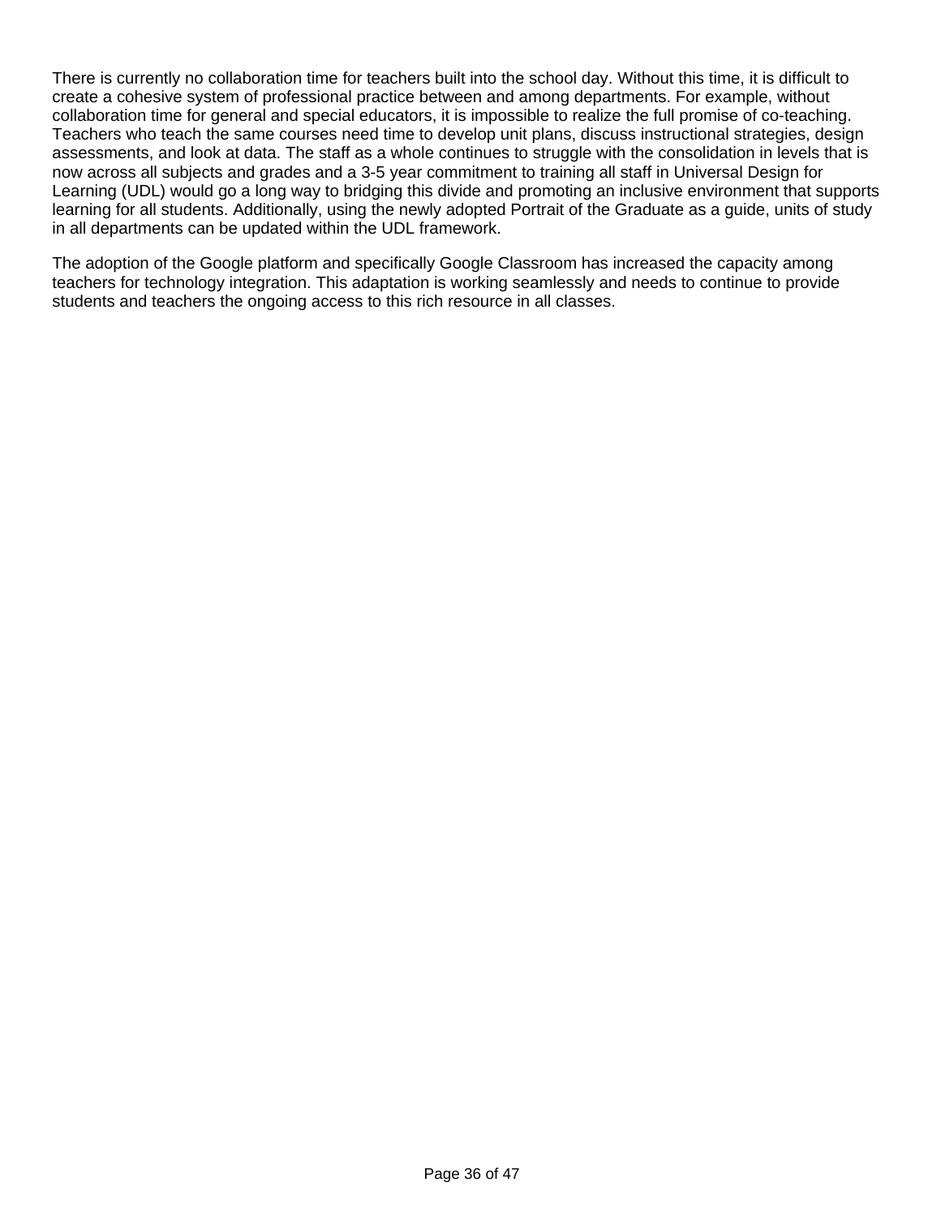There is currently no collaboration time for teachers built into the school day. Without this time, it is difficult to create a cohesive system of professional practice between and among departments. For example, without collaboration time for general and special educators, it is impossible to realize the full promise of co-teaching. Teachers who teach the same courses need time to develop unit plans, discuss instructional strategies, design assessments, and look at data. The staff as a whole continues to struggle with the consolidation in levels that is now across all subjects and grades and a 3-5 year commitment to training all staff in Universal Design for Learning (UDL) would go a long way to bridging this divide and promoting an inclusive environment that supports learning for all students. Additionally, using the newly adopted Portrait of the Graduate as a guide, units of study in all departments can be updated within the UDL framework.

The adoption of the Google platform and specifically Google Classroom has increased the capacity among teachers for technology integration. This adaptation is working seamlessly and needs to continue to provide students and teachers the ongoing access to this rich resource in all classes.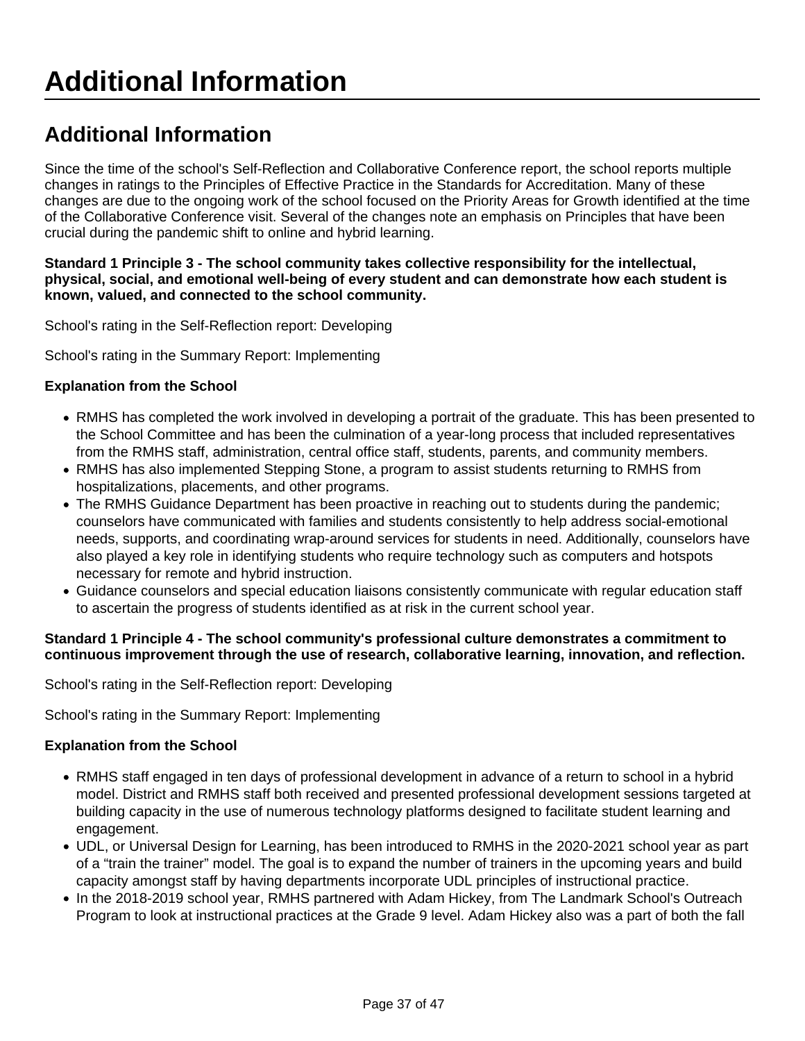# Additional Information

## Additional Information

Since the time of the school's Self-Reflection and Collaborative Conference report, the school reports multiple changes in ratings to the Principles of Effective Practice in the Standards for Accreditation. Many of these changes are due to the ongoing work of the school focused on the Priority Areas for Growth identified at the time of the Collaborative Conference visit. Several of the changes note an emphasis on Principles that have been crucial during the pandemic shift to online and hybrid learning.

**Standard 1 Principle 3 - The school community takes collective responsibility for the intellectual, physical, social, and emotional well-being of every student and can demonstrate how each student is known, valued, and connected to the school community.**

School's rating in the Self-Reflection report: Developing

School's rating in the Summary Report: Implementing

**Explanation from the School**

- RMHS has completed the work involved in developing a portrait of the graduate. This has been presented to the School Committee and has been the culmination of a year-long process that included representatives from the RMHS staff, administration, central office staff, students, parents, and community members.
- RMHS has also implemented Stepping Stone, a program to assist students returning to RMHS from hospitalizations, placements, and other programs.
- The RMHS Guidance Department has been proactive in reaching out to students during the pandemic; counselors have communicated with families and students consistently to help address social-emotional needs, supports, and coordinating wrap-around services for students in need. Additionally, counselors have also played a key role in identifying students who require technology such as computers and hotspots necessary for remote and hybrid instruction.
- Guidance counselors and special education liaisons consistently communicate with regular education staff to ascertain the progress of students identified as at risk in the current school year.

**Standard 1 Principle 4 - The school community's professional culture demonstrates a commitment to continuous improvement through the use of research, collaborative learning, innovation, and reflection.**

School's rating in the Self-Reflection report: Developing

School's rating in the Summary Report: Implementing

**Explanation from the School**

- RMHS staff engaged in ten days of professional development in advance of a return to school in a hybrid model. District and RMHS staff both received and presented professional development sessions targeted at building capacity in the use of numerous technology platforms designed to facilitate student learning and engagement.
- UDL, or Universal Design for Learning, has been introduced to RMHS in the 2020-2021 school year as part of a "train the trainer" model. The goal is to expand the number of trainers in the upcoming years and build capacity amongst staff by having departments incorporate UDL principles of instructional practice.
- In the 2018-2019 school year, RMHS partnered with Adam Hickey, from The Landmark School's Outreach Program to look at instructional practices at the Grade 9 level. Adam Hickey also was a part of both the fall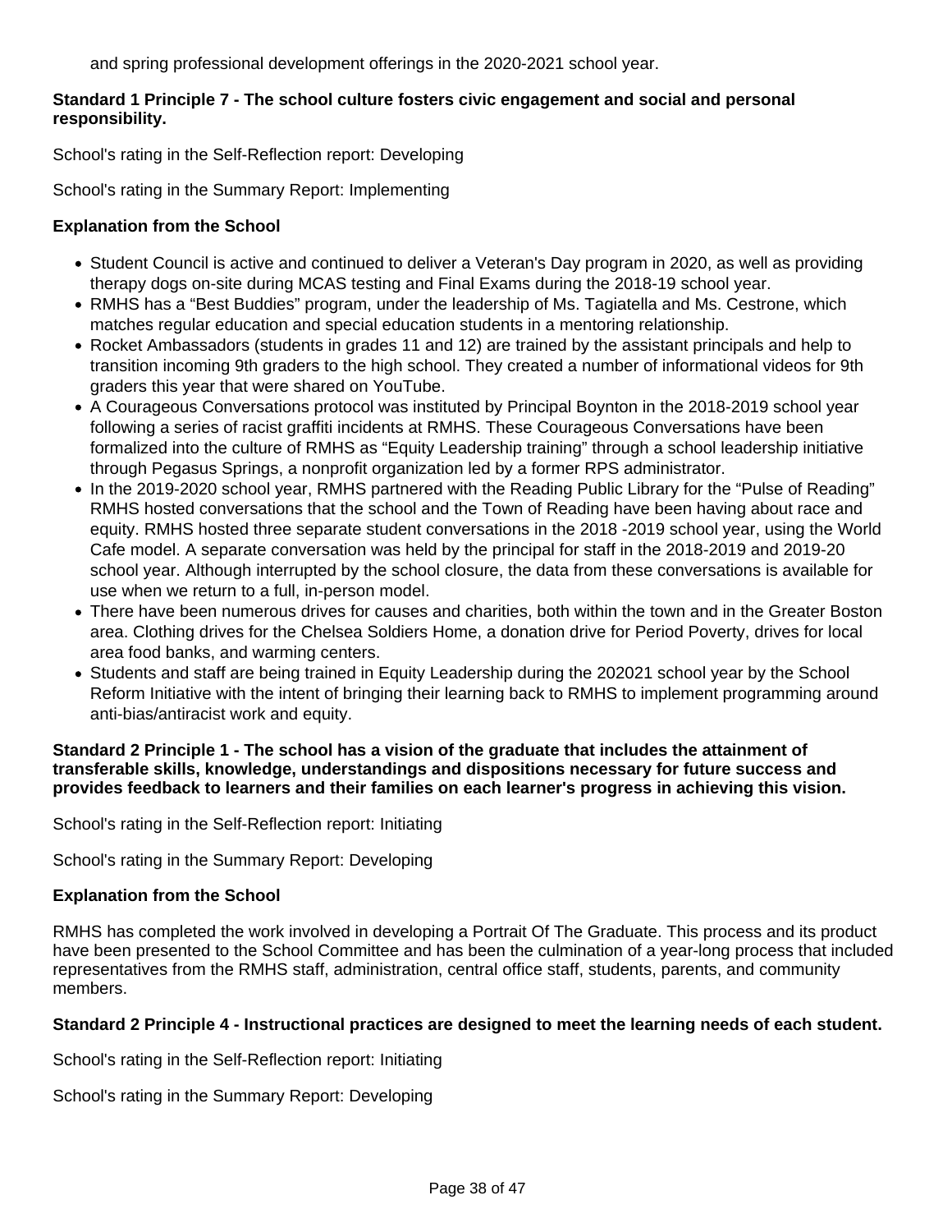and spring professional development offerings in the 2020-2021 school year.

**Standard 1 Principle 7 - The school culture fosters civic engagement and social and personal responsibility.**

School's rating in the Self-Reflection report: Developing

School's rating in the Summary Report: Implementing

**Explanation from the School**

- Student Council is active and continued to deliver a Veteran's Day program in 2020, as well as providing therapy dogs on-site during MCAS testing and Final Exams during the 2018-19 school year.
- RMHS has a "Best Buddies" program, under the leadership of Ms. Tagiatella and Ms. Cestrone, which matches regular education and special education students in a mentoring relationship.
- Rocket Ambassadors (students in grades 11 and 12) are trained by the assistant principals and help to transition incoming 9th graders to the high school. They created a number of informational videos for 9th graders this year that were shared on YouTube.
- A Courageous Conversations protocol was instituted by Principal Boynton in the 2018-2019 school year following a series of racist graffiti incidents at RMHS. These Courageous Conversations have been formalized into the culture of RMHS as "Equity Leadership training" through a school leadership initiative through Pegasus Springs, a nonprofit organization led by a former RPS administrator.
- In the 2019-2020 school year, RMHS partnered with the Reading Public Library for the "Pulse of Reading" RMHS hosted conversations that the school and the Town of Reading have been having about race and equity. RMHS hosted three separate student conversations in the 2018 -2019 school year, using the World Cafe model. A separate conversation was held by the principal for staff in the 2018-2019 and 2019-20 school year. Although interrupted by the school closure, the data from these conversations is available for use when we return to a full, in-person model.
- There have been numerous drives for causes and charities, both within the town and in the Greater Boston area. Clothing drives for the Chelsea Soldiers Home, a donation drive for Period Poverty, drives for local area food banks, and warming centers.
- Students and staff are being trained in Equity Leadership during the 202021 school year by the School Reform Initiative with the intent of bringing their learning back to RMHS to implement programming around anti-bias/antiracist work and equity.

**Standard 2 Principle 1 - The school has a vision of the graduate that includes the attainment of transferable skills, knowledge, understandings and dispositions necessary for future success and provides feedback to learners and their families on each learner's progress in achieving this vision.**

School's rating in the Self-Reflection report: Initiating

School's rating in the Summary Report: Developing

**Explanation from the School**

RMHS has completed the work involved in developing a Portrait Of The Graduate. This process and its product have been presented to the School Committee and has been the culmination of a year-long process that included representatives from the RMHS staff, administration, central office staff, students, parents, and community members.

**Standard 2 Principle 4 - Instructional practices are designed to meet the learning needs of each student.**

School's rating in the Self-Reflection report: Initiating

School's rating in the Summary Report: Developing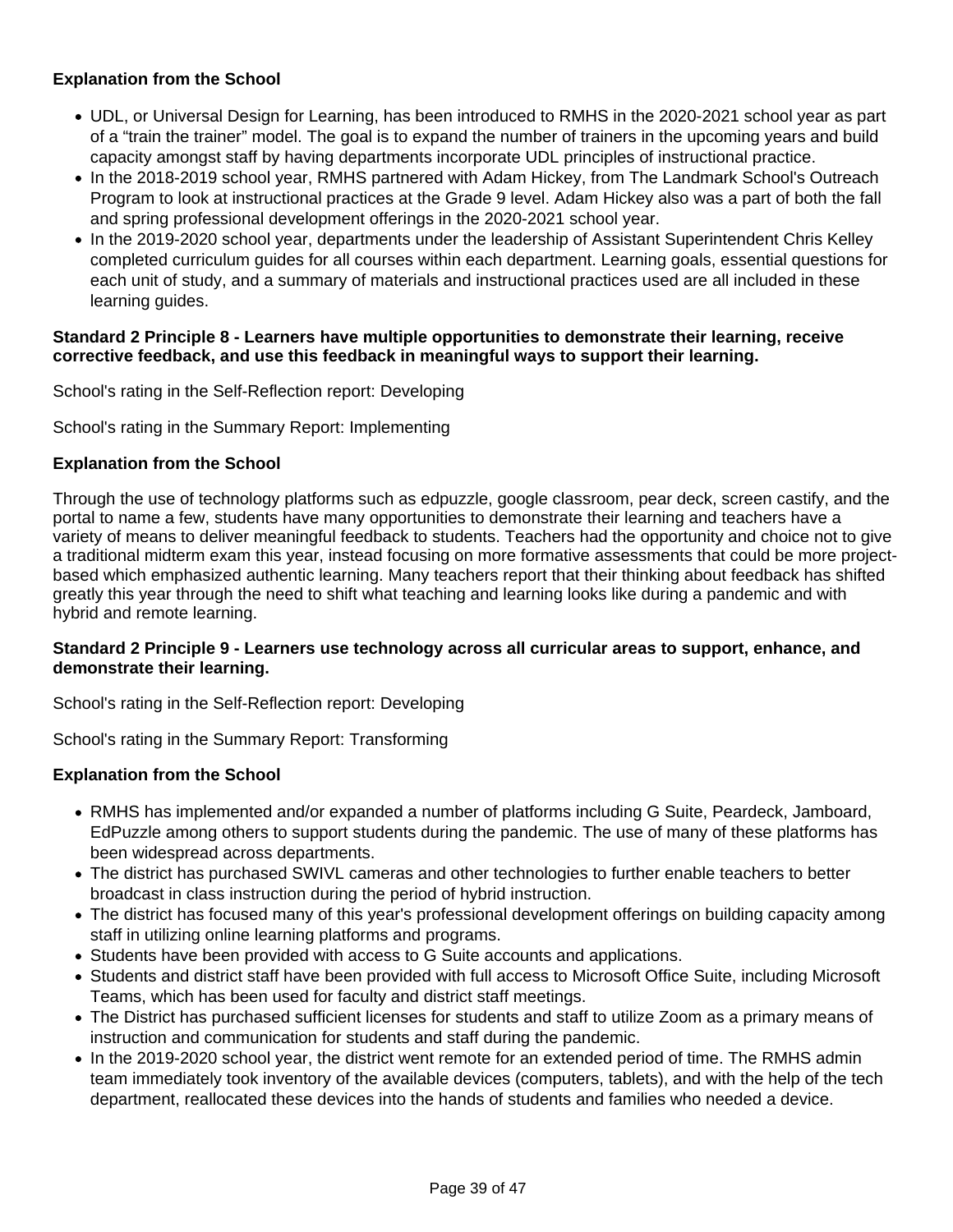**Explanation from the School**

- UDL, or Universal Design for Learning, has been introduced to RMHS in the 2020-2021 school year as part of a "train the trainer" model. The goal is to expand the number of trainers in the upcoming years and build capacity amongst staff by having departments incorporate UDL principles of instructional practice.
- In the 2018-2019 school year, RMHS partnered with Adam Hickey, from The Landmark School's Outreach Program to look at instructional practices at the Grade 9 level. Adam Hickey also was a part of both the fall and spring professional development offerings in the 2020-2021 school year.
- In the 2019-2020 school year, departments under the leadership of Assistant Superintendent Chris Kelley completed curriculum guides for all courses within each department. Learning goals, essential questions for each unit of study, and a summary of materials and instructional practices used are all included in these learning guides.

**Standard 2 Principle 8 - Learners have multiple opportunities to demonstrate their learning, receive corrective feedback, and use this feedback in meaningful ways to support their learning.**

School's rating in the Self-Reflection report: Developing

School's rating in the Summary Report: Implementing

**Explanation from the School**

Through the use of technology platforms such as edpuzzle, google classroom, pear deck, screen castify, and the portal to name a few, students have many opportunities to demonstrate their learning and teachers have a variety of means to deliver meaningful feedback to students. Teachers had the opportunity and choice not to give a traditional midterm exam this year, instead focusing on more formative assessments that could be more project-based which emphasized authentic learning. Many teachers report that their thinking about feedback has shifted greatly this year through the need to shift what teaching and learning looks like during a pandemic and with hybrid and remote learning.

**Standard 2 Principle 9 - Learners use technology across all curricular areas to support, enhance, and demonstrate their learning.**

School's rating in the Self-Reflection report: Developing

School's rating in the Summary Report: Transforming

**Explanation from the School**

- RMHS has implemented and/or expanded a number of platforms including G Suite, Peardeck, Jamboard, EdPuzzle among others to support students during the pandemic. The use of many of these platforms has been widespread across departments.
- The district has purchased SWIVL cameras and other technologies to further enable teachers to better broadcast in class instruction during the period of hybrid instruction.
- The district has focused many of this year's professional development offerings on building capacity among staff in utilizing online learning platforms and programs.
- Students have been provided with access to G Suite accounts and applications.
- Students and district staff have been provided with full access to Microsoft Office Suite, including Microsoft Teams, which has been used for faculty and district staff meetings.
- The District has purchased sufficient licenses for students and staff to utilize Zoom as a primary means of instruction and communication for students and staff during the pandemic.
- In the 2019-2020 school year, the district went remote for an extended period of time. The RMHS admin team immediately took inventory of the available devices (computers, tablets), and with the help of the tech department, reallocated these devices into the hands of students and families who needed a device.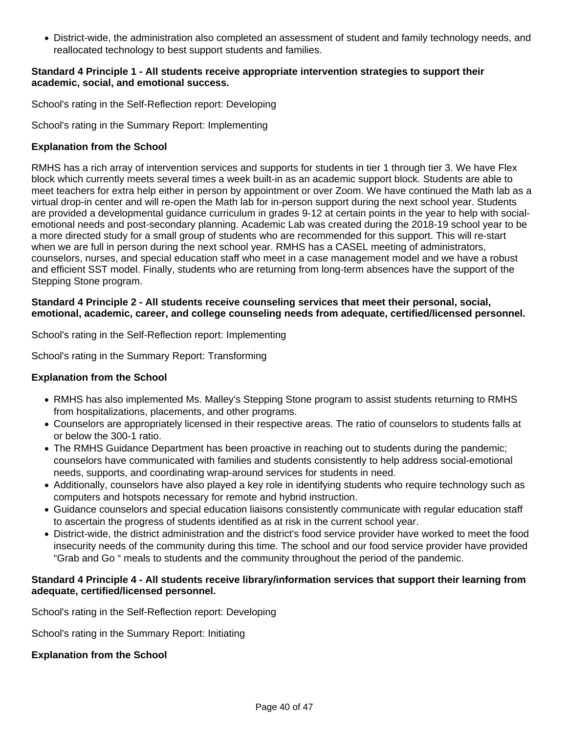- District-wide, the administration also completed an assessment of student and family technology needs, and reallocated technology to best support students and families.

**Standard 4 Principle 1 - All students receive appropriate intervention strategies to support their academic, social, and emotional success.**

School's rating in the Self-Reflection report: Developing

School's rating in the Summary Report: Implementing

**Explanation from the School**

RMHS has a rich array of intervention services and supports for students in tier 1 through tier 3. We have Flex block which currently meets several times a week built-in as an academic support block. Students are able to meet teachers for extra help either in person by appointment or over Zoom. We have continued the Math lab as a virtual drop-in center and will re-open the Math lab for in-person support during the next school year. Students are provided a developmental guidance curriculum in grades 9-12 at certain points in the year to help with social-emotional needs and post-secondary planning. Academic Lab was created during the 2018-19 school year to be a more directed study for a small group of students who are recommended for this support. This will re-start when we are full in person during the next school year. RMHS has a CASEL meeting of administrators, counselors, nurses, and special education staff who meet in a case management model and we have a robust and efficient SST model. Finally, students who are returning from long-term absences have the support of the Stepping Stone program.

**Standard 4 Principle 2 - All students receive counseling services that meet their personal, social, emotional, academic, career, and college counseling needs from adequate, certified/licensed personnel.**

School's rating in the Self-Reflection report: Implementing

School's rating in the Summary Report: Transforming

**Explanation from the School**

- RMHS has also implemented Ms. Malley's Stepping Stone program to assist students returning to RMHS from hospitalizations, placements, and other programs.
- Counselors are appropriately licensed in their respective areas. The ratio of counselors to students falls at or below the 300-1 ratio.
- The RMHS Guidance Department has been proactive in reaching out to students during the pandemic; counselors have communicated with families and students consistently to help address social-emotional needs, supports, and coordinating wrap-around services for students in need.
- Additionally, counselors have also played a key role in identifying students who require technology such as computers and hotspots necessary for remote and hybrid instruction.
- Guidance counselors and special education liaisons consistently communicate with regular education staff to ascertain the progress of students identified as at risk in the current school year.
- District-wide, the district administration and the district's food service provider have worked to meet the food insecurity needs of the community during this time. The school and our food service provider have provided “Grab and Go “ meals to students and the community throughout the period of the pandemic.

**Standard 4 Principle 4 - All students receive library/information services that support their learning from adequate, certified/licensed personnel.**

School's rating in the Self-Reflection report: Developing

School's rating in the Summary Report: Initiating

**Explanation from the School**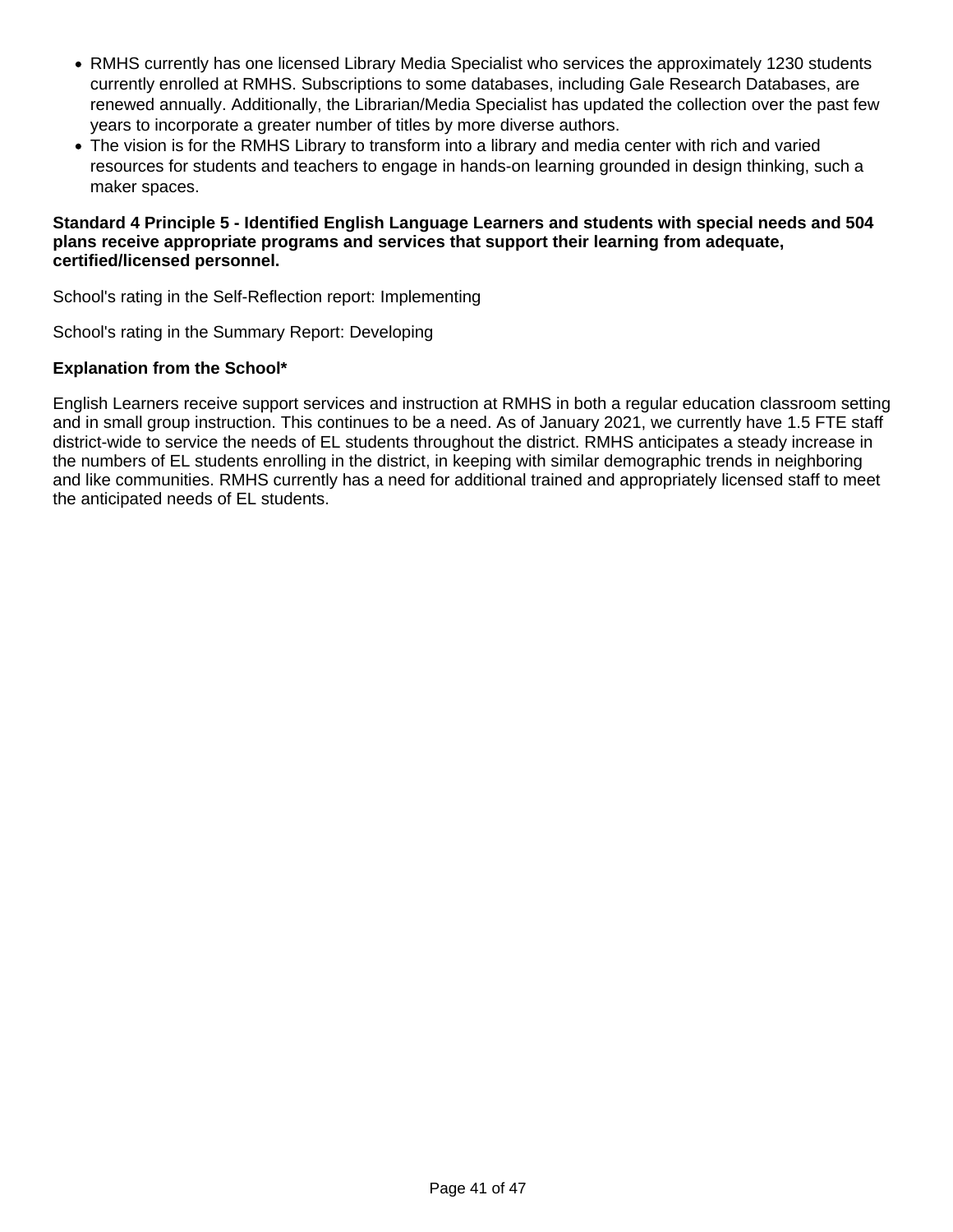- RMHS currently has one licensed Library Media Specialist who services the approximately 1230 students currently enrolled at RMHS. Subscriptions to some databases, including Gale Research Databases, are renewed annually. Additionally, the Librarian/Media Specialist has updated the collection over the past few years to incorporate a greater number of titles by more diverse authors.
- The vision is for the RMHS Library to transform into a library and media center with rich and varied resources for students and teachers to engage in hands-on learning grounded in design thinking, such a maker spaces.

**Standard 4 Principle 5 - Identified English Language Learners and students with special needs and 504 plans receive appropriate programs and services that support their learning from adequate, certified/licensed personnel.**

School's rating in the Self-Reflection report: Implementing

School's rating in the Summary Report: Developing

**Explanation from the School***

English Learners receive support services and instruction at RMHS in both a regular education classroom setting and in small group instruction. This continues to be a need. As of January 2021, we currently have 1.5 FTE staff district-wide to service the needs of EL students throughout the district. RMHS anticipates a steady increase in the numbers of EL students enrolling in the district, in keeping with similar demographic trends in neighboring and like communities. RMHS currently has a need for additional trained and appropriately licensed staff to meet the anticipated needs of EL students.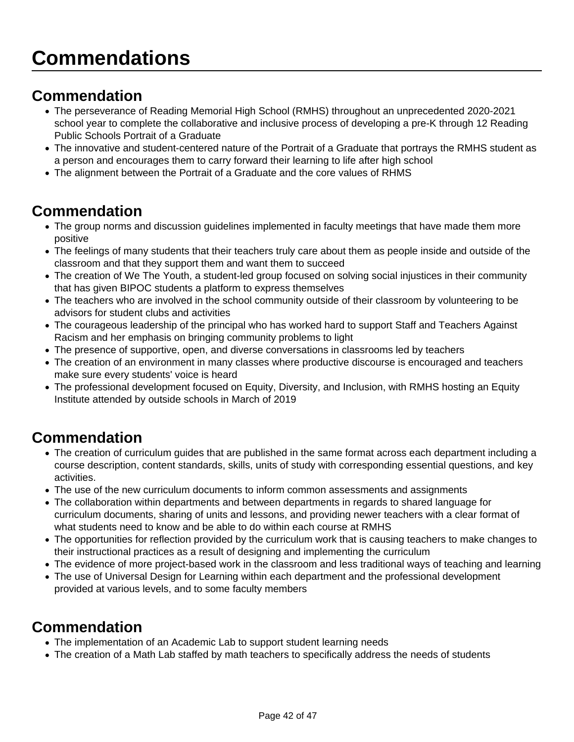# Commendations

## Commendation

- The perseverance of Reading Memorial High School (RMHS) throughout an unprecedented 2020-2021 school year to complete the collaborative and inclusive process of developing a pre-K through 12 Reading Public Schools Portrait of a Graduate
- The innovative and student-centered nature of the Portrait of a Graduate that portrays the RMHS student as a person and encourages them to carry forward their learning to life after high school
- The alignment between the Portrait of a Graduate and the core values of RHMS

## Commendation

- The group norms and discussion guidelines implemented in faculty meetings that have made them more positive
- The feelings of many students that their teachers truly care about them as people inside and outside of the classroom and that they support them and want them to succeed
- The creation of We The Youth, a student-led group focused on solving social injustices in their community that has given BIPOC students a platform to express themselves
- The teachers who are involved in the school community outside of their classroom by volunteering to be advisors for student clubs and activities
- The courageous leadership of the principal who has worked hard to support Staff and Teachers Against Racism and her emphasis on bringing community problems to light
- The presence of supportive, open, and diverse conversations in classrooms led by teachers
- The creation of an environment in many classes where productive discourse is encouraged and teachers make sure every students' voice is heard
- The professional development focused on Equity, Diversity, and Inclusion, with RMHS hosting an Equity Institute attended by outside schools in March of 2019

## Commendation

- The creation of curriculum guides that are published in the same format across each department including a course description, content standards, skills, units of study with corresponding essential questions, and key activities.
- The use of the new curriculum documents to inform common assessments and assignments
- The collaboration within departments and between departments in regards to shared language for curriculum documents, sharing of units and lessons, and providing newer teachers with a clear format of what students need to know and be able to do within each course at RMHS
- The opportunities for reflection provided by the curriculum work that is causing teachers to make changes to their instructional practices as a result of designing and implementing the curriculum
- The evidence of more project-based work in the classroom and less traditional ways of teaching and learning
- The use of Universal Design for Learning within each department and the professional development provided at various levels, and to some faculty members

## Commendation

- The implementation of an Academic Lab to support student learning needs
- The creation of a Math Lab staffed by math teachers to specifically address the needs of students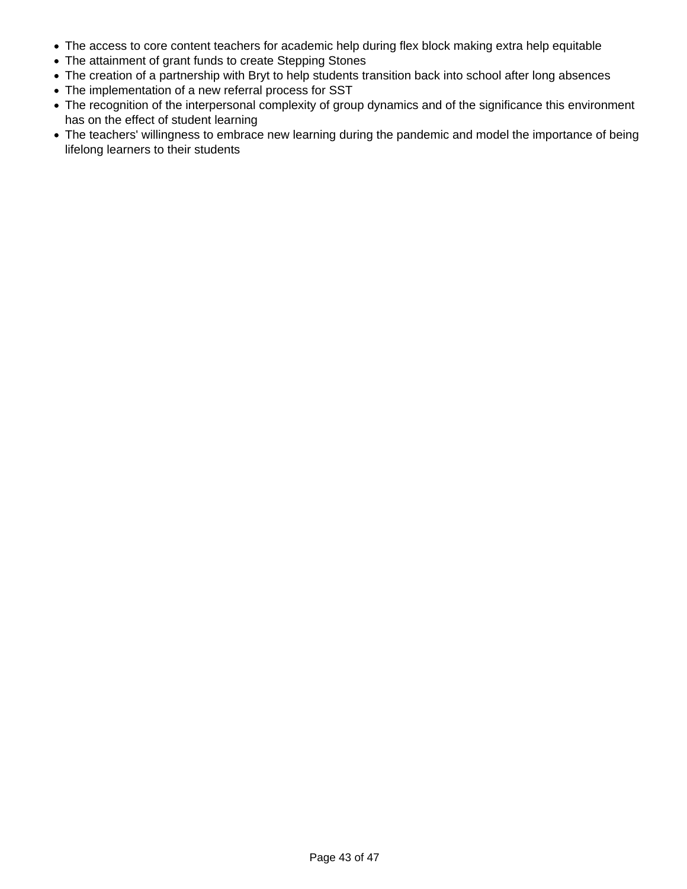- The access to core content teachers for academic help during flex block making extra help equitable
- The attainment of grant funds to create Stepping Stones
- The creation of a partnership with Bryt to help students transition back into school after long absences
- The implementation of a new referral process for SST
- The recognition of the interpersonal complexity of group dynamics and of the significance this environment has on the effect of student learning
- The teachers' willingness to embrace new learning during the pandemic and model the importance of being lifelong learners to their students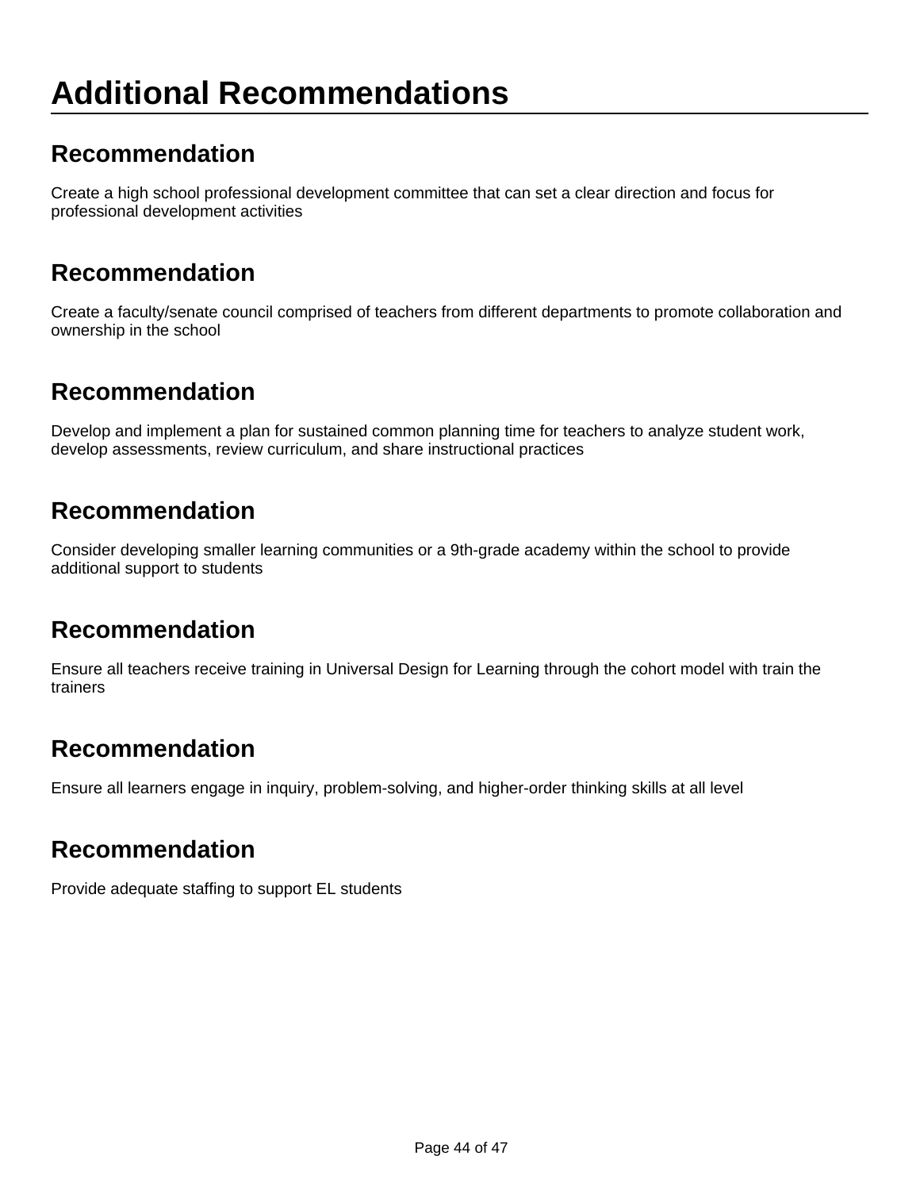# Additional Recommendations

## Recommendation

Create a high school professional development committee that can set a clear direction and focus for professional development activities

## Recommendation

Create a faculty/senate council comprised of teachers from different departments to promote collaboration and ownership in the school

## Recommendation

Develop and implement a plan for sustained common planning time for teachers to analyze student work, develop assessments, review curriculum, and share instructional practices

## Recommendation

Consider developing smaller learning communities or a 9th-grade academy within the school to provide additional support to students

## Recommendation

Ensure all teachers receive training in Universal Design for Learning through the cohort model with train the trainers

## Recommendation

Ensure all learners engage in inquiry, problem-solving, and higher-order thinking skills at all level

## Recommendation

Provide adequate staffing to support EL students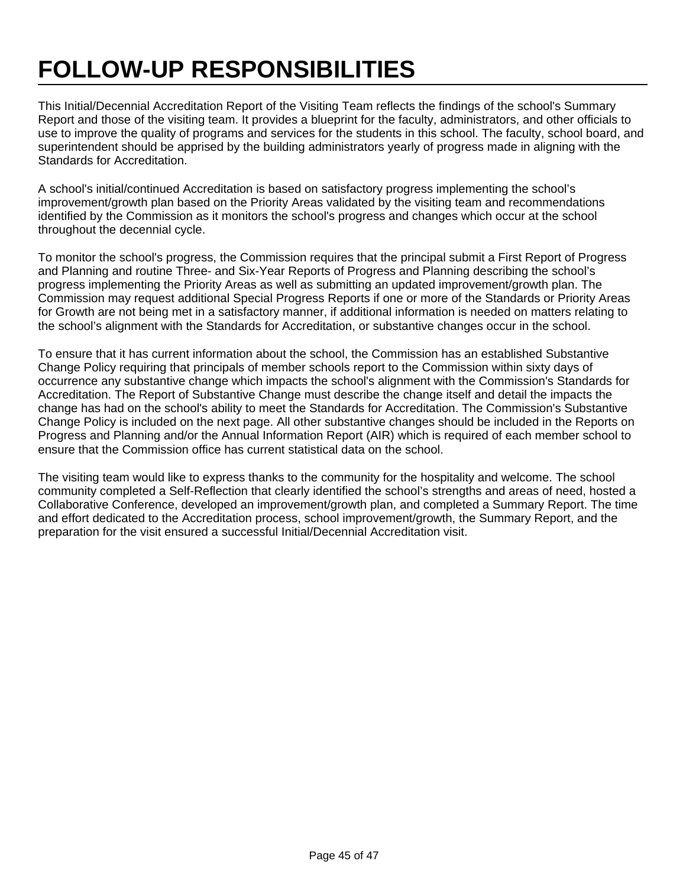# FOLLOW-UP RESPONSIBILITIES

This Initial/Decennial Accreditation Report of the Visiting Team reflects the findings of the school's Summary Report and those of the visiting team. It provides a blueprint for the faculty, administrators, and other officials to use to improve the quality of programs and services for the students in this school. The faculty, school board, and superintendent should be apprised by the building administrators yearly of progress made in aligning with the Standards for Accreditation.

A school's initial/continued Accreditation is based on satisfactory progress implementing the school's improvement/growth plan based on the Priority Areas validated by the visiting team and recommendations identified by the Commission as it monitors the school's progress and changes which occur at the school throughout the decennial cycle.

To monitor the school's progress, the Commission requires that the principal submit a First Report of Progress and Planning and routine Three- and Six-Year Reports of Progress and Planning describing the school's progress implementing the Priority Areas as well as submitting an updated improvement/growth plan. The Commission may request additional Special Progress Reports if one or more of the Standards or Priority Areas for Growth are not being met in a satisfactory manner, if additional information is needed on matters relating to the school's alignment with the Standards for Accreditation, or substantive changes occur in the school.

To ensure that it has current information about the school, the Commission has an established Substantive Change Policy requiring that principals of member schools report to the Commission within sixty days of occurrence any substantive change which impacts the school's alignment with the Commission's Standards for Accreditation. The Report of Substantive Change must describe the change itself and detail the impacts the change has had on the school's ability to meet the Standards for Accreditation. The Commission's Substantive Change Policy is included on the next page. All other substantive changes should be included in the Reports on Progress and Planning and/or the Annual Information Report (AIR) which is required of each member school to ensure that the Commission office has current statistical data on the school.

The visiting team would like to express thanks to the community for the hospitality and welcome. The school community completed a Self-Reflection that clearly identified the school's strengths and areas of need, hosted a Collaborative Conference, developed an improvement/growth plan, and completed a Summary Report. The time and effort dedicated to the Accreditation process, school improvement/growth, the Summary Report, and the preparation for the visit ensured a successful Initial/Decennial Accreditation visit.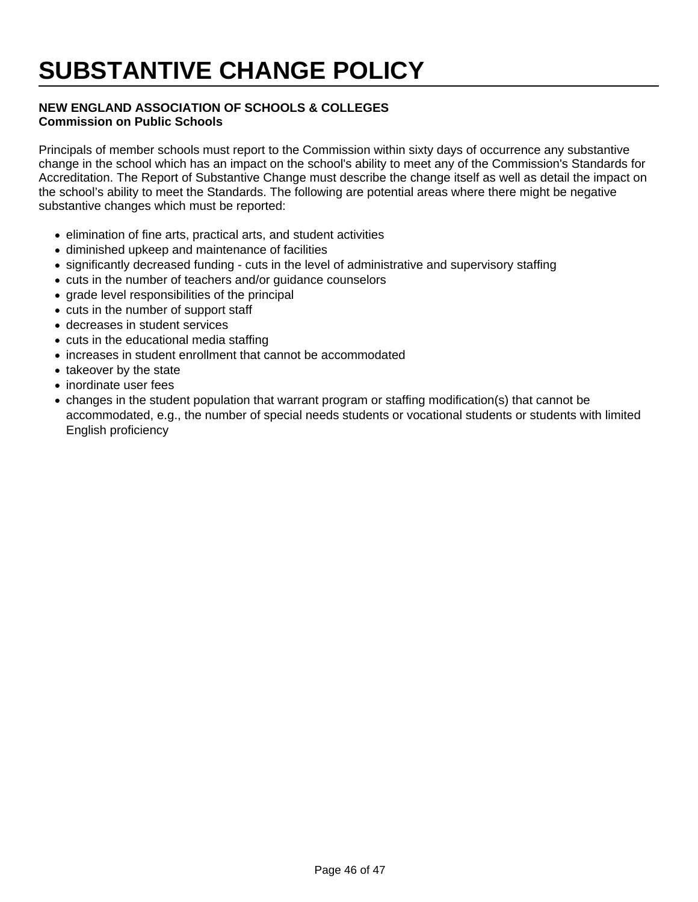# SUBSTANTIVE CHANGE POLICY

**NEW ENGLAND ASSOCIATION OF SCHOOLS & COLLEGES**
**Commission on Public Schools**

Principals of member schools must report to the Commission within sixty days of occurrence any substantive change in the school which has an impact on the school's ability to meet any of the Commission's Standards for Accreditation. The Report of Substantive Change must describe the change itself as well as detail the impact on the school's ability to meet the Standards. The following are potential areas where there might be negative substantive changes which must be reported:

- elimination of fine arts, practical arts, and student activities
- diminished upkeep and maintenance of facilities
- significantly decreased funding - cuts in the level of administrative and supervisory staffing
- cuts in the number of teachers and/or guidance counselors
- grade level responsibilities of the principal
- cuts in the number of support staff
- decreases in student services
- cuts in the educational media staffing
- increases in student enrollment that cannot be accommodated
- takeover by the state
- inordinate user fees
- changes in the student population that warrant program or staffing modification(s) that cannot be accommodated, e.g., the number of special needs students or vocational students or students with limited English proficiency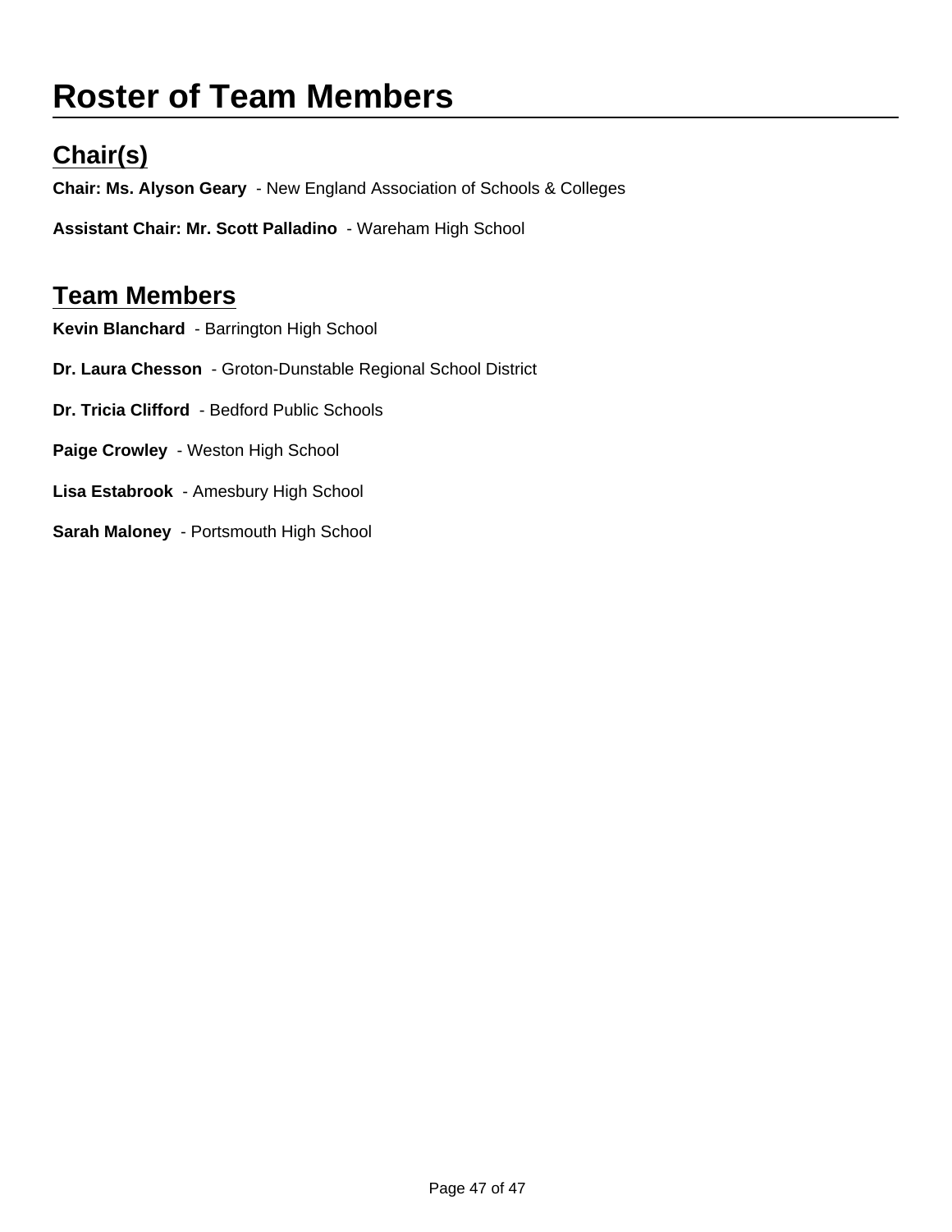# Roster of Team Members

## Chair(s)

**Chair: Ms. Alyson Geary** - New England Association of Schools & Colleges

**Assistant Chair: Mr. Scott Palladino** - Wareham High School

## Team Members

**Kevin Blanchard** - Barrington High School

**Dr. Laura Chesson** - Groton-Dunstable Regional School District

**Dr. Tricia Clifford** - Bedford Public Schools

**Paige Crowley** - Weston High School

**Lisa Estabrook** - Amesbury High School

**Sarah Maloney** - Portsmouth High School